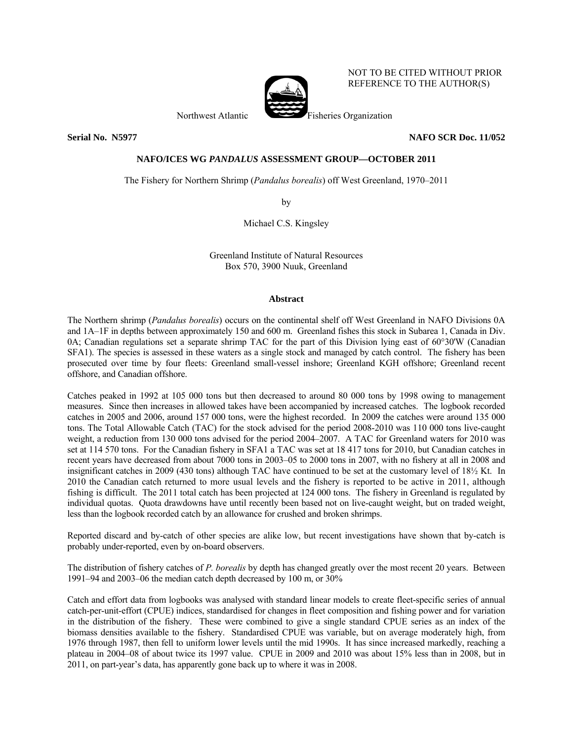NOT TO BE CITED WITHOUT PRIOR REFERENCE TO THE AUTHOR(S)

Northwest Atlantic Fisheries Organization

**Serial No. N5977** **NAFO SCR Doc. 11/052**

**NAFO/ICES WG *PANDALUS* ASSESSMENT GROUP—OCTOBER 2011**

The Fishery for Northern Shrimp (*Pandalus borealis*) off West Greenland, 1970–2011

by

Michael C.S. Kingsley

Greenland Institute of Natural Resources
Box 570, 3900 Nuuk, Greenland

## Abstract

The Northern shrimp (*Pandalus borealis*) occurs on the continental shelf off West Greenland in NAFO Divisions 0A and 1A–1F in depths between approximately 150 and 600 m. Greenland fishes this stock in Subarea 1, Canada in Div. 0A; Canadian regulations set a separate shrimp TAC for the part of this Division lying east of 60°30'W (Canadian SFA1). The species is assessed in these waters as a single stock and managed by catch control. The fishery has been prosecuted over time by four fleets: Greenland small-vessel inshore; Greenland KGH offshore; Greenland recent offshore, and Canadian offshore.

Catches peaked in 1992 at 105 000 tons but then decreased to around 80 000 tons by 1998 owing to management measures. Since then increases in allowed takes have been accompanied by increased catches. The logbook recorded catches in 2005 and 2006, around 157 000 tons, were the highest recorded. In 2009 the catches were around 135 000 tons. The Total Allowable Catch (TAC) for the stock advised for the period 2008-2010 was 110 000 tons live-caught weight, a reduction from 130 000 tons advised for the period 2004–2007. A TAC for Greenland waters for 2010 was set at 114 570 tons. For the Canadian fishery in SFA1 a TAC was set at 18 417 tons for 2010, but Canadian catches in recent years have decreased from about 7000 tons in 2003–05 to 2000 tons in 2007, with no fishery at all in 2008 and insignificant catches in 2009 (430 tons) although TAC have continued to be set at the customary level of 18½ Kt. In 2010 the Canadian catch returned to more usual levels and the fishery is reported to be active in 2011, although fishing is difficult. The 2011 total catch has been projected at 124 000 tons. The fishery in Greenland is regulated by individual quotas. Quota drawdowns have until recently been based not on live-caught weight, but on traded weight, less than the logbook recorded catch by an allowance for crushed and broken shrimps.

Reported discard and by-catch of other species are alike low, but recent investigations have shown that by-catch is probably under-reported, even by on-board observers.

The distribution of fishery catches of *P. borealis* by depth has changed greatly over the most recent 20 years. Between 1991–94 and 2003–06 the median catch depth decreased by 100 m, or 30%

Catch and effort data from logbooks was analysed with standard linear models to create fleet-specific series of annual catch-per-unit-effort (CPUE) indices, standardised for changes in fleet composition and fishing power and for variation in the distribution of the fishery. These were combined to give a single standard CPUE series as an index of the biomass densities available to the fishery. Standardised CPUE was variable, but on average moderately high, from 1976 through 1987, then fell to uniform lower levels until the mid 1990s. It has since increased markedly, reaching a plateau in 2004–08 of about twice its 1997 value. CPUE in 2009 and 2010 was about 15% less than in 2008, but in 2011, on part-year's data, has apparently gone back up to where it was in 2008.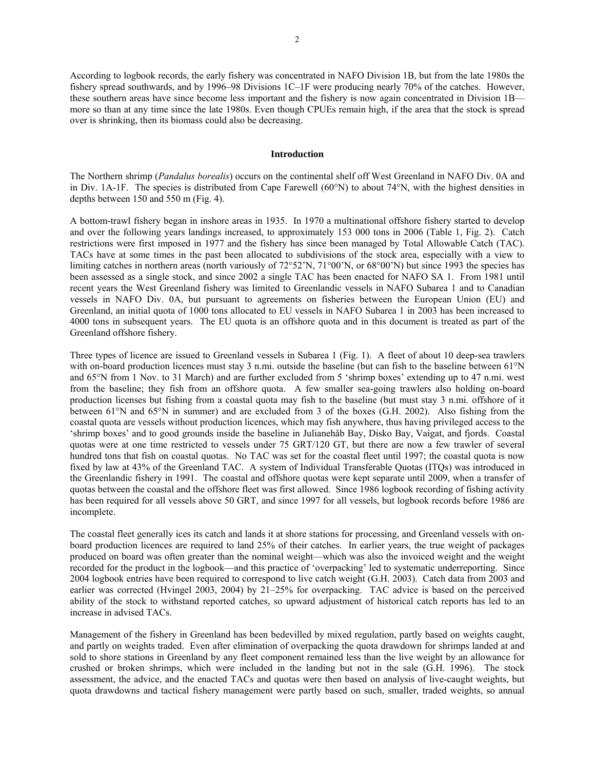According to logbook records, the early fishery was concentrated in NAFO Division 1B, but from the late 1980s the fishery spread southwards, and by 1996–98 Divisions 1C–1F were producing nearly 70% of the catches. However, these southern areas have since become less important and the fishery is now again concentrated in Division 1B—more so than at any time since the late 1980s. Even though CPUEs remain high, if the area that the stock is spread over is shrinking, then its biomass could also be decreasing.

## Introduction

The Northern shrimp (*Pandalus borealis*) occurs on the continental shelf off West Greenland in NAFO Div. 0A and in Div. 1A-1F. The species is distributed from Cape Farewell (60°N) to about 74°N, with the highest densities in depths between 150 and 550 m (Fig. 4).

A bottom-trawl fishery began in inshore areas in 1935. In 1970 a multinational offshore fishery started to develop and over the following years landings increased, to approximately 153 000 tons in 2006 (Table 1, Fig. 2). Catch restrictions were first imposed in 1977 and the fishery has since been managed by Total Allowable Catch (TAC). TACs have at some times in the past been allocated to subdivisions of the stock area, especially with a view to limiting catches in northern areas (north variously of 72°52'N, 71°00'N, or 68°00'N) but since 1993 the species has been assessed as a single stock, and since 2002 a single TAC has been enacted for NAFO SA 1. From 1981 until recent years the West Greenland fishery was limited to Greenlandic vessels in NAFO Subarea 1 and to Canadian vessels in NAFO Div. 0A, but pursuant to agreements on fisheries between the European Union (EU) and Greenland, an initial quota of 1000 tons allocated to EU vessels in NAFO Subarea 1 in 2003 has been increased to 4000 tons in subsequent years. The EU quota is an offshore quota and in this document is treated as part of the Greenland offshore fishery.

Three types of licence are issued to Greenland vessels in Subarea 1 (Fig. 1). A fleet of about 10 deep-sea trawlers with on-board production licences must stay 3 n.mi. outside the baseline (but can fish to the baseline between 61°N and 65°N from 1 Nov. to 31 March) and are further excluded from 5 'shrimp boxes' extending up to 47 n.mi. west from the baseline; they fish from an offshore quota. A few smaller sea-going trawlers also holding on-board production licenses but fishing from a coastal quota may fish to the baseline (but must stay 3 n.mi. offshore of it between 61°N and 65°N in summer) and are excluded from 3 of the boxes (G.H. 2002). Also fishing from the coastal quota are vessels without production licences, which may fish anywhere, thus having privileged access to the 'shrimp boxes' and to good grounds inside the baseline in Julianehåb Bay, Disko Bay, Vaigat, and fjords. Coastal quotas were at one time restricted to vessels under 75 GRT/120 GT, but there are now a few trawler of several hundred tons that fish on coastal quotas. No TAC was set for the coastal fleet until 1997; the coastal quota is now fixed by law at 43% of the Greenland TAC. A system of Individual Transferable Quotas (ITQs) was introduced in the Greenlandic fishery in 1991. The coastal and offshore quotas were kept separate until 2009, when a transfer of quotas between the coastal and the offshore fleet was first allowed. Since 1986 logbook recording of fishing activity has been required for all vessels above 50 GRT, and since 1997 for all vessels, but logbook records before 1986 are incomplete.

The coastal fleet generally ices its catch and lands it at shore stations for processing, and Greenland vessels with on-board production licences are required to land 25% of their catches. In earlier years, the true weight of packages produced on board was often greater than the nominal weight—which was also the invoiced weight and the weight recorded for the product in the logbook—and this practice of 'overpacking' led to systematic underreporting. Since 2004 logbook entries have been required to correspond to live catch weight (G.H. 2003). Catch data from 2003 and earlier was corrected (Hvingel 2003, 2004) by 21–25% for overpacking. TAC advice is based on the perceived ability of the stock to withstand reported catches, so upward adjustment of historical catch reports has led to an increase in advised TACs.

Management of the fishery in Greenland has been bedevilled by mixed regulation, partly based on weights caught, and partly on weights traded. Even after elimination of overpacking the quota drawdown for shrimps landed at and sold to shore stations in Greenland by any fleet component remained less than the live weight by an allowance for crushed or broken shrimps, which were included in the landing but not in the sale (G.H. 1996). The stock assessment, the advice, and the enacted TACs and quotas were then based on analysis of live-caught weights, but quota drawdowns and tactical fishery management were partly based on such, smaller, traded weights, so annual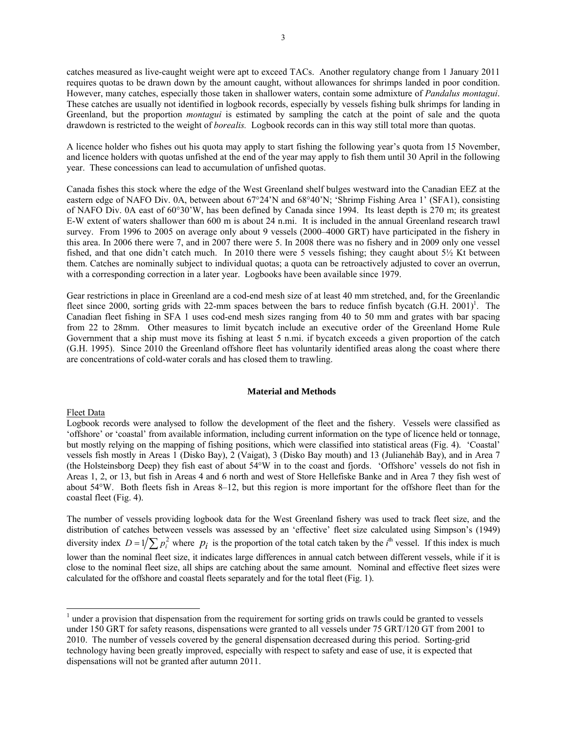catches measured as live-caught weight were apt to exceed TACs. Another regulatory change from 1 January 2011 requires quotas to be drawn down by the amount caught, without allowances for shrimps landed in poor condition. However, many catches, especially those taken in shallower waters, contain some admixture of *Pandalus montagui*. These catches are usually not identified in logbook records, especially by vessels fishing bulk shrimps for landing in Greenland, but the proportion *montagui* is estimated by sampling the catch at the point of sale and the quota drawdown is restricted to the weight of *borealis.* Logbook records can in this way still total more than quotas.

A licence holder who fishes out his quota may apply to start fishing the following year's quota from 15 November, and licence holders with quotas unfished at the end of the year may apply to fish them until 30 April in the following year. These concessions can lead to accumulation of unfished quotas.

Canada fishes this stock where the edge of the West Greenland shelf bulges westward into the Canadian EEZ at the eastern edge of NAFO Div. 0A, between about 67°24'N and 68°40'N; 'Shrimp Fishing Area 1' (SFA1), consisting of NAFO Div. 0A east of 60°30'W, has been defined by Canada since 1994. Its least depth is 270 m; its greatest E-W extent of waters shallower than 600 m is about 24 n.mi. It is included in the annual Greenland research trawl survey. From 1996 to 2005 on average only about 9 vessels (2000–4000 GRT) have participated in the fishery in this area. In 2006 there were 7, and in 2007 there were 5. In 2008 there was no fishery and in 2009 only one vessel fished, and that one didn't catch much. In 2010 there were 5 vessels fishing; they caught about 5½ Kt between them. Catches are nominally subject to individual quotas; a quota can be retroactively adjusted to cover an overrun, with a corresponding correction in a later year. Logbooks have been available since 1979.

Gear restrictions in place in Greenland are a cod-end mesh size of at least 40 mm stretched, and, for the Greenlandic fleet since 2000, sorting grids with 22-mm spaces between the bars to reduce finfish bycatch (G.H. 2001)[1]. The Canadian fleet fishing in SFA 1 uses cod-end mesh sizes ranging from 40 to 50 mm and grates with bar spacing from 22 to 28mm. Other measures to limit bycatch include an executive order of the Greenland Home Rule Government that a ship must move its fishing at least 5 n.mi. if bycatch exceeds a given proportion of the catch (G.H. 1995). Since 2010 the Greenland offshore fleet has voluntarily identified areas along the coast where there are concentrations of cold-water corals and has closed them to trawling.

## Material and Methods

### Fleet Data

Logbook records were analysed to follow the development of the fleet and the fishery. Vessels were classified as 'offshore' or 'coastal' from available information, including current information on the type of licence held or tonnage, but mostly relying on the mapping of fishing positions, which were classified into statistical areas (Fig. 4). 'Coastal' vessels fish mostly in Areas 1 (Disko Bay), 2 (Vaigat), 3 (Disko Bay mouth) and 13 (Julianehåb Bay), and in Area 7 (the Holsteinsborg Deep) they fish east of about 54°W in to the coast and fjords. 'Offshore' vessels do not fish in Areas 1, 2, or 13, but fish in Areas 4 and 6 north and west of Store Hellefiske Banke and in Area 7 they fish west of about 54°W. Both fleets fish in Areas 8–12, but this region is more important for the offshore fleet than for the coastal fleet (Fig. 4).

The number of vessels providing logbook data for the West Greenland fishery was used to track fleet size, and the distribution of catches between vessels was assessed by an 'effective' fleet size calculated using Simpson's (1949) diversity index $D = 1/\sum p_i^2$ where $p_i$ is the proportion of the total catch taken by the $i^{\text{th}}$ vessel. If this index is much lower than the nominal fleet size, it indicates large differences in annual catch between different vessels, while if it is close to the nominal fleet size, all ships are catching about the same amount. Nominal and effective fleet sizes were calculated for the offshore and coastal fleets separately and for the total fleet (Fig. 1).

[1] under a provision that dispensation from the requirement for sorting grids on trawls could be granted to vessels under 150 GRT for safety reasons, dispensations were granted to all vessels under 75 GRT/120 GT from 2001 to 2010. The number of vessels covered by the general dispensation decreased during this period. Sorting-grid technology having been greatly improved, especially with respect to safety and ease of use, it is expected that dispensations will not be granted after autumn 2011.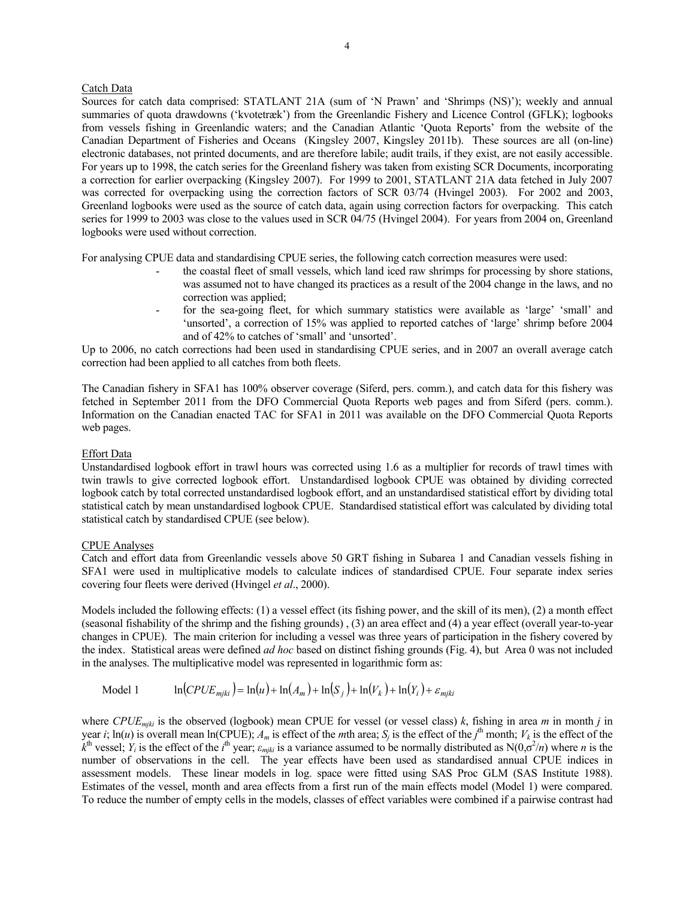Catch Data

Sources for catch data comprised: STATLANT 21A (sum of 'N Prawn' and 'Shrimps (NS)'); weekly and annual summaries of quota drawdowns ('kvotetræk') from the Greenlandic Fishery and Licence Control (GFLK); logbooks from vessels fishing in Greenlandic waters; and the Canadian Atlantic 'Quota Reports' from the website of the Canadian Department of Fisheries and Oceans (Kingsley 2007, Kingsley 2011b). These sources are all (on-line) electronic databases, not printed documents, and are therefore labile; audit trails, if they exist, are not easily accessible. For years up to 1998, the catch series for the Greenland fishery was taken from existing SCR Documents, incorporating a correction for earlier overpacking (Kingsley 2007). For 1999 to 2001, STATLANT 21A data fetched in July 2007 was corrected for overpacking using the correction factors of SCR 03/74 (Hvingel 2003). For 2002 and 2003, Greenland logbooks were used as the source of catch data, again using correction factors for overpacking. This catch series for 1999 to 2003 was close to the values used in SCR 04/75 (Hvingel 2004). For years from 2004 on, Greenland logbooks were used without correction.

For analysing CPUE data and standardising CPUE series, the following catch correction measures were used:

- the coastal fleet of small vessels, which land iced raw shrimps for processing by shore stations, was assumed not to have changed its practices as a result of the 2004 change in the laws, and no correction was applied;
- for the sea-going fleet, for which summary statistics were available as 'large' 'small' and 'unsorted', a correction of 15% was applied to reported catches of 'large' shrimp before 2004 and of 42% to catches of 'small' and 'unsorted'.

Up to 2006, no catch corrections had been used in standardising CPUE series, and in 2007 an overall average catch correction had been applied to all catches from both fleets.

The Canadian fishery in SFA1 has 100% observer coverage (Siferd, pers. comm.), and catch data for this fishery was fetched in September 2011 from the DFO Commercial Quota Reports web pages and from Siferd (pers. comm.). Information on the Canadian enacted TAC for SFA1 in 2011 was available on the DFO Commercial Quota Reports web pages.

Effort Data

Unstandardised logbook effort in trawl hours was corrected using 1.6 as a multiplier for records of trawl times with twin trawls to give corrected logbook effort. Unstandardised logbook CPUE was obtained by dividing corrected logbook catch by total corrected unstandardised logbook effort, and an unstandardised statistical effort by dividing total statistical catch by mean unstandardised logbook CPUE. Standardised statistical effort was calculated by dividing total statistical catch by standardised CPUE (see below).

CPUE Analyses

Catch and effort data from Greenlandic vessels above 50 GRT fishing in Subarea 1 and Canadian vessels fishing in SFA1 were used in multiplicative models to calculate indices of standardised CPUE. Four separate index series covering four fleets were derived (Hvingel *et al*., 2000).

Models included the following effects: (1) a vessel effect (its fishing power, and the skill of its men), (2) a month effect (seasonal fishability of the shrimp and the fishing grounds) , (3) an area effect and (4) a year effect (overall year-to-year changes in CPUE). The main criterion for including a vessel was three years of participation in the fishery covered by the index. Statistical areas were defined *ad hoc* based on distinct fishing grounds (Fig. 4), but Area 0 was not included in the analyses. The multiplicative model was represented in logarithmic form as:

$$\text{Model 1} \qquad \ln(CPUE_{mjki}) = \ln(u) + \ln(A_m) + \ln(S_j) + \ln(V_k) + \ln(Y_i) + \varepsilon_{mjki}$$

where $CPUE_{mjki}$ is the observed (logbook) mean CPUE for vessel (or vessel class) $k$, fishing in area $m$ in month $j$ in year $i$; $\ln(u)$ is overall mean ln(CPUE); $A_m$ is effect of the $m$th area; $S_j$ is the effect of the $j^{\text{th}}$ month; $V_k$ is the effect of the $k^{\text{th}}$ vessel; $Y_i$ is the effect of the $i^{\text{th}}$ year; $\varepsilon_{mjki}$ is a variance assumed to be normally distributed as $N(0,\sigma^2/n)$ where $n$ is the number of observations in the cell. The year effects have been used as standardised annual CPUE indices in assessment models. These linear models in log. space were fitted using SAS Proc GLM (SAS Institute 1988). Estimates of the vessel, month and area effects from a first run of the main effects model (Model 1) were compared. To reduce the number of empty cells in the models, classes of effect variables were combined if a pairwise contrast had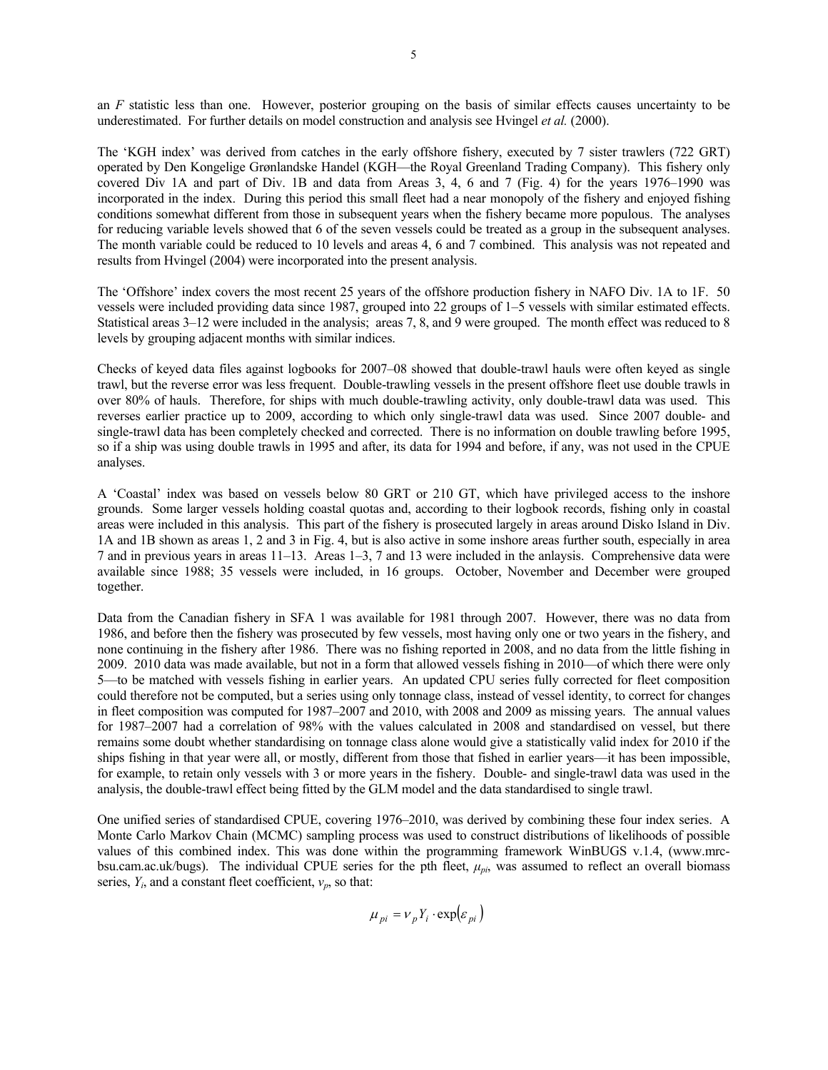an $F$ statistic less than one. However, posterior grouping on the basis of similar effects causes uncertainty to be underestimated. For further details on model construction and analysis see Hvingel *et al.* (2000).

The 'KGH index' was derived from catches in the early offshore fishery, executed by 7 sister trawlers (722 GRT) operated by Den Kongelige Grønlandske Handel (KGH—the Royal Greenland Trading Company). This fishery only covered Div 1A and part of Div. 1B and data from Areas 3, 4, 6 and 7 (Fig. 4) for the years 1976–1990 was incorporated in the index. During this period this small fleet had a near monopoly of the fishery and enjoyed fishing conditions somewhat different from those in subsequent years when the fishery became more populous. The analyses for reducing variable levels showed that 6 of the seven vessels could be treated as a group in the subsequent analyses. The month variable could be reduced to 10 levels and areas 4, 6 and 7 combined. This analysis was not repeated and results from Hvingel (2004) were incorporated into the present analysis.

The 'Offshore' index covers the most recent 25 years of the offshore production fishery in NAFO Div. 1A to 1F. 50 vessels were included providing data since 1987, grouped into 22 groups of 1–5 vessels with similar estimated effects. Statistical areas 3–12 were included in the analysis; areas 7, 8, and 9 were grouped. The month effect was reduced to 8 levels by grouping adjacent months with similar indices.

Checks of keyed data files against logbooks for 2007–08 showed that double-trawl hauls were often keyed as single trawl, but the reverse error was less frequent. Double-trawling vessels in the present offshore fleet use double trawls in over 80% of hauls. Therefore, for ships with much double-trawling activity, only double-trawl data was used. This reverses earlier practice up to 2009, according to which only single-trawl data was used. Since 2007 double- and single-trawl data has been completely checked and corrected. There is no information on double trawling before 1995, so if a ship was using double trawls in 1995 and after, its data for 1994 and before, if any, was not used in the CPUE analyses.

A 'Coastal' index was based on vessels below 80 GRT or 210 GT, which have privileged access to the inshore grounds. Some larger vessels holding coastal quotas and, according to their logbook records, fishing only in coastal areas were included in this analysis. This part of the fishery is prosecuted largely in areas around Disko Island in Div. 1A and 1B shown as areas 1, 2 and 3 in Fig. 4, but is also active in some inshore areas further south, especially in area 7 and in previous years in areas 11–13. Areas 1–3, 7 and 13 were included in the anlaysis. Comprehensive data were available since 1988; 35 vessels were included, in 16 groups. October, November and December were grouped together.

Data from the Canadian fishery in SFA 1 was available for 1981 through 2007. However, there was no data from 1986, and before then the fishery was prosecuted by few vessels, most having only one or two years in the fishery, and none continuing in the fishery after 1986. There was no fishing reported in 2008, and no data from the little fishing in 2009. 2010 data was made available, but not in a form that allowed vessels fishing in 2010—of which there were only 5—to be matched with vessels fishing in earlier years. An updated CPU series fully corrected for fleet composition could therefore not be computed, but a series using only tonnage class, instead of vessel identity, to correct for changes in fleet composition was computed for 1987–2007 and 2010, with 2008 and 2009 as missing years. The annual values for 1987–2007 had a correlation of 98% with the values calculated in 2008 and standardised on vessel, but there remains some doubt whether standardising on tonnage class alone would give a statistically valid index for 2010 if the ships fishing in that year were all, or mostly, different from those that fished in earlier years—it has been impossible, for example, to retain only vessels with 3 or more years in the fishery. Double- and single-trawl data was used in the analysis, the double-trawl effect being fitted by the GLM model and the data standardised to single trawl.

One unified series of standardised CPUE, covering 1976–2010, was derived by combining these four index series. A Monte Carlo Markov Chain (MCMC) sampling process was used to construct distributions of likelihoods of possible values of this combined index. This was done within the programming framework WinBUGS v.1.4, (www.mrc-bsu.cam.ac.uk/bugs). The individual CPUE series for the pth fleet, $\mu_{pi}$, was assumed to reflect an overall biomass series, $Y_i$, and a constant fleet coefficient, $\nu_p$, so that:

$$\mu_{pi} = \nu_p Y_i \cdot \exp(\varepsilon_{pi})$$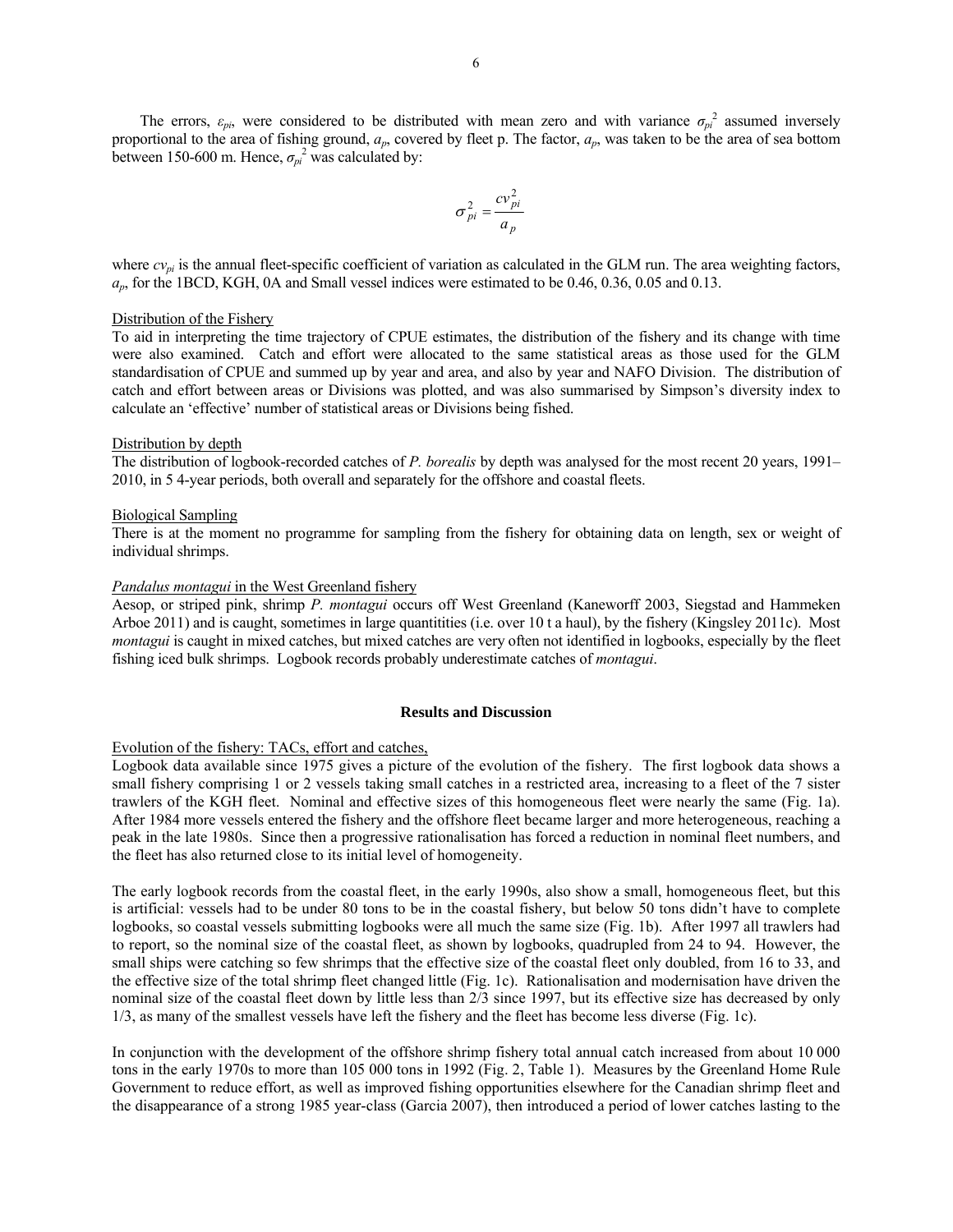The errors, $\varepsilon_{pi}$, were considered to be distributed with mean zero and with variance $\sigma_{pi}^2$ assumed inversely proportional to the area of fishing ground, $a_p$, covered by fleet p. The factor, $a_p$, was taken to be the area of sea bottom between 150-600 m. Hence, $\sigma_{pi}^2$ was calculated by:

$$\sigma_{pi}^2 = \frac{cv_{pi}^2}{a_p}$$

where $cv_{pi}$ is the annual fleet-specific coefficient of variation as calculated in the GLM run. The area weighting factors, $a_p$, for the 1BCD, KGH, 0A and Small vessel indices were estimated to be 0.46, 0.36, 0.05 and 0.13.

Distribution of the Fishery

To aid in interpreting the time trajectory of CPUE estimates, the distribution of the fishery and its change with time were also examined. Catch and effort were allocated to the same statistical areas as those used for the GLM standardisation of CPUE and summed up by year and area, and also by year and NAFO Division. The distribution of catch and effort between areas or Divisions was plotted, and was also summarised by Simpson's diversity index to calculate an 'effective' number of statistical areas or Divisions being fished.

Distribution by depth

The distribution of logbook-recorded catches of *P. borealis* by depth was analysed for the most recent 20 years, 1991–2010, in 5 4-year periods, both overall and separately for the offshore and coastal fleets.

Biological Sampling

There is at the moment no programme for sampling from the fishery for obtaining data on length, sex or weight of individual shrimps.

*Pandalus montagui* in the West Greenland fishery

Aesop, or striped pink, shrimp *P. montagui* occurs off West Greenland (Kaneworff 2003, Siegstad and Hammeken Arboe 2011) and is caught, sometimes in large quantitities (i.e. over 10 t a haul), by the fishery (Kingsley 2011c). Most *montagui* is caught in mixed catches, but mixed catches are very often not identified in logbooks, especially by the fleet fishing iced bulk shrimps. Logbook records probably underestimate catches of *montagui*.

## Results and Discussion

Evolution of the fishery: TACs, effort and catches,

Logbook data available since 1975 gives a picture of the evolution of the fishery. The first logbook data shows a small fishery comprising 1 or 2 vessels taking small catches in a restricted area, increasing to a fleet of the 7 sister trawlers of the KGH fleet. Nominal and effective sizes of this homogeneous fleet were nearly the same (Fig. 1a). After 1984 more vessels entered the fishery and the offshore fleet became larger and more heterogeneous, reaching a peak in the late 1980s. Since then a progressive rationalisation has forced a reduction in nominal fleet numbers, and the fleet has also returned close to its initial level of homogeneity.

The early logbook records from the coastal fleet, in the early 1990s, also show a small, homogeneous fleet, but this is artificial: vessels had to be under 80 tons to be in the coastal fishery, but below 50 tons didn't have to complete logbooks, so coastal vessels submitting logbooks were all much the same size (Fig. 1b). After 1997 all trawlers had to report, so the nominal size of the coastal fleet, as shown by logbooks, quadrupled from 24 to 94. However, the small ships were catching so few shrimps that the effective size of the coastal fleet only doubled, from 16 to 33, and the effective size of the total shrimp fleet changed little (Fig. 1c). Rationalisation and modernisation have driven the nominal size of the coastal fleet down by little less than 2/3 since 1997, but its effective size has decreased by only 1/3, as many of the smallest vessels have left the fishery and the fleet has become less diverse (Fig. 1c).

In conjunction with the development of the offshore shrimp fishery total annual catch increased from about 10 000 tons in the early 1970s to more than 105 000 tons in 1992 (Fig. 2, Table 1). Measures by the Greenland Home Rule Government to reduce effort, as well as improved fishing opportunities elsewhere for the Canadian shrimp fleet and the disappearance of a strong 1985 year-class (Garcia 2007), then introduced a period of lower catches lasting to the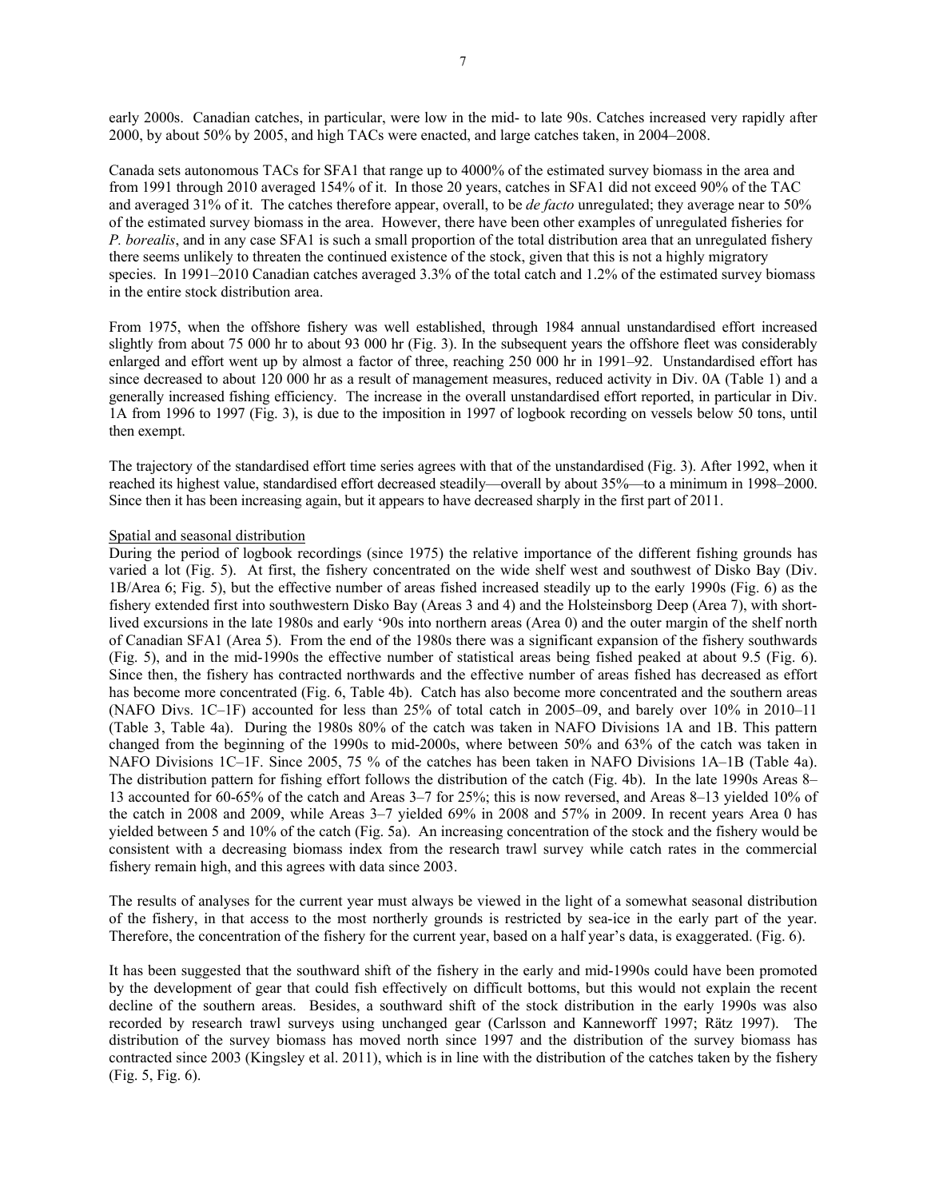early 2000s. Canadian catches, in particular, were low in the mid- to late 90s. Catches increased very rapidly after 2000, by about 50% by 2005, and high TACs were enacted, and large catches taken, in 2004–2008.

Canada sets autonomous TACs for SFA1 that range up to 4000% of the estimated survey biomass in the area and from 1991 through 2010 averaged 154% of it. In those 20 years, catches in SFA1 did not exceed 90% of the TAC and averaged 31% of it. The catches therefore appear, overall, to be *de facto* unregulated; they average near to 50% of the estimated survey biomass in the area. However, there have been other examples of unregulated fisheries for *P. borealis*, and in any case SFA1 is such a small proportion of the total distribution area that an unregulated fishery there seems unlikely to threaten the continued existence of the stock, given that this is not a highly migratory species. In 1991–2010 Canadian catches averaged 3.3% of the total catch and 1.2% of the estimated survey biomass in the entire stock distribution area.

From 1975, when the offshore fishery was well established, through 1984 annual unstandardised effort increased slightly from about 75 000 hr to about 93 000 hr (Fig. 3). In the subsequent years the offshore fleet was considerably enlarged and effort went up by almost a factor of three, reaching 250 000 hr in 1991–92. Unstandardised effort has since decreased to about 120 000 hr as a result of management measures, reduced activity in Div. 0A (Table 1) and a generally increased fishing efficiency. The increase in the overall unstandardised effort reported, in particular in Div. 1A from 1996 to 1997 (Fig. 3), is due to the imposition in 1997 of logbook recording on vessels below 50 tons, until then exempt.

The trajectory of the standardised effort time series agrees with that of the unstandardised (Fig. 3). After 1992, when it reached its highest value, standardised effort decreased steadily—overall by about 35%—to a minimum in 1998–2000. Since then it has been increasing again, but it appears to have decreased sharply in the first part of 2011.

Spatial and seasonal distribution

During the period of logbook recordings (since 1975) the relative importance of the different fishing grounds has varied a lot (Fig. 5). At first, the fishery concentrated on the wide shelf west and southwest of Disko Bay (Div. 1B/Area 6; Fig. 5), but the effective number of areas fished increased steadily up to the early 1990s (Fig. 6) as the fishery extended first into southwestern Disko Bay (Areas 3 and 4) and the Holsteinsborg Deep (Area 7), with short-lived excursions in the late 1980s and early '90s into northern areas (Area 0) and the outer margin of the shelf north of Canadian SFA1 (Area 5). From the end of the 1980s there was a significant expansion of the fishery southwards (Fig. 5), and in the mid-1990s the effective number of statistical areas being fished peaked at about 9.5 (Fig. 6). Since then, the fishery has contracted northwards and the effective number of areas fished has decreased as effort has become more concentrated (Fig. 6, Table 4b). Catch has also become more concentrated and the southern areas (NAFO Divs. 1C–1F) accounted for less than 25% of total catch in 2005–09, and barely over 10% in 2010–11 (Table 3, Table 4a). During the 1980s 80% of the catch was taken in NAFO Divisions 1A and 1B. This pattern changed from the beginning of the 1990s to mid-2000s, where between 50% and 63% of the catch was taken in NAFO Divisions 1C–1F. Since 2005, 75 % of the catches has been taken in NAFO Divisions 1A–1B (Table 4a). The distribution pattern for fishing effort follows the distribution of the catch (Fig. 4b). In the late 1990s Areas 8–13 accounted for 60-65% of the catch and Areas 3–7 for 25%; this is now reversed, and Areas 8–13 yielded 10% of the catch in 2008 and 2009, while Areas 3–7 yielded 69% in 2008 and 57% in 2009. In recent years Area 0 has yielded between 5 and 10% of the catch (Fig. 5a). An increasing concentration of the stock and the fishery would be consistent with a decreasing biomass index from the research trawl survey while catch rates in the commercial fishery remain high, and this agrees with data since 2003.

The results of analyses for the current year must always be viewed in the light of a somewhat seasonal distribution of the fishery, in that access to the most northerly grounds is restricted by sea-ice in the early part of the year. Therefore, the concentration of the fishery for the current year, based on a half year's data, is exaggerated. (Fig. 6).

It has been suggested that the southward shift of the fishery in the early and mid-1990s could have been promoted by the development of gear that could fish effectively on difficult bottoms, but this would not explain the recent decline of the southern areas. Besides, a southward shift of the stock distribution in the early 1990s was also recorded by research trawl surveys using unchanged gear (Carlsson and Kanneworff 1997; Rätz 1997). The distribution of the survey biomass has moved north since 1997 and the distribution of the survey biomass has contracted since 2003 (Kingsley et al. 2011), which is in line with the distribution of the catches taken by the fishery (Fig. 5, Fig. 6).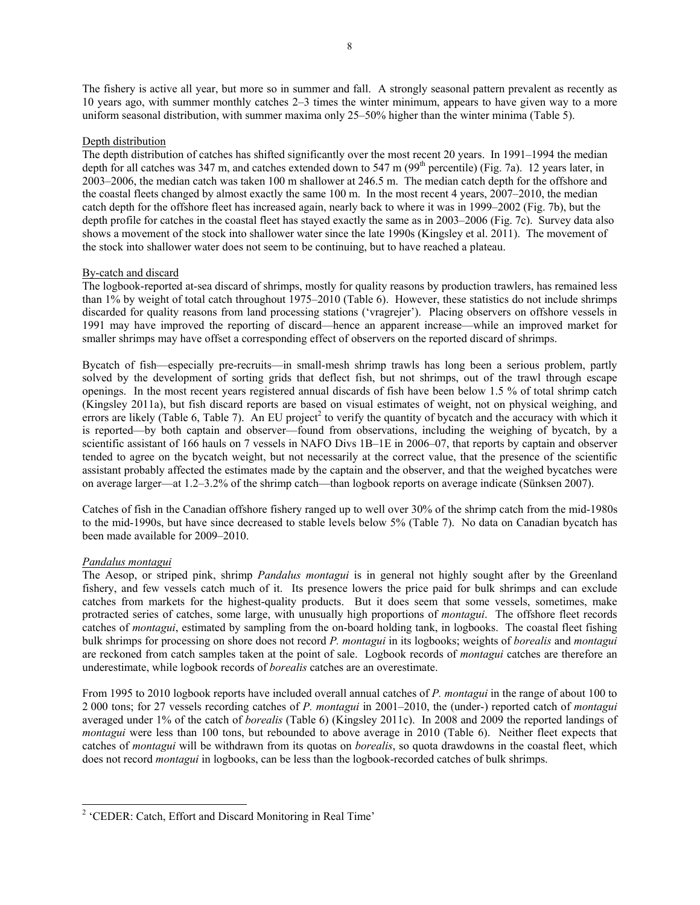The fishery is active all year, but more so in summer and fall. A strongly seasonal pattern prevalent as recently as 10 years ago, with summer monthly catches 2–3 times the winter minimum, appears to have given way to a more uniform seasonal distribution, with summer maxima only 25–50% higher than the winter minima (Table 5).

Depth distribution

The depth distribution of catches has shifted significantly over the most recent 20 years. In 1991–1994 the median depth for all catches was 347 m, and catches extended down to 547 m (99th percentile) (Fig. 7a). 12 years later, in 2003–2006, the median catch was taken 100 m shallower at 246.5 m. The median catch depth for the offshore and the coastal fleets changed by almost exactly the same 100 m. In the most recent 4 years, 2007–2010, the median catch depth for the offshore fleet has increased again, nearly back to where it was in 1999–2002 (Fig. 7b), but the depth profile for catches in the coastal fleet has stayed exactly the same as in 2003–2006 (Fig. 7c). Survey data also shows a movement of the stock into shallower water since the late 1990s (Kingsley et al. 2011). The movement of the stock into shallower water does not seem to be continuing, but to have reached a plateau.

By-catch and discard

The logbook-reported at-sea discard of shrimps, mostly for quality reasons by production trawlers, has remained less than 1% by weight of total catch throughout 1975–2010 (Table 6). However, these statistics do not include shrimps discarded for quality reasons from land processing stations ('vragrejer'). Placing observers on offshore vessels in 1991 may have improved the reporting of discard—hence an apparent increase—while an improved market for smaller shrimps may have offset a corresponding effect of observers on the reported discard of shrimps.

Bycatch of fish—especially pre-recruits—in small-mesh shrimp trawls has long been a serious problem, partly solved by the development of sorting grids that deflect fish, but not shrimps, out of the trawl through escape openings. In the most recent years registered annual discards of fish have been below 1.5 % of total shrimp catch (Kingsley 2011a), but fish discard reports are based on visual estimates of weight, not on physical weighing, and errors are likely (Table 6, Table 7). An EU project[2] to verify the quantity of bycatch and the accuracy with which it is reported—by both captain and observer—found from observations, including the weighing of bycatch, by a scientific assistant of 166 hauls on 7 vessels in NAFO Divs 1B–1E in 2006–07, that reports by captain and observer tended to agree on the bycatch weight, but not necessarily at the correct value, that the presence of the scientific assistant probably affected the estimates made by the captain and the observer, and that the weighed bycatches were on average larger—at 1.2–3.2% of the shrimp catch—than logbook reports on average indicate (Sünksen 2007).

Catches of fish in the Canadian offshore fishery ranged up to well over 30% of the shrimp catch from the mid-1980s to the mid-1990s, but have since decreased to stable levels below 5% (Table 7). No data on Canadian bycatch has been made available for 2009–2010.

*Pandalus montagui*

The Aesop, or striped pink, shrimp *Pandalus montagui* is in general not highly sought after by the Greenland fishery, and few vessels catch much of it. Its presence lowers the price paid for bulk shrimps and can exclude catches from markets for the highest-quality products. But it does seem that some vessels, sometimes, make protracted series of catches, some large, with unusually high proportions of *montagui*. The offshore fleet records catches of *montagui*, estimated by sampling from the on-board holding tank, in logbooks. The coastal fleet fishing bulk shrimps for processing on shore does not record *P. montagui* in its logbooks; weights of *borealis* and *montagui* are reckoned from catch samples taken at the point of sale. Logbook records of *montagui* catches are therefore an underestimate, while logbook records of *borealis* catches are an overestimate.

From 1995 to 2010 logbook reports have included overall annual catches of *P. montagui* in the range of about 100 to 2 000 tons; for 27 vessels recording catches of *P. montagui* in 2001–2010, the (under-) reported catch of *montagui* averaged under 1% of the catch of *borealis* (Table 6) (Kingsley 2011c). In 2008 and 2009 the reported landings of *montagui* were less than 100 tons, but rebounded to above average in 2010 (Table 6). Neither fleet expects that catches of *montagui* will be withdrawn from its quotas on *borealis*, so quota drawdowns in the coastal fleet, which does not record *montagui* in logbooks, can be less than the logbook-recorded catches of bulk shrimps.

---

[2] 'CEDER: Catch, Effort and Discard Monitoring in Real Time'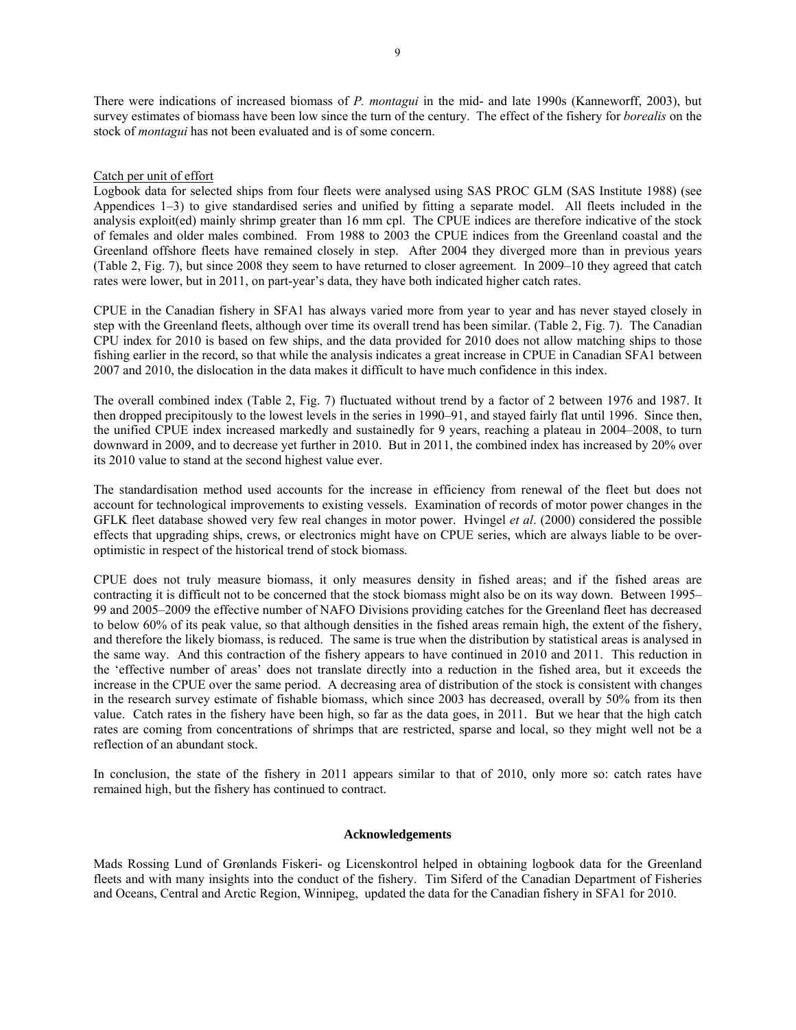There were indications of increased biomass of *P. montagui* in the mid- and late 1990s (Kanneworff, 2003), but survey estimates of biomass have been low since the turn of the century. The effect of the fishery for *borealis* on the stock of *montagui* has not been evaluated and is of some concern.

Catch per unit of effort

Logbook data for selected ships from four fleets were analysed using SAS PROC GLM (SAS Institute 1988) (see Appendices 1–3) to give standardised series and unified by fitting a separate model. All fleets included in the analysis exploit(ed) mainly shrimp greater than 16 mm cpl. The CPUE indices are therefore indicative of the stock of females and older males combined. From 1988 to 2003 the CPUE indices from the Greenland coastal and the Greenland offshore fleets have remained closely in step. After 2004 they diverged more than in previous years (Table 2, Fig. 7), but since 2008 they seem to have returned to closer agreement. In 2009–10 they agreed that catch rates were lower, but in 2011, on part-year's data, they have both indicated higher catch rates.

CPUE in the Canadian fishery in SFA1 has always varied more from year to year and has never stayed closely in step with the Greenland fleets, although over time its overall trend has been similar. (Table 2, Fig. 7). The Canadian CPU index for 2010 is based on few ships, and the data provided for 2010 does not allow matching ships to those fishing earlier in the record, so that while the analysis indicates a great increase in CPUE in Canadian SFA1 between 2007 and 2010, the dislocation in the data makes it difficult to have much confidence in this index.

The overall combined index (Table 2, Fig. 7) fluctuated without trend by a factor of 2 between 1976 and 1987. It then dropped precipitously to the lowest levels in the series in 1990–91, and stayed fairly flat until 1996. Since then, the unified CPUE index increased markedly and sustainedly for 9 years, reaching a plateau in 2004–2008, to turn downward in 2009, and to decrease yet further in 2010. But in 2011, the combined index has increased by 20% over its 2010 value to stand at the second highest value ever.

The standardisation method used accounts for the increase in efficiency from renewal of the fleet but does not account for technological improvements to existing vessels. Examination of records of motor power changes in the GFLK fleet database showed very few real changes in motor power. Hvingel *et al*. (2000) considered the possible effects that upgrading ships, crews, or electronics might have on CPUE series, which are always liable to be over-optimistic in respect of the historical trend of stock biomass.

CPUE does not truly measure biomass, it only measures density in fished areas; and if the fished areas are contracting it is difficult not to be concerned that the stock biomass might also be on its way down. Between 1995–99 and 2005–2009 the effective number of NAFO Divisions providing catches for the Greenland fleet has decreased to below 60% of its peak value, so that although densities in the fished areas remain high, the extent of the fishery, and therefore the likely biomass, is reduced. The same is true when the distribution by statistical areas is analysed in the same way. And this contraction of the fishery appears to have continued in 2010 and 2011. This reduction in the 'effective number of areas' does not translate directly into a reduction in the fished area, but it exceeds the increase in the CPUE over the same period. A decreasing area of distribution of the stock is consistent with changes in the research survey estimate of fishable biomass, which since 2003 has decreased, overall by 50% from its then value. Catch rates in the fishery have been high, so far as the data goes, in 2011. But we hear that the high catch rates are coming from concentrations of shrimps that are restricted, sparse and local, so they might well not be a reflection of an abundant stock.

In conclusion, the state of the fishery in 2011 appears similar to that of 2010, only more so: catch rates have remained high, but the fishery has continued to contract.

## Acknowledgements

Mads Rossing Lund of Grønlands Fiskeri- og Licenskontrol helped in obtaining logbook data for the Greenland fleets and with many insights into the conduct of the fishery. Tim Siferd of the Canadian Department of Fisheries and Oceans, Central and Arctic Region, Winnipeg, updated the data for the Canadian fishery in SFA1 for 2010.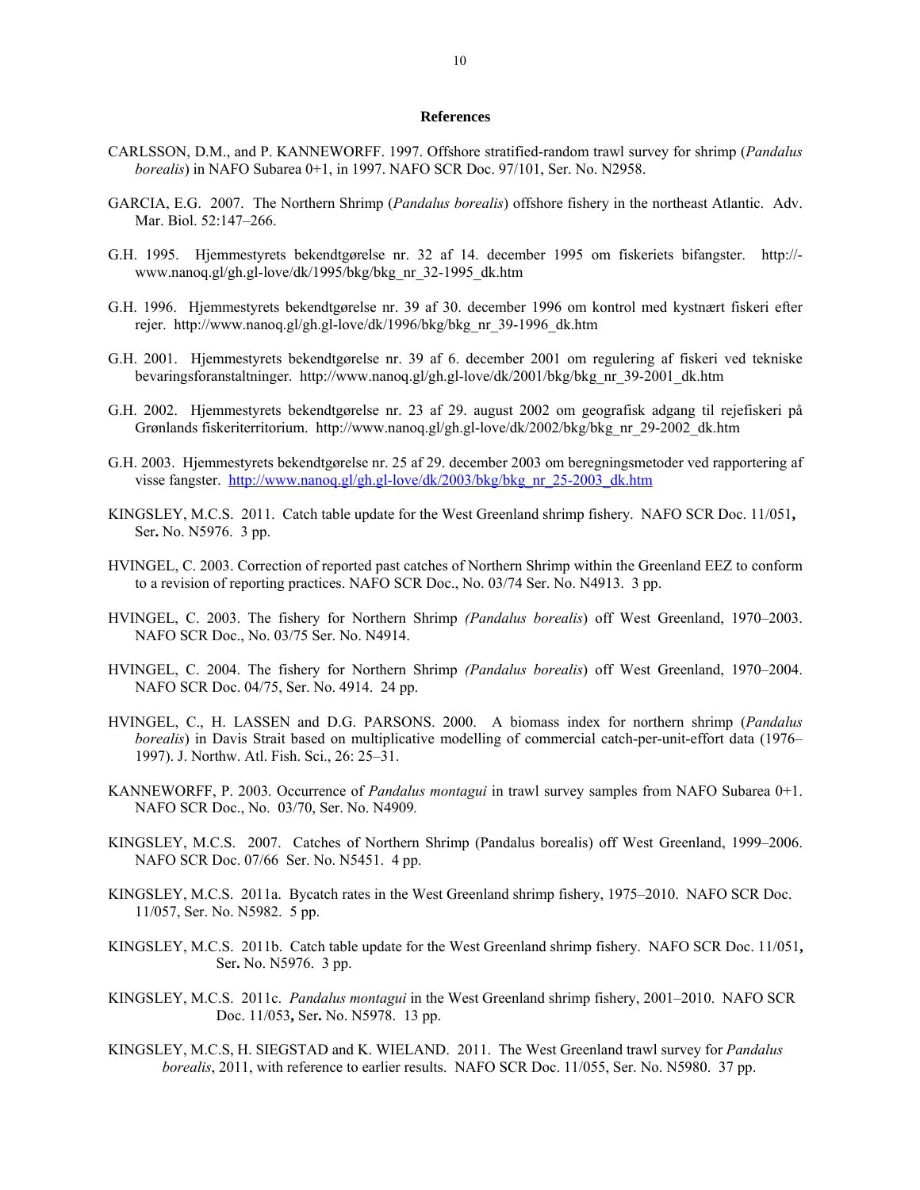## References

CARLSSON, D.M., and P. KANNEWORFF. 1997. Offshore stratified-random trawl survey for shrimp (*Pandalus borealis*) in NAFO Subarea 0+1, in 1997. NAFO SCR Doc. 97/101, Ser. No. N2958.

GARCIA, E.G. 2007. The Northern Shrimp (*Pandalus borealis*) offshore fishery in the northeast Atlantic. Adv. Mar. Biol. 52:147–266.

G.H. 1995. Hjemmestyrets bekendtgørelse nr. 32 af 14. december 1995 om fiskeriets bifangster. http://-www.nanoq.gl/gh.gl-love/dk/1995/bkg/bkg_nr_32-1995_dk.htm

G.H. 1996. Hjemmestyrets bekendtgørelse nr. 39 af 30. december 1996 om kontrol med kystnært fiskeri efter rejer. http://www.nanoq.gl/gh.gl-love/dk/1996/bkg/bkg_nr_39-1996_dk.htm

G.H. 2001. Hjemmestyrets bekendtgørelse nr. 39 af 6. december 2001 om regulering af fiskeri ved tekniske bevaringsforanstaltninger. http://www.nanoq.gl/gh.gl-love/dk/2001/bkg/bkg_nr_39-2001_dk.htm

G.H. 2002. Hjemmestyrets bekendtgørelse nr. 23 af 29. august 2002 om geografisk adgang til rejefiskeri på Grønlands fiskeriterritorium. http://www.nanoq.gl/gh.gl-love/dk/2002/bkg/bkg_nr_29-2002_dk.htm

G.H. 2003. Hjemmestyrets bekendtgørelse nr. 25 af 29. december 2003 om beregningsmetoder ved rapportering af visse fangster. http://www.nanoq.gl/gh.gl-love/dk/2003/bkg/bkg_nr_25-2003_dk.htm

KINGSLEY, M.C.S. 2011. Catch table update for the West Greenland shrimp fishery. NAFO SCR Doc. 11/051**,** Ser**.** No. N5976. 3 pp.

HVINGEL, C. 2003. Correction of reported past catches of Northern Shrimp within the Greenland EEZ to conform to a revision of reporting practices. NAFO SCR Doc., No. 03/74 Ser. No. N4913. 3 pp.

HVINGEL, C. 2003. The fishery for Northern Shrimp *(Pandalus borealis*) off West Greenland, 1970–2003. NAFO SCR Doc., No. 03/75 Ser. No. N4914.

HVINGEL, C. 2004. The fishery for Northern Shrimp *(Pandalus borealis*) off West Greenland, 1970–2004. NAFO SCR Doc. 04/75, Ser. No. 4914. 24 pp.

HVINGEL, C., H. LASSEN and D.G. PARSONS. 2000. A biomass index for northern shrimp (*Pandalus borealis*) in Davis Strait based on multiplicative modelling of commercial catch-per-unit-effort data (1976–1997). J. Northw. Atl. Fish. Sci., 26: 25–31.

KANNEWORFF, P. 2003. Occurrence of *Pandalus montagui* in trawl survey samples from NAFO Subarea 0+1. NAFO SCR Doc., No. 03/70, Ser. No. N4909*.*

KINGSLEY, M.C.S. 2007. Catches of Northern Shrimp (Pandalus borealis) off West Greenland, 1999–2006. NAFO SCR Doc. 07/66 Ser. No. N5451. 4 pp.

KINGSLEY, M.C.S. 2011a. Bycatch rates in the West Greenland shrimp fishery, 1975–2010. NAFO SCR Doc. 11/057, Ser. No. N5982. 5 pp.

KINGSLEY, M.C.S. 2011b. Catch table update for the West Greenland shrimp fishery. NAFO SCR Doc. 11/051**,** Ser**.** No. N5976. 3 pp.

KINGSLEY, M.C.S. 2011c. *Pandalus montagui* in the West Greenland shrimp fishery, 2001–2010. NAFO SCR Doc. 11/053**,** Ser**.** No. N5978. 13 pp.

KINGSLEY, M.C.S, H. SIEGSTAD and K. WIELAND. 2011. The West Greenland trawl survey for *Pandalus borealis*, 2011, with reference to earlier results. NAFO SCR Doc. 11/055, Ser. No. N5980. 37 pp.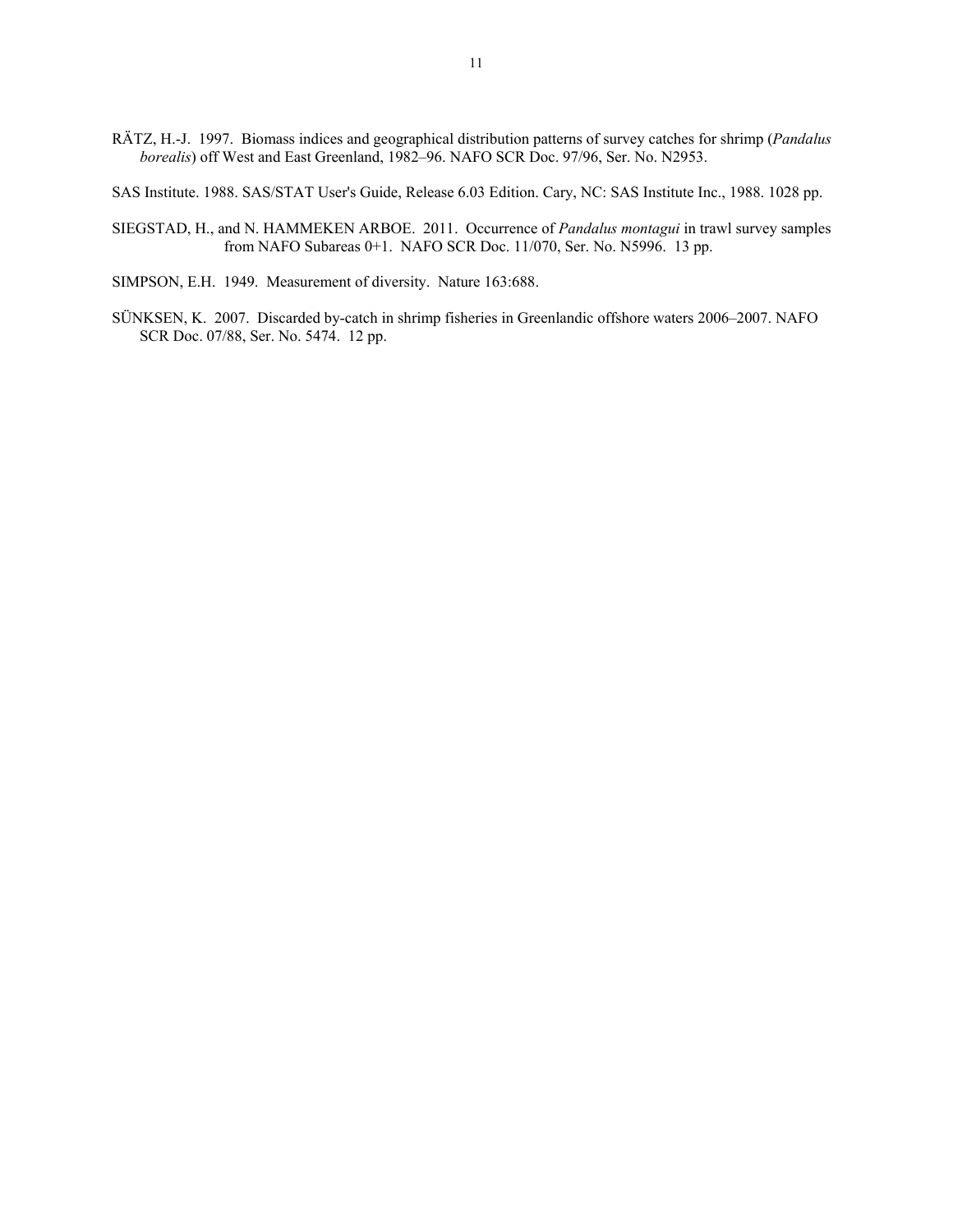RÄTZ, H.-J. 1997. Biomass indices and geographical distribution patterns of survey catches for shrimp (*Pandalus borealis*) off West and East Greenland, 1982–96. NAFO SCR Doc. 97/96, Ser. No. N2953.

SAS Institute. 1988. SAS/STAT User's Guide, Release 6.03 Edition. Cary, NC: SAS Institute Inc., 1988. 1028 pp.

SIEGSTAD, H., and N. HAMMEKEN ARBOE. 2011. Occurrence of *Pandalus montagui* in trawl survey samples from NAFO Subareas 0+1. NAFO SCR Doc. 11/070, Ser. No. N5996. 13 pp.

SIMPSON, E.H. 1949. Measurement of diversity. Nature 163:688.

SÜNKSEN, K. 2007. Discarded by-catch in shrimp fisheries in Greenlandic offshore waters 2006–2007. NAFO SCR Doc. 07/88, Ser. No. 5474. 12 pp.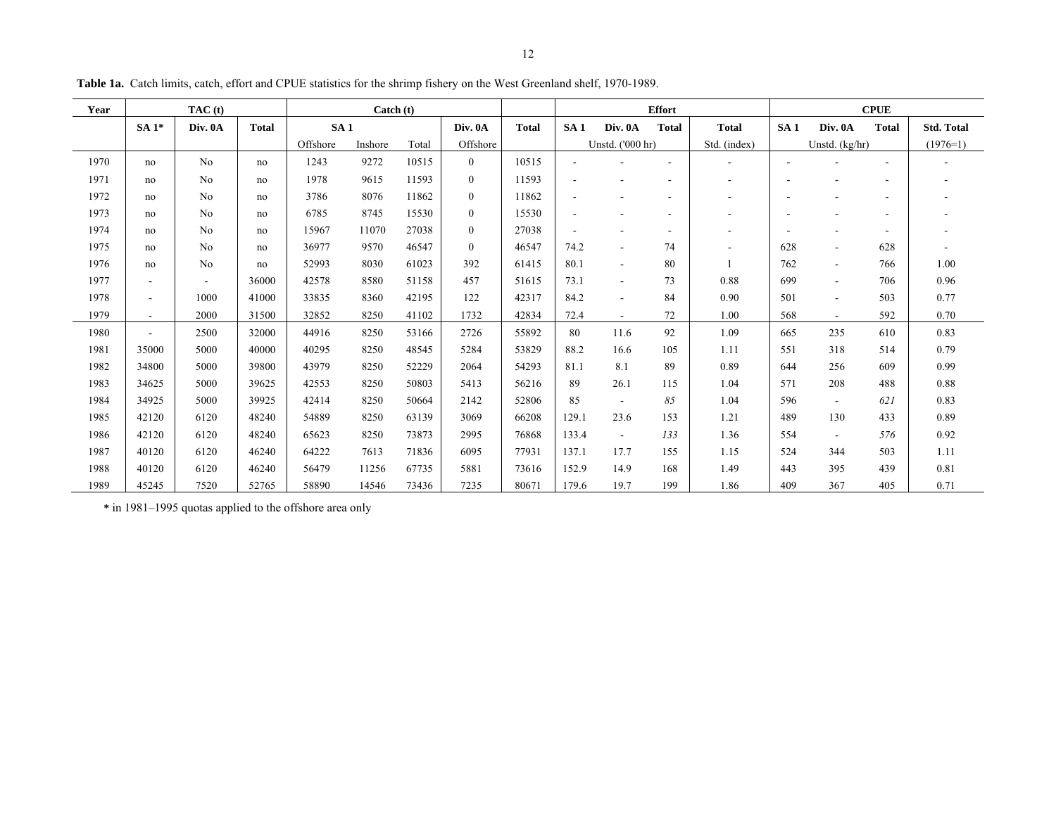**Table 1a.** Catch limits, catch, effort and CPUE statistics for the shrimp fishery on the West Greenland shelf, 1970-1989.

| Year | TAC (t) | | | Catch (t) | | | | | Effort | | | | CPUE | | | |
|---|---|---|---|---|---|---|---|---|---|---|---|---|---|---|---|---|
| | SA 1* | Div. 0A | Total | SA 1 | | | Div. 0A | Total | SA 1 | Div. 0A | Total | Total | SA 1 | Div. 0A | Total | Std. Total |
| | | | | Offshore | Inshore | Total | Offshore | | Unstd. ('000 hr) | | | Std. (index) | Unstd. (kg/hr) | | | (1976=1) |
| 1970 | no | No | no | 1243 | 9272 | 10515 | 0 | 10515 | - | - | - | - | - | - | - | - |
| 1971 | no | No | no | 1978 | 9615 | 11593 | 0 | 11593 | - | - | - | - | - | - | - | - |
| 1972 | no | No | no | 3786 | 8076 | 11862 | 0 | 11862 | - | - | - | - | - | - | - | - |
| 1973 | no | No | no | 6785 | 8745 | 15530 | 0 | 15530 | - | - | - | - | - | - | - | - |
| 1974 | no | No | no | 15967 | 11070 | 27038 | 0 | 27038 | - | - | - | - | - | - | - | - |
| 1975 | no | No | no | 36977 | 9570 | 46547 | 0 | 46547 | 74.2 | - | 74 | - | 628 | - | 628 | - |
| 1976 | no | No | no | 52993 | 8030 | 61023 | 392 | 61415 | 80.1 | - | 80 | 1 | 762 | - | 766 | 1.00 |
| 1977 | - | - | 36000 | 42578 | 8580 | 51158 | 457 | 51615 | 73.1 | - | 73 | 0.88 | 699 | - | 706 | 0.96 |
| 1978 | - | 1000 | 41000 | 33835 | 8360 | 42195 | 122 | 42317 | 84.2 | - | 84 | 0.90 | 501 | - | 503 | 0.77 |
| 1979 | - | 2000 | 31500 | 32852 | 8250 | 41102 | 1732 | 42834 | 72.4 | - | 72 | 1.00 | 568 | - | 592 | 0.70 |
| 1980 | - | 2500 | 32000 | 44916 | 8250 | 53166 | 2726 | 55892 | 80 | 11.6 | 92 | 1.09 | 665 | 235 | 610 | 0.83 |
| 1981 | 35000 | 5000 | 40000 | 40295 | 8250 | 48545 | 5284 | 53829 | 88.2 | 16.6 | 105 | 1.11 | 551 | 318 | 514 | 0.79 |
| 1982 | 34800 | 5000 | 39800 | 43979 | 8250 | 52229 | 2064 | 54293 | 81.1 | 8.1 | 89 | 0.89 | 644 | 256 | 609 | 0.99 |
| 1983 | 34625 | 5000 | 39625 | 42553 | 8250 | 50803 | 5413 | 56216 | 89 | 26.1 | 115 | 1.04 | 571 | 208 | 488 | 0.88 |
| 1984 | 34925 | 5000 | 39925 | 42414 | 8250 | 50664 | 2142 | 52806 | 85 | - | *85* | 1.04 | 596 | - | *621* | 0.83 |
| 1985 | 42120 | 6120 | 48240 | 54889 | 8250 | 63139 | 3069 | 66208 | 129.1 | 23.6 | 153 | 1.21 | 489 | 130 | 433 | 0.89 |
| 1986 | 42120 | 6120 | 48240 | 65623 | 8250 | 73873 | 2995 | 76868 | 133.4 | - | *133* | 1.36 | 554 | - | *576* | 0.92 |
| 1987 | 40120 | 6120 | 46240 | 64222 | 7613 | 71836 | 6095 | 77931 | 137.1 | 17.7 | 155 | 1.15 | 524 | 344 | 503 | 1.11 |
| 1988 | 40120 | 6120 | 46240 | 56479 | 11256 | 67735 | 5881 | 73616 | 152.9 | 14.9 | 168 | 1.49 | 443 | 395 | 439 | 0.81 |
| 1989 | 45245 | 7520 | 52765 | 58890 | 14546 | 73436 | 7235 | 80671 | 179.6 | 19.7 | 199 | 1.86 | 409 | 367 | 405 | 0.71 |

* in 1981–1995 quotas applied to the offshore area only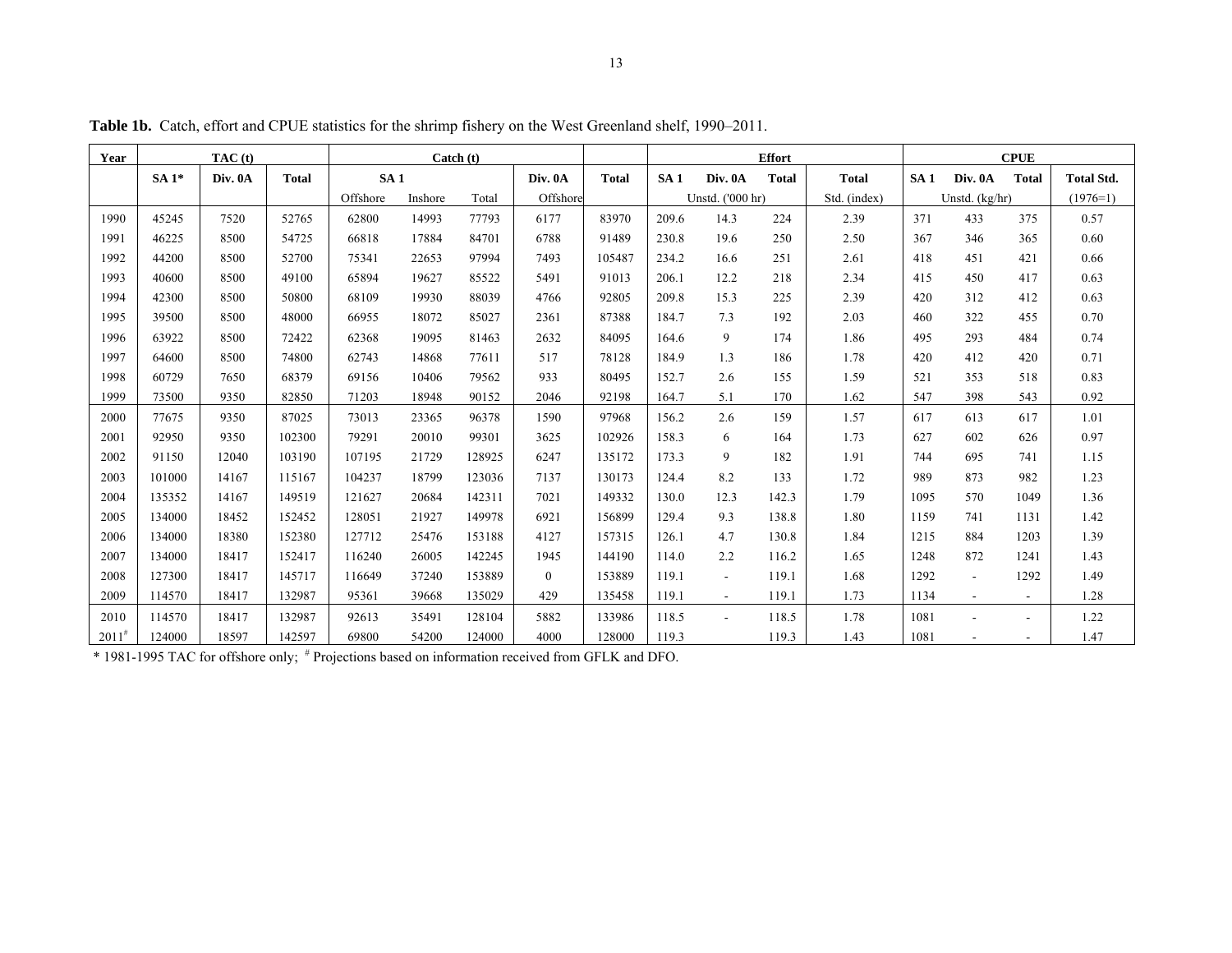**Table 1b.** Catch, effort and CPUE statistics for the shrimp fishery on the West Greenland shelf, 1990–2011.

| Year | TAC (t) | | | Catch (t) | | | | | Effort | | | | CPUE | | | |
|---|---|---|---|---|---|---|---|---|---|---|---|---|---|---|---|---|
| | SA 1* | Div. 0A | Total | SA 1 | | | Div. 0A | Total | SA 1 | Div. 0A | Total | Total | SA 1 | Div. 0A | Total | Total Std. |
| | | | | Offshore | Inshore | Total | Offshore | | Unstd. ('000 hr) | | | Std. (index) | Unstd. (kg/hr) | | | (1976=1) |
| 1990 | 45245 | 7520 | 52765 | 62800 | 14993 | 77793 | 6177 | 83970 | 209.6 | 14.3 | 224 | 2.39 | 371 | 433 | 375 | 0.57 |
| 1991 | 46225 | 8500 | 54725 | 66818 | 17884 | 84701 | 6788 | 91489 | 230.8 | 19.6 | 250 | 2.50 | 367 | 346 | 365 | 0.60 |
| 1992 | 44200 | 8500 | 52700 | 75341 | 22653 | 97994 | 7493 | 105487 | 234.2 | 16.6 | 251 | 2.61 | 418 | 451 | 421 | 0.66 |
| 1993 | 40600 | 8500 | 49100 | 65894 | 19627 | 85522 | 5491 | 91013 | 206.1 | 12.2 | 218 | 2.34 | 415 | 450 | 417 | 0.63 |
| 1994 | 42300 | 8500 | 50800 | 68109 | 19930 | 88039 | 4766 | 92805 | 209.8 | 15.3 | 225 | 2.39 | 420 | 312 | 412 | 0.63 |
| 1995 | 39500 | 8500 | 48000 | 66955 | 18072 | 85027 | 2361 | 87388 | 184.7 | 7.3 | 192 | 2.03 | 460 | 322 | 455 | 0.70 |
| 1996 | 63922 | 8500 | 72422 | 62368 | 19095 | 81463 | 2632 | 84095 | 164.6 | 9 | 174 | 1.86 | 495 | 293 | 484 | 0.74 |
| 1997 | 64600 | 8500 | 74800 | 62743 | 14868 | 77611 | 517 | 78128 | 184.9 | 1.3 | 186 | 1.78 | 420 | 412 | 420 | 0.71 |
| 1998 | 60729 | 7650 | 68379 | 69156 | 10406 | 79562 | 933 | 80495 | 152.7 | 2.6 | 155 | 1.59 | 521 | 353 | 518 | 0.83 |
| 1999 | 73500 | 9350 | 82850 | 71203 | 18948 | 90152 | 2046 | 92198 | 164.7 | 5.1 | 170 | 1.62 | 547 | 398 | 543 | 0.92 |
| 2000 | 77675 | 9350 | 87025 | 73013 | 23365 | 96378 | 1590 | 97968 | 156.2 | 2.6 | 159 | 1.57 | 617 | 613 | 617 | 1.01 |
| 2001 | 92950 | 9350 | 102300 | 79291 | 20010 | 99301 | 3625 | 102926 | 158.3 | 6 | 164 | 1.73 | 627 | 602 | 626 | 0.97 |
| 2002 | 91150 | 12040 | 103190 | 107195 | 21729 | 128925 | 6247 | 135172 | 173.3 | 9 | 182 | 1.91 | 744 | 695 | 741 | 1.15 |
| 2003 | 101000 | 14167 | 115167 | 104237 | 18799 | 123036 | 7137 | 130173 | 124.4 | 8.2 | 133 | 1.72 | 989 | 873 | 982 | 1.23 |
| 2004 | 135352 | 14167 | 149519 | 121627 | 20684 | 142311 | 7021 | 149332 | 130.0 | 12.3 | 142.3 | 1.79 | 1095 | 570 | 1049 | 1.36 |
| 2005 | 134000 | 18452 | 152452 | 128051 | 21927 | 149978 | 6921 | 156899 | 129.4 | 9.3 | 138.8 | 1.80 | 1159 | 741 | 1131 | 1.42 |
| 2006 | 134000 | 18380 | 152380 | 127712 | 25476 | 153188 | 4127 | 157315 | 126.1 | 4.7 | 130.8 | 1.84 | 1215 | 884 | 1203 | 1.39 |
| 2007 | 134000 | 18417 | 152417 | 116240 | 26005 | 142245 | 1945 | 144190 | 114.0 | 2.2 | 116.2 | 1.65 | 1248 | 872 | 1241 | 1.43 |
| 2008 | 127300 | 18417 | 145717 | 116649 | 37240 | 153889 | 0 | 153889 | 119.1 | - | 119.1 | 1.68 | 1292 | - | 1292 | 1.49 |
| 2009 | 114570 | 18417 | 132987 | 95361 | 39668 | 135029 | 429 | 135458 | 119.1 | - | 119.1 | 1.73 | 1134 | - | - | 1.28 |
| 2010 | 114570 | 18417 | 132987 | 92613 | 35491 | 128104 | 5882 | 133986 | 118.5 | - | 118.5 | 1.78 | 1081 | - | - | 1.22 |
| 2011[#] | 124000 | 18597 | 142597 | 69800 | 54200 | 124000 | 4000 | 128000 | 119.3 | | 119.3 | 1.43 | 1081 | - | - | 1.47 |

* 1981-1995 TAC for offshore only; [#] Projections based on information received from GFLK and DFO.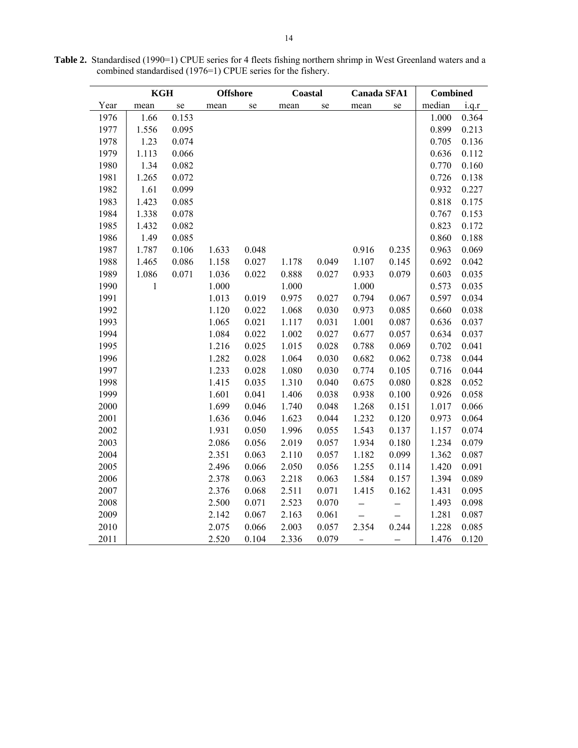**Table 2.** Standardised (1990=1) CPUE series for 4 fleets fishing northern shrimp in West Greenland waters and a combined standardised (1976=1) CPUE series for the fishery.

| | KGH | | Offshore | | Coastal | | Canada SFA1 | | Combined | |
|---|---|---|---|---|---|---|---|---|---|---|
| Year | mean | se | mean | se | mean | se | mean | se | median | i.q.r |
| 1976 | 1.66 | 0.153 | | | | | | | 1.000 | 0.364 |
| 1977 | 1.556 | 0.095 | | | | | | | 0.899 | 0.213 |
| 1978 | 1.23 | 0.074 | | | | | | | 0.705 | 0.136 |
| 1979 | 1.113 | 0.066 | | | | | | | 0.636 | 0.112 |
| 1980 | 1.34 | 0.082 | | | | | | | 0.770 | 0.160 |
| 1981 | 1.265 | 0.072 | | | | | | | 0.726 | 0.138 |
| 1982 | 1.61 | 0.099 | | | | | | | 0.932 | 0.227 |
| 1983 | 1.423 | 0.085 | | | | | | | 0.818 | 0.175 |
| 1984 | 1.338 | 0.078 | | | | | | | 0.767 | 0.153 |
| 1985 | 1.432 | 0.082 | | | | | | | 0.823 | 0.172 |
| 1986 | 1.49 | 0.085 | | | | | | | 0.860 | 0.188 |
| 1987 | 1.787 | 0.106 | 1.633 | 0.048 | | | 0.916 | 0.235 | 0.963 | 0.069 |
| 1988 | 1.465 | 0.086 | 1.158 | 0.027 | 1.178 | 0.049 | 1.107 | 0.145 | 0.692 | 0.042 |
| 1989 | 1.086 | 0.071 | 1.036 | 0.022 | 0.888 | 0.027 | 0.933 | 0.079 | 0.603 | 0.035 |
| 1990 | 1 | | 1.000 | | 1.000 | | 1.000 | | 0.573 | 0.035 |
| 1991 | | | 1.013 | 0.019 | 0.975 | 0.027 | 0.794 | 0.067 | 0.597 | 0.034 |
| 1992 | | | 1.120 | 0.022 | 1.068 | 0.030 | 0.973 | 0.085 | 0.660 | 0.038 |
| 1993 | | | 1.065 | 0.021 | 1.117 | 0.031 | 1.001 | 0.087 | 0.636 | 0.037 |
| 1994 | | | 1.084 | 0.022 | 1.002 | 0.027 | 0.677 | 0.057 | 0.634 | 0.037 |
| 1995 | | | 1.216 | 0.025 | 1.015 | 0.028 | 0.788 | 0.069 | 0.702 | 0.041 |
| 1996 | | | 1.282 | 0.028 | 1.064 | 0.030 | 0.682 | 0.062 | 0.738 | 0.044 |
| 1997 | | | 1.233 | 0.028 | 1.080 | 0.030 | 0.774 | 0.105 | 0.716 | 0.044 |
| 1998 | | | 1.415 | 0.035 | 1.310 | 0.040 | 0.675 | 0.080 | 0.828 | 0.052 |
| 1999 | | | 1.601 | 0.041 | 1.406 | 0.038 | 0.938 | 0.100 | 0.926 | 0.058 |
| 2000 | | | 1.699 | 0.046 | 1.740 | 0.048 | 1.268 | 0.151 | 1.017 | 0.066 |
| 2001 | | | 1.636 | 0.046 | 1.623 | 0.044 | 1.232 | 0.120 | 0.973 | 0.064 |
| 2002 | | | 1.931 | 0.050 | 1.996 | 0.055 | 1.543 | 0.137 | 1.157 | 0.074 |
| 2003 | | | 2.086 | 0.056 | 2.019 | 0.057 | 1.934 | 0.180 | 1.234 | 0.079 |
| 2004 | | | 2.351 | 0.063 | 2.110 | 0.057 | 1.182 | 0.099 | 1.362 | 0.087 |
| 2005 | | | 2.496 | 0.066 | 2.050 | 0.056 | 1.255 | 0.114 | 1.420 | 0.091 |
| 2006 | | | 2.378 | 0.063 | 2.218 | 0.063 | 1.584 | 0.157 | 1.394 | 0.089 |
| 2007 | | | 2.376 | 0.068 | 2.511 | 0.071 | 1.415 | 0.162 | 1.431 | 0.095 |
| 2008 | | | 2.500 | 0.071 | 2.523 | 0.070 | – | – | 1.493 | 0.098 |
| 2009 | | | 2.142 | 0.067 | 2.163 | 0.061 | – | – | 1.281 | 0.087 |
| 2010 | | | 2.075 | 0.066 | 2.003 | 0.057 | 2.354 | 0.244 | 1.228 | 0.085 |
| 2011 | | | 2.520 | 0.104 | 2.336 | 0.079 | – | – | 1.476 | 0.120 |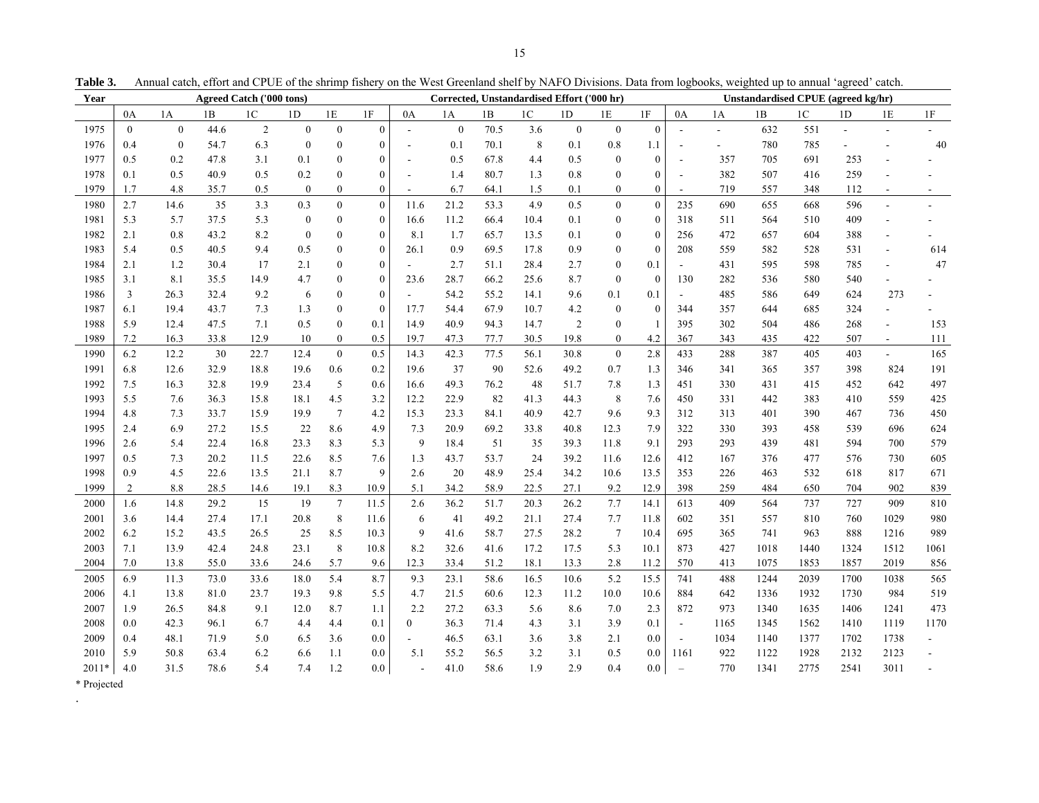**Table 3.** Annual catch, effort and CPUE of the shrimp fishery on the West Greenland shelf by NAFO Divisions. Data from logbooks, weighted up to annual 'agreed' catch.

| Year | Agreed Catch ('000 tons) | | | | | | | Corrected, Unstandardised Effort ('000 hr) | | | | | | | Unstandardised CPUE (agreed kg/hr) | | | | | | |
|---|---|---|---|---|---|---|---|---|---|---|---|---|---|---|---|---|---|---|---|---|---|
| | 0A | 1A | 1B | 1C | 1D | 1E | 1F | 0A | 1A | 1B | 1C | 1D | 1E | 1F | 0A | 1A | 1B | 1C | 1D | 1E | 1F |
| 1975 | 0 | 0 | 44.6 | 2 | 0 | 0 | 0 | - | 0 | 70.5 | 3.6 | 0 | 0 | 0 | - | - | 632 | 551 | - | - | - |
| 1976 | 0.4 | 0 | 54.7 | 6.3 | 0 | 0 | 0 | - | 0.1 | 70.1 | 8 | 0.1 | 0.8 | 1.1 | - | - | 780 | 785 | - | - | 40 |
| 1977 | 0.5 | 0.2 | 47.8 | 3.1 | 0.1 | 0 | 0 | - | 0.5 | 67.8 | 4.4 | 0.5 | 0 | 0 | - | 357 | 705 | 691 | 253 | - | - |
| 1978 | 0.1 | 0.5 | 40.9 | 0.5 | 0.2 | 0 | 0 | - | 1.4 | 80.7 | 1.3 | 0.8 | 0 | 0 | - | 382 | 507 | 416 | 259 | - | - |
| 1979 | 1.7 | 4.8 | 35.7 | 0.5 | 0 | 0 | 0 | - | 6.7 | 64.1 | 1.5 | 0.1 | 0 | 0 | - | 719 | 557 | 348 | 112 | - | - |
| 1980 | 2.7 | 14.6 | 35 | 3.3 | 0.3 | 0 | 0 | 11.6 | 21.2 | 53.3 | 4.9 | 0.5 | 0 | 0 | 235 | 690 | 655 | 668 | 596 | - | - |
| 1981 | 5.3 | 5.7 | 37.5 | 5.3 | 0 | 0 | 0 | 16.6 | 11.2 | 66.4 | 10.4 | 0.1 | 0 | 0 | 318 | 511 | 564 | 510 | 409 | - | - |
| 1982 | 2.1 | 0.8 | 43.2 | 8.2 | 0 | 0 | 0 | 8.1 | 1.7 | 65.7 | 13.5 | 0.1 | 0 | 0 | 256 | 472 | 657 | 604 | 388 | - | - |
| 1983 | 5.4 | 0.5 | 40.5 | 9.4 | 0.5 | 0 | 0 | 26.1 | 0.9 | 69.5 | 17.8 | 0.9 | 0 | 0 | 208 | 559 | 582 | 528 | 531 | - | 614 |
| 1984 | 2.1 | 1.2 | 30.4 | 17 | 2.1 | 0 | 0 | - | 2.7 | 51.1 | 28.4 | 2.7 | 0 | 0.1 | - | 431 | 595 | 598 | 785 | - | 47 |
| 1985 | 3.1 | 8.1 | 35.5 | 14.9 | 4.7 | 0 | 0 | 23.6 | 28.7 | 66.2 | 25.6 | 8.7 | 0 | 0 | 130 | 282 | 536 | 580 | 540 | - | - |
| 1986 | 3 | 26.3 | 32.4 | 9.2 | 6 | 0 | 0 | - | 54.2 | 55.2 | 14.1 | 9.6 | 0.1 | 0.1 | - | 485 | 586 | 649 | 624 | 273 | - |
| 1987 | 6.1 | 19.4 | 43.7 | 7.3 | 1.3 | 0 | 0 | 17.7 | 54.4 | 67.9 | 10.7 | 4.2 | 0 | 0 | 344 | 357 | 644 | 685 | 324 | - | - |
| 1988 | 5.9 | 12.4 | 47.5 | 7.1 | 0.5 | 0 | 0.1 | 14.9 | 40.9 | 94.3 | 14.7 | 2 | 0 | 1 | 395 | 302 | 504 | 486 | 268 | - | 153 |
| 1989 | 7.2 | 16.3 | 33.8 | 12.9 | 10 | 0 | 0.5 | 19.7 | 47.3 | 77.7 | 30.5 | 19.8 | 0 | 4.2 | 367 | 343 | 435 | 422 | 507 | - | 111 |
| 1990 | 6.2 | 12.2 | 30 | 22.7 | 12.4 | 0 | 0.5 | 14.3 | 42.3 | 77.5 | 56.1 | 30.8 | 0 | 2.8 | 433 | 288 | 387 | 405 | 403 | - | 165 |
| 1991 | 6.8 | 12.6 | 32.9 | 18.8 | 19.6 | 0.6 | 0.2 | 19.6 | 37 | 90 | 52.6 | 49.2 | 0.7 | 1.3 | 346 | 341 | 365 | 357 | 398 | 824 | 191 |
| 1992 | 7.5 | 16.3 | 32.8 | 19.9 | 23.4 | 5 | 0.6 | 16.6 | 49.3 | 76.2 | 48 | 51.7 | 7.8 | 1.3 | 451 | 330 | 431 | 415 | 452 | 642 | 497 |
| 1993 | 5.5 | 7.6 | 36.3 | 15.8 | 18.1 | 4.5 | 3.2 | 12.2 | 22.9 | 82 | 41.3 | 44.3 | 8 | 7.6 | 450 | 331 | 442 | 383 | 410 | 559 | 425 |
| 1994 | 4.8 | 7.3 | 33.7 | 15.9 | 19.9 | 7 | 4.2 | 15.3 | 23.3 | 84.1 | 40.9 | 42.7 | 9.6 | 9.3 | 312 | 313 | 401 | 390 | 467 | 736 | 450 |
| 1995 | 2.4 | 6.9 | 27.2 | 15.5 | 22 | 8.6 | 4.9 | 7.3 | 20.9 | 69.2 | 33.8 | 40.8 | 12.3 | 7.9 | 322 | 330 | 393 | 458 | 539 | 696 | 624 |
| 1996 | 2.6 | 5.4 | 22.4 | 16.8 | 23.3 | 8.3 | 5.3 | 9 | 18.4 | 51 | 35 | 39.3 | 11.8 | 9.1 | 293 | 293 | 439 | 481 | 594 | 700 | 579 |
| 1997 | 0.5 | 7.3 | 20.2 | 11.5 | 22.6 | 8.5 | 7.6 | 1.3 | 43.7 | 53.7 | 24 | 39.2 | 11.6 | 12.6 | 412 | 167 | 376 | 477 | 576 | 730 | 605 |
| 1998 | 0.9 | 4.5 | 22.6 | 13.5 | 21.1 | 8.7 | 9 | 2.6 | 20 | 48.9 | 25.4 | 34.2 | 10.6 | 13.5 | 353 | 226 | 463 | 532 | 618 | 817 | 671 |
| 1999 | 2 | 8.8 | 28.5 | 14.6 | 19.1 | 8.3 | 10.9 | 5.1 | 34.2 | 58.9 | 22.5 | 27.1 | 9.2 | 12.9 | 398 | 259 | 484 | 650 | 704 | 902 | 839 |
| 2000 | 1.6 | 14.8 | 29.2 | 15 | 19 | 7 | 11.5 | 2.6 | 36.2 | 51.7 | 20.3 | 26.2 | 7.7 | 14.1 | 613 | 409 | 564 | 737 | 727 | 909 | 810 |
| 2001 | 3.6 | 14.4 | 27.4 | 17.1 | 20.8 | 8 | 11.6 | 6 | 41 | 49.2 | 21.1 | 27.4 | 7.7 | 11.8 | 602 | 351 | 557 | 810 | 760 | 1029 | 980 |
| 2002 | 6.2 | 15.2 | 43.5 | 26.5 | 25 | 8.5 | 10.3 | 9 | 41.6 | 58.7 | 27.5 | 28.2 | 7 | 10.4 | 695 | 365 | 741 | 963 | 888 | 1216 | 989 |
| 2003 | 7.1 | 13.9 | 42.4 | 24.8 | 23.1 | 8 | 10.8 | 8.2 | 32.6 | 41.6 | 17.2 | 17.5 | 5.3 | 10.1 | 873 | 427 | 1018 | 1440 | 1324 | 1512 | 1061 |
| 2004 | 7.0 | 13.8 | 55.0 | 33.6 | 24.6 | 5.7 | 9.6 | 12.3 | 33.4 | 51.2 | 18.1 | 13.3 | 2.8 | 11.2 | 570 | 413 | 1075 | 1853 | 1857 | 2019 | 856 |
| 2005 | 6.9 | 11.3 | 73.0 | 33.6 | 18.0 | 5.4 | 8.7 | 9.3 | 23.1 | 58.6 | 16.5 | 10.6 | 5.2 | 15.5 | 741 | 488 | 1244 | 2039 | 1700 | 1038 | 565 |
| 2006 | 4.1 | 13.8 | 81.0 | 23.7 | 19.3 | 9.8 | 5.5 | 4.7 | 21.5 | 60.6 | 12.3 | 11.2 | 10.0 | 10.6 | 884 | 642 | 1336 | 1932 | 1730 | 984 | 519 |
| 2007 | 1.9 | 26.5 | 84.8 | 9.1 | 12.0 | 8.7 | 1.1 | 2.2 | 27.2 | 63.3 | 5.6 | 8.6 | 7.0 | 2.3 | 872 | 973 | 1340 | 1635 | 1406 | 1241 | 473 |
| 2008 | 0.0 | 42.3 | 96.1 | 6.7 | 4.4 | 4.4 | 0.1 | 0 | 36.3 | 71.4 | 4.3 | 3.1 | 3.9 | 0.1 | - | 1165 | 1345 | 1562 | 1410 | 1119 | 1170 |
| 2009 | 0.4 | 48.1 | 71.9 | 5.0 | 6.5 | 3.6 | 0.0 | - | 46.5 | 63.1 | 3.6 | 3.8 | 2.1 | 0.0 | - | 1034 | 1140 | 1377 | 1702 | 1738 | - |
| 2010 | 5.9 | 50.8 | 63.4 | 6.2 | 6.6 | 1.1 | 0.0 | 5.1 | 55.2 | 56.5 | 3.2 | 3.1 | 0.5 | 0.0 | 1161 | 922 | 1122 | 1928 | 2132 | 2123 | - |
| 2011* | 4.0 | 31.5 | 78.6 | 5.4 | 7.4 | 1.2 | 0.0 | - | 41.0 | 58.6 | 1.9 | 2.9 | 0.4 | 0.0 | – | 770 | 1341 | 2775 | 2541 | 3011 | - |

\* Projected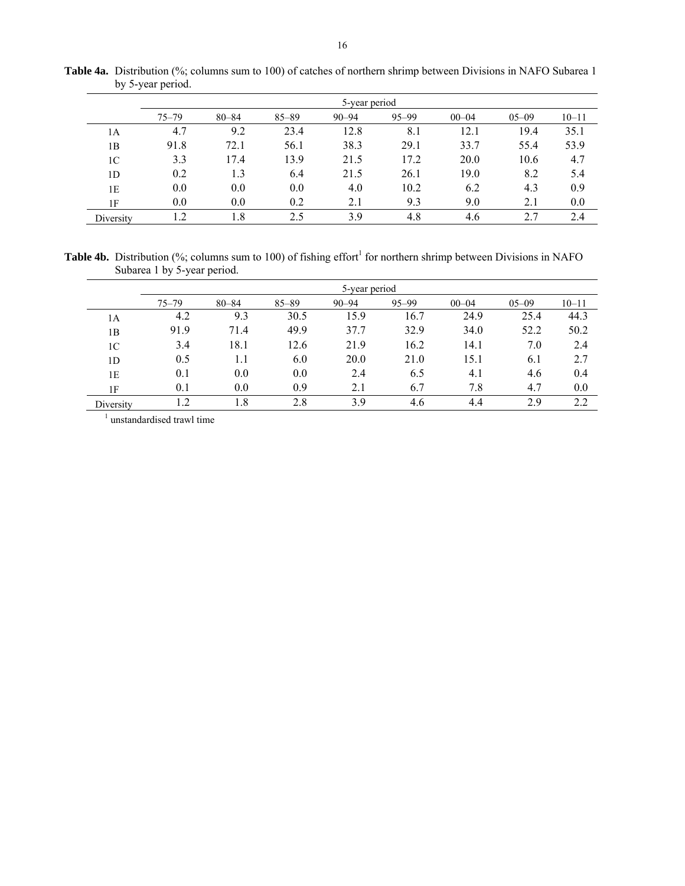**Table 4a.** Distribution (%; columns sum to 100) of catches of northern shrimp between Divisions in NAFO Subarea 1 by 5-year period.

| | 5-year period | | | | | | | |
|---|---|---|---|---|---|---|---|---|
| | 75–79 | 80–84 | 85–89 | 90–94 | 95–99 | 00–04 | 05–09 | 10–11 |
| 1A | 4.7 | 9.2 | 23.4 | 12.8 | 8.1 | 12.1 | 19.4 | 35.1 |
| 1B | 91.8 | 72.1 | 56.1 | 38.3 | 29.1 | 33.7 | 55.4 | 53.9 |
| 1C | 3.3 | 17.4 | 13.9 | 21.5 | 17.2 | 20.0 | 10.6 | 4.7 |
| 1D | 0.2 | 1.3 | 6.4 | 21.5 | 26.1 | 19.0 | 8.2 | 5.4 |
| 1E | 0.0 | 0.0 | 0.0 | 4.0 | 10.2 | 6.2 | 4.3 | 0.9 |
| 1F | 0.0 | 0.0 | 0.2 | 2.1 | 9.3 | 9.0 | 2.1 | 0.0 |
| Diversity | 1.2 | 1.8 | 2.5 | 3.9 | 4.8 | 4.6 | 2.7 | 2.4 |

**Table 4b.** Distribution (%; columns sum to 100) of fishing effort[1] for northern shrimp between Divisions in NAFO Subarea 1 by 5-year period.

| | 5-year period | | | | | | | |
|---|---|---|---|---|---|---|---|---|
| | 75–79 | 80–84 | 85–89 | 90–94 | 95–99 | 00–04 | 05–09 | 10–11 |
| 1A | 4.2 | 9.3 | 30.5 | 15.9 | 16.7 | 24.9 | 25.4 | 44.3 |
| 1B | 91.9 | 71.4 | 49.9 | 37.7 | 32.9 | 34.0 | 52.2 | 50.2 |
| 1C | 3.4 | 18.1 | 12.6 | 21.9 | 16.2 | 14.1 | 7.0 | 2.4 |
| 1D | 0.5 | 1.1 | 6.0 | 20.0 | 21.0 | 15.1 | 6.1 | 2.7 |
| 1E | 0.1 | 0.0 | 0.0 | 2.4 | 6.5 | 4.1 | 4.6 | 0.4 |
| 1F | 0.1 | 0.0 | 0.9 | 2.1 | 6.7 | 7.8 | 4.7 | 0.0 |
| Diversity | 1.2 | 1.8 | 2.8 | 3.9 | 4.6 | 4.4 | 2.9 | 2.2 |

[1] unstandardised trawl time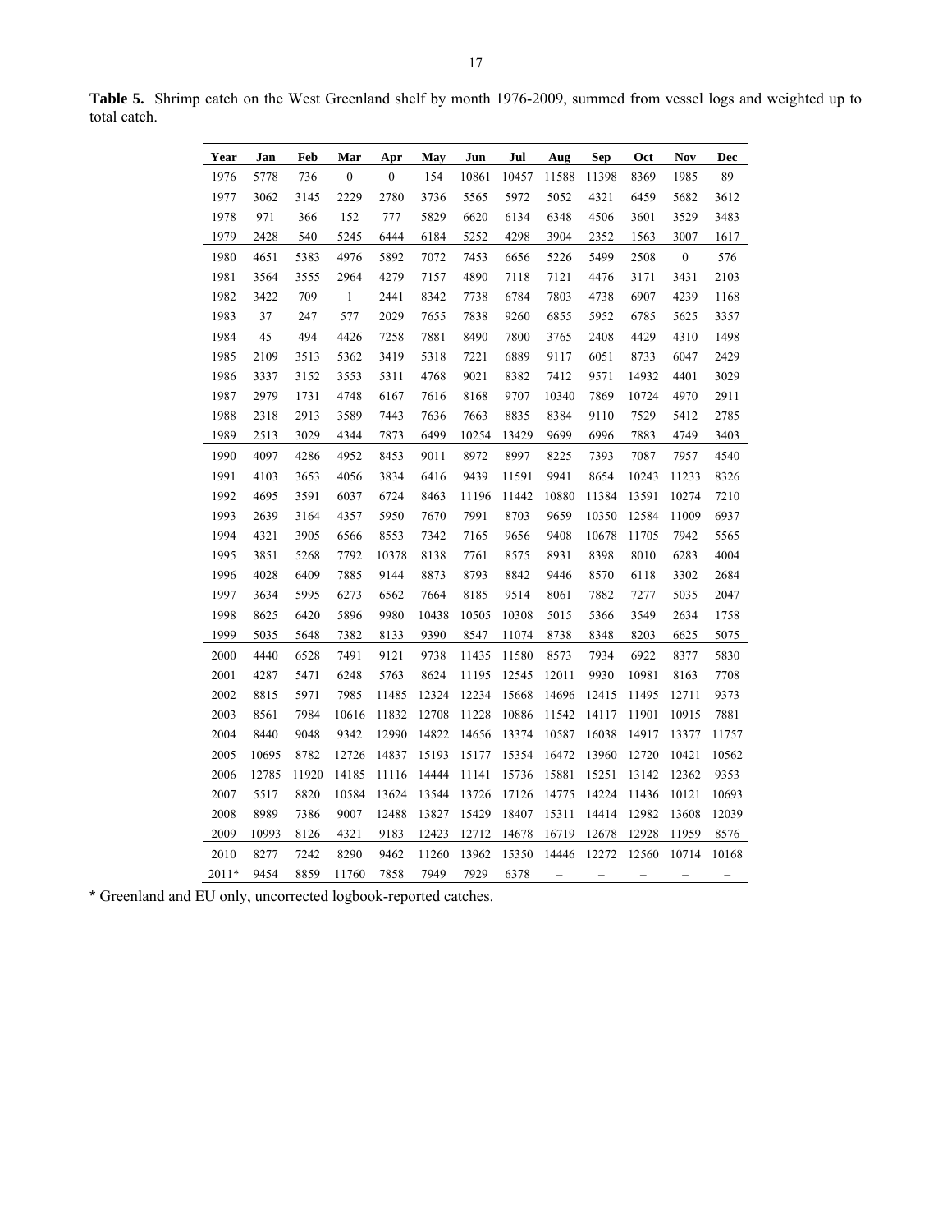**Table 5.** Shrimp catch on the West Greenland shelf by month 1976-2009, summed from vessel logs and weighted up to total catch.

| Year | Jan | Feb | Mar | Apr | May | Jun | Jul | Aug | Sep | Oct | Nov | Dec |
|---|---|---|---|---|---|---|---|---|---|---|---|---|
| 1976 | 5778 | 736 | 0 | 0 | 154 | 10861 | 10457 | 11588 | 11398 | 8369 | 1985 | 89 |
| 1977 | 3062 | 3145 | 2229 | 2780 | 3736 | 5565 | 5972 | 5052 | 4321 | 6459 | 5682 | 3612 |
| 1978 | 971 | 366 | 152 | 777 | 5829 | 6620 | 6134 | 6348 | 4506 | 3601 | 3529 | 3483 |
| 1979 | 2428 | 540 | 5245 | 6444 | 6184 | 5252 | 4298 | 3904 | 2352 | 1563 | 3007 | 1617 |
| 1980 | 4651 | 5383 | 4976 | 5892 | 7072 | 7453 | 6656 | 5226 | 5499 | 2508 | 0 | 576 |
| 1981 | 3564 | 3555 | 2964 | 4279 | 7157 | 4890 | 7118 | 7121 | 4476 | 3171 | 3431 | 2103 |
| 1982 | 3422 | 709 | 1 | 2441 | 8342 | 7738 | 6784 | 7803 | 4738 | 6907 | 4239 | 1168 |
| 1983 | 37 | 247 | 577 | 2029 | 7655 | 7838 | 9260 | 6855 | 5952 | 6785 | 5625 | 3357 |
| 1984 | 45 | 494 | 4426 | 7258 | 7881 | 8490 | 7800 | 3765 | 2408 | 4429 | 4310 | 1498 |
| 1985 | 2109 | 3513 | 5362 | 3419 | 5318 | 7221 | 6889 | 9117 | 6051 | 8733 | 6047 | 2429 |
| 1986 | 3337 | 3152 | 3553 | 5311 | 4768 | 9021 | 8382 | 7412 | 9571 | 14932 | 4401 | 3029 |
| 1987 | 2979 | 1731 | 4748 | 6167 | 7616 | 8168 | 9707 | 10340 | 7869 | 10724 | 4970 | 2911 |
| 1988 | 2318 | 2913 | 3589 | 7443 | 7636 | 7663 | 8835 | 8384 | 9110 | 7529 | 5412 | 2785 |
| 1989 | 2513 | 3029 | 4344 | 7873 | 6499 | 10254 | 13429 | 9699 | 6996 | 7883 | 4749 | 3403 |
| 1990 | 4097 | 4286 | 4952 | 8453 | 9011 | 8972 | 8997 | 8225 | 7393 | 7087 | 7957 | 4540 |
| 1991 | 4103 | 3653 | 4056 | 3834 | 6416 | 9439 | 11591 | 9941 | 8654 | 10243 | 11233 | 8326 |
| 1992 | 4695 | 3591 | 6037 | 6724 | 8463 | 11196 | 11442 | 10880 | 11384 | 13591 | 10274 | 7210 |
| 1993 | 2639 | 3164 | 4357 | 5950 | 7670 | 7991 | 8703 | 9659 | 10350 | 12584 | 11009 | 6937 |
| 1994 | 4321 | 3905 | 6566 | 8553 | 7342 | 7165 | 9656 | 9408 | 10678 | 11705 | 7942 | 5565 |
| 1995 | 3851 | 5268 | 7792 | 10378 | 8138 | 7761 | 8575 | 8931 | 8398 | 8010 | 6283 | 4004 |
| 1996 | 4028 | 6409 | 7885 | 9144 | 8873 | 8793 | 8842 | 9446 | 8570 | 6118 | 3302 | 2684 |
| 1997 | 3634 | 5995 | 6273 | 6562 | 7664 | 8185 | 9514 | 8061 | 7882 | 7277 | 5035 | 2047 |
| 1998 | 8625 | 6420 | 5896 | 9980 | 10438 | 10505 | 10308 | 5015 | 5366 | 3549 | 2634 | 1758 |
| 1999 | 5035 | 5648 | 7382 | 8133 | 9390 | 8547 | 11074 | 8738 | 8348 | 8203 | 6625 | 5075 |
| 2000 | 4440 | 6528 | 7491 | 9121 | 9738 | 11435 | 11580 | 8573 | 7934 | 6922 | 8377 | 5830 |
| 2001 | 4287 | 5471 | 6248 | 5763 | 8624 | 11195 | 12545 | 12011 | 9930 | 10981 | 8163 | 7708 |
| 2002 | 8815 | 5971 | 7985 | 11485 | 12324 | 12234 | 15668 | 14696 | 12415 | 11495 | 12711 | 9373 |
| 2003 | 8561 | 7984 | 10616 | 11832 | 12708 | 11228 | 10886 | 11542 | 14117 | 11901 | 10915 | 7881 |
| 2004 | 8440 | 9048 | 9342 | 12990 | 14822 | 14656 | 13374 | 10587 | 16038 | 14917 | 13377 | 11757 |
| 2005 | 10695 | 8782 | 12726 | 14837 | 15193 | 15177 | 15354 | 16472 | 13960 | 12720 | 10421 | 10562 |
| 2006 | 12785 | 11920 | 14185 | 11116 | 14444 | 11141 | 15736 | 15881 | 15251 | 13142 | 12362 | 9353 |
| 2007 | 5517 | 8820 | 10584 | 13624 | 13544 | 13726 | 17126 | 14775 | 14224 | 11436 | 10121 | 10693 |
| 2008 | 8989 | 7386 | 9007 | 12488 | 13827 | 15429 | 18407 | 15311 | 14414 | 12982 | 13608 | 12039 |
| 2009 | 10993 | 8126 | 4321 | 9183 | 12423 | 12712 | 14678 | 16719 | 12678 | 12928 | 11959 | 8576 |
| 2010 | 8277 | 7242 | 8290 | 9462 | 11260 | 13962 | 15350 | 14446 | 12272 | 12560 | 10714 | 10168 |
| 2011* | 9454 | 8859 | 11760 | 7858 | 7949 | 7929 | 6378 | – | – | – | – | – |

* Greenland and EU only, uncorrected logbook-reported catches.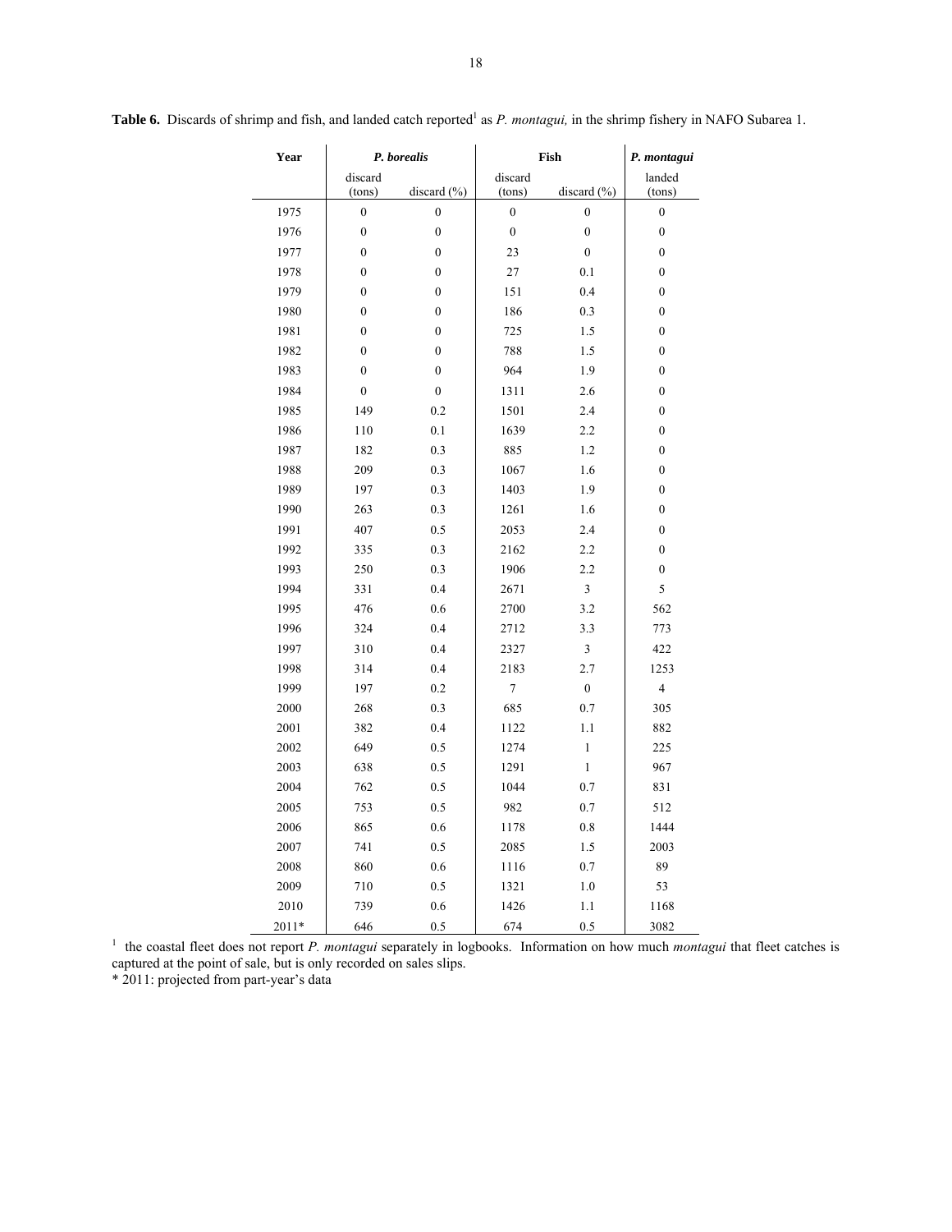**Table 6.** Discards of shrimp and fish, and landed catch reported[1] as *P. montagui,* in the shrimp fishery in NAFO Subarea 1.

| Year | ***P. borealis*** | | **Fish** | | ***P. montagui*** |
|---|---|---|---|---|---|
| | discard (tons) | discard (%) | discard (tons) | discard (%) | landed (tons) |
| 1975 | 0 | 0 | 0 | 0 | 0 |
| 1976 | 0 | 0 | 0 | 0 | 0 |
| 1977 | 0 | 0 | 23 | 0 | 0 |
| 1978 | 0 | 0 | 27 | 0.1 | 0 |
| 1979 | 0 | 0 | 151 | 0.4 | 0 |
| 1980 | 0 | 0 | 186 | 0.3 | 0 |
| 1981 | 0 | 0 | 725 | 1.5 | 0 |
| 1982 | 0 | 0 | 788 | 1.5 | 0 |
| 1983 | 0 | 0 | 964 | 1.9 | 0 |
| 1984 | 0 | 0 | 1311 | 2.6 | 0 |
| 1985 | 149 | 0.2 | 1501 | 2.4 | 0 |
| 1986 | 110 | 0.1 | 1639 | 2.2 | 0 |
| 1987 | 182 | 0.3 | 885 | 1.2 | 0 |
| 1988 | 209 | 0.3 | 1067 | 1.6 | 0 |
| 1989 | 197 | 0.3 | 1403 | 1.9 | 0 |
| 1990 | 263 | 0.3 | 1261 | 1.6 | 0 |
| 1991 | 407 | 0.5 | 2053 | 2.4 | 0 |
| 1992 | 335 | 0.3 | 2162 | 2.2 | 0 |
| 1993 | 250 | 0.3 | 1906 | 2.2 | 0 |
| 1994 | 331 | 0.4 | 2671 | 3 | 5 |
| 1995 | 476 | 0.6 | 2700 | 3.2 | 562 |
| 1996 | 324 | 0.4 | 2712 | 3.3 | 773 |
| 1997 | 310 | 0.4 | 2327 | 3 | 422 |
| 1998 | 314 | 0.4 | 2183 | 2.7 | 1253 |
| 1999 | 197 | 0.2 | 7 | 0 | 4 |
| 2000 | 268 | 0.3 | 685 | 0.7 | 305 |
| 2001 | 382 | 0.4 | 1122 | 1.1 | 882 |
| 2002 | 649 | 0.5 | 1274 | 1 | 225 |
| 2003 | 638 | 0.5 | 1291 | 1 | 967 |
| 2004 | 762 | 0.5 | 1044 | 0.7 | 831 |
| 2005 | 753 | 0.5 | 982 | 0.7 | 512 |
| 2006 | 865 | 0.6 | 1178 | 0.8 | 1444 |
| 2007 | 741 | 0.5 | 2085 | 1.5 | 2003 |
| 2008 | 860 | 0.6 | 1116 | 0.7 | 89 |
| 2009 | 710 | 0.5 | 1321 | 1.0 | 53 |
| 2010 | 739 | 0.6 | 1426 | 1.1 | 1168 |
| 2011* | 646 | 0.5 | 674 | 0.5 | 3082 |

[1] the coastal fleet does not report *P. montagui* separately in logbooks. Information on how much *montagui* that fleet catches is captured at the point of sale, but is only recorded on sales slips.

* 2011: projected from part-year's data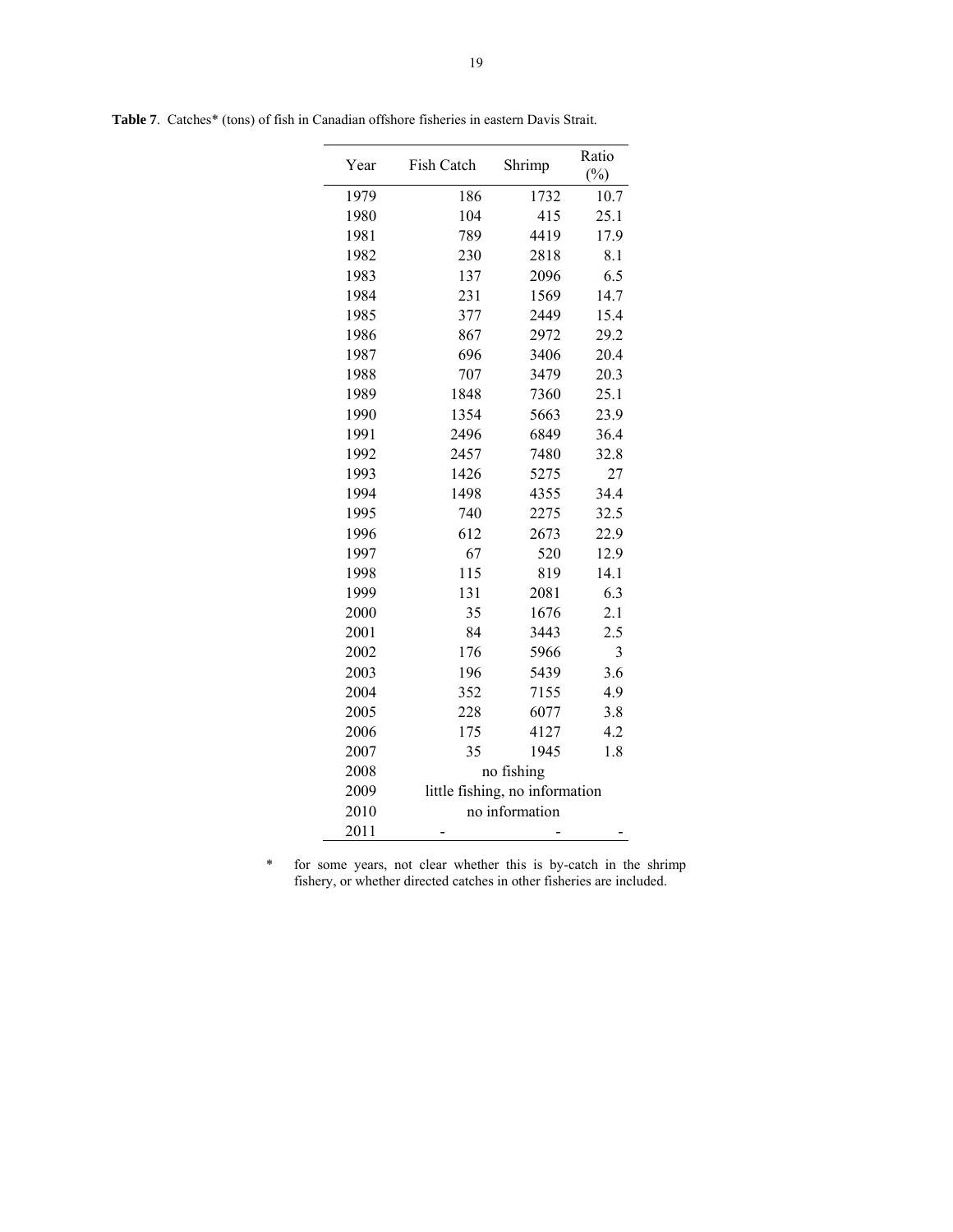**Table 7**. Catches* (tons) of fish in Canadian offshore fisheries in eastern Davis Strait.

| Year | Fish Catch | Shrimp | Ratio (%) |
|---|---|---|---|
| 1979 | 186 | 1732 | 10.7 |
| 1980 | 104 | 415 | 25.1 |
| 1981 | 789 | 4419 | 17.9 |
| 1982 | 230 | 2818 | 8.1 |
| 1983 | 137 | 2096 | 6.5 |
| 1984 | 231 | 1569 | 14.7 |
| 1985 | 377 | 2449 | 15.4 |
| 1986 | 867 | 2972 | 29.2 |
| 1987 | 696 | 3406 | 20.4 |
| 1988 | 707 | 3479 | 20.3 |
| 1989 | 1848 | 7360 | 25.1 |
| 1990 | 1354 | 5663 | 23.9 |
| 1991 | 2496 | 6849 | 36.4 |
| 1992 | 2457 | 7480 | 32.8 |
| 1993 | 1426 | 5275 | 27 |
| 1994 | 1498 | 4355 | 34.4 |
| 1995 | 740 | 2275 | 32.5 |
| 1996 | 612 | 2673 | 22.9 |
| 1997 | 67 | 520 | 12.9 |
| 1998 | 115 | 819 | 14.1 |
| 1999 | 131 | 2081 | 6.3 |
| 2000 | 35 | 1676 | 2.1 |
| 2001 | 84 | 3443 | 2.5 |
| 2002 | 176 | 5966 | 3 |
| 2003 | 196 | 5439 | 3.6 |
| 2004 | 352 | 7155 | 4.9 |
| 2005 | 228 | 6077 | 3.8 |
| 2006 | 175 | 4127 | 4.2 |
| 2007 | 35 | 1945 | 1.8 |
| 2008 | no fishing | | |
| 2009 | little fishing, no information | | |
| 2010 | no information | | |
| 2011 | - | - | - |

\* for some years, not clear whether this is by-catch in the shrimp fishery, or whether directed catches in other fisheries are included.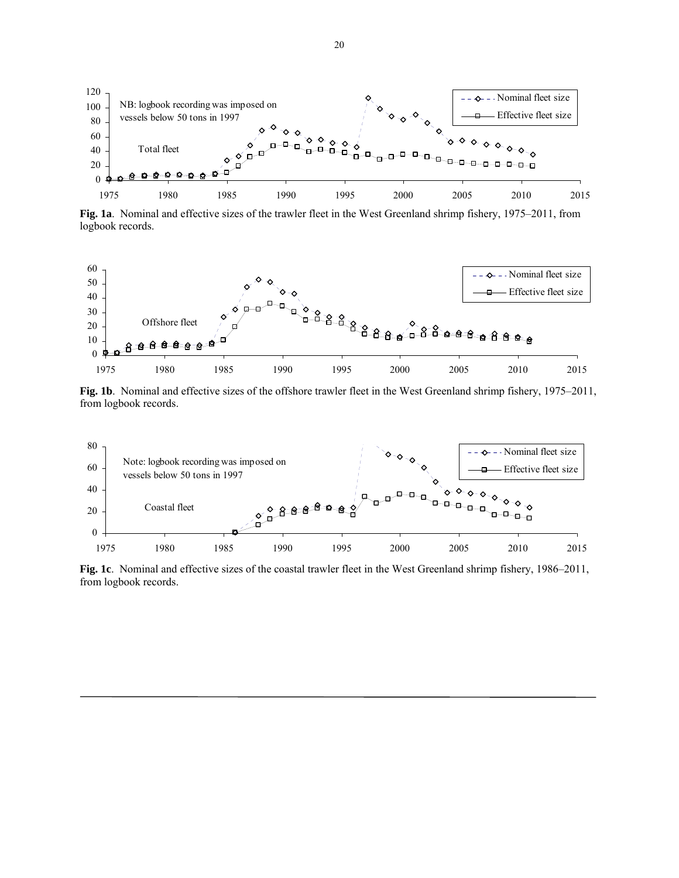**Fig. 1a**. Nominal and effective sizes of the trawler fleet in the West Greenland shrimp fishery, 1975–2011, from logbook records.

**Fig. 1b**. Nominal and effective sizes of the offshore trawler fleet in the West Greenland shrimp fishery, 1975–2011, from logbook records.

**Fig. 1c**. Nominal and effective sizes of the coastal trawler fleet in the West Greenland shrimp fishery, 1986–2011, from logbook records.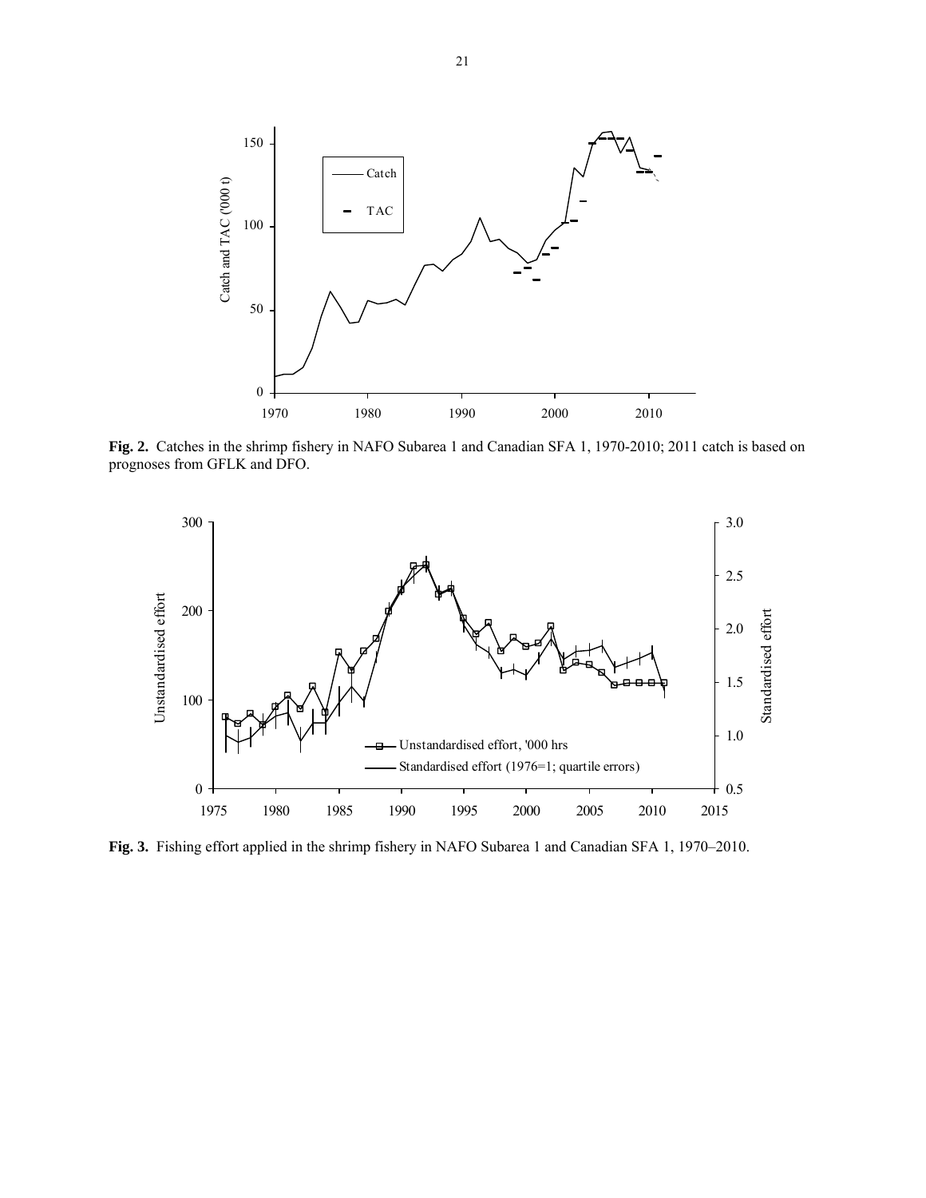**Fig. 2.** Catches in the shrimp fishery in NAFO Subarea 1 and Canadian SFA 1, 1970-2010; 2011 catch is based on prognoses from GFLK and DFO.

**Fig. 3.** Fishing effort applied in the shrimp fishery in NAFO Subarea 1 and Canadian SFA 1, 1970–2010.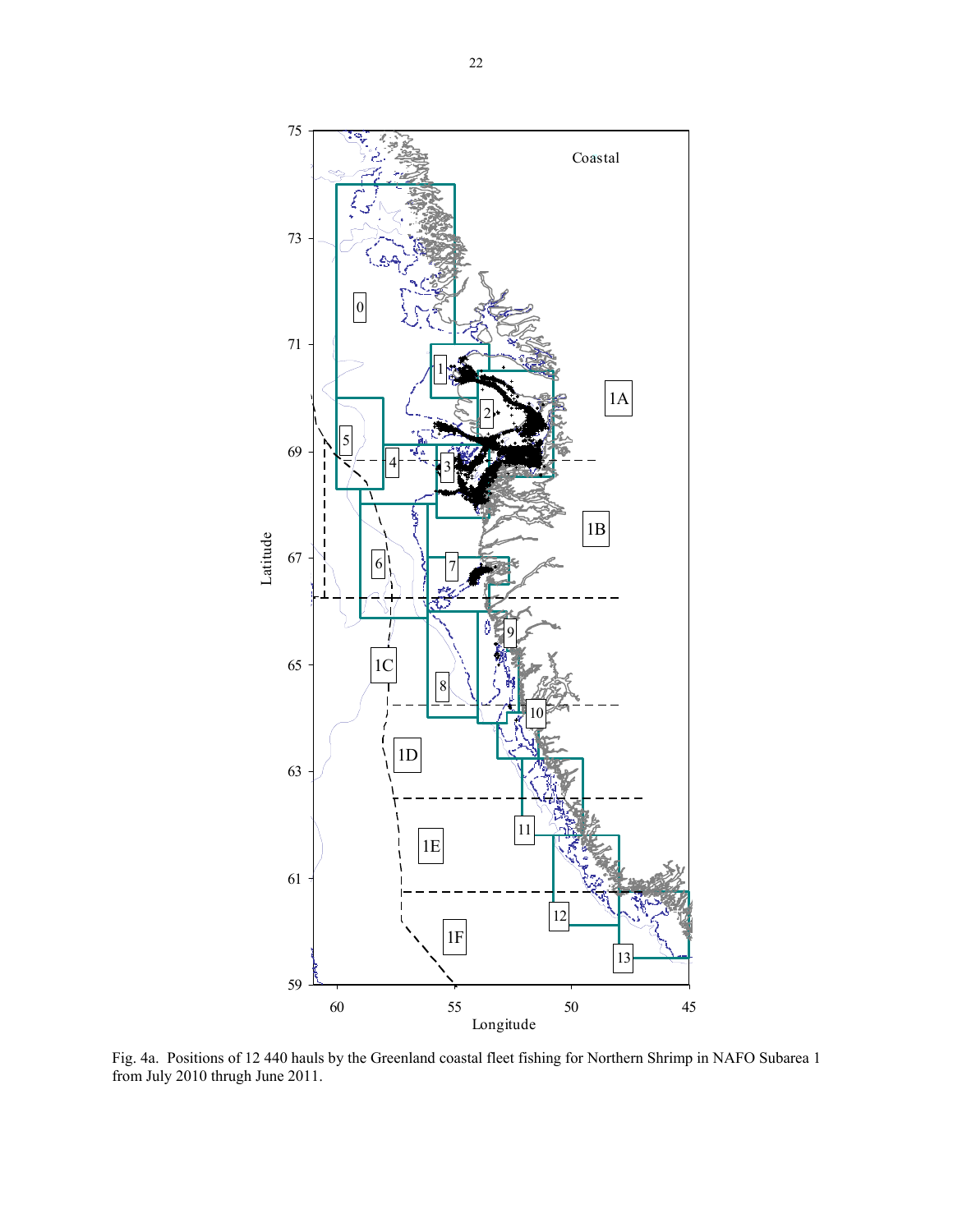Fig. 4a. Positions of 12 440 hauls by the Greenland coastal fleet fishing for Northern Shrimp in NAFO Subarea 1 from July 2010 thrugh June 2011.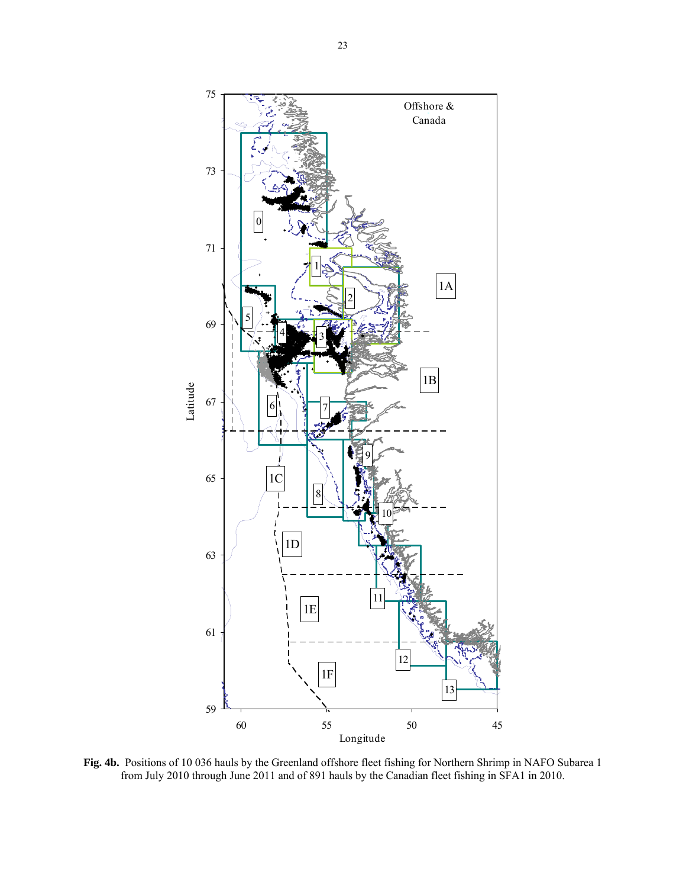**Fig. 4b.** Positions of 10 036 hauls by the Greenland offshore fleet fishing for Northern Shrimp in NAFO Subarea 1 from July 2010 through June 2011 and of 891 hauls by the Canadian fleet fishing in SFA1 in 2010.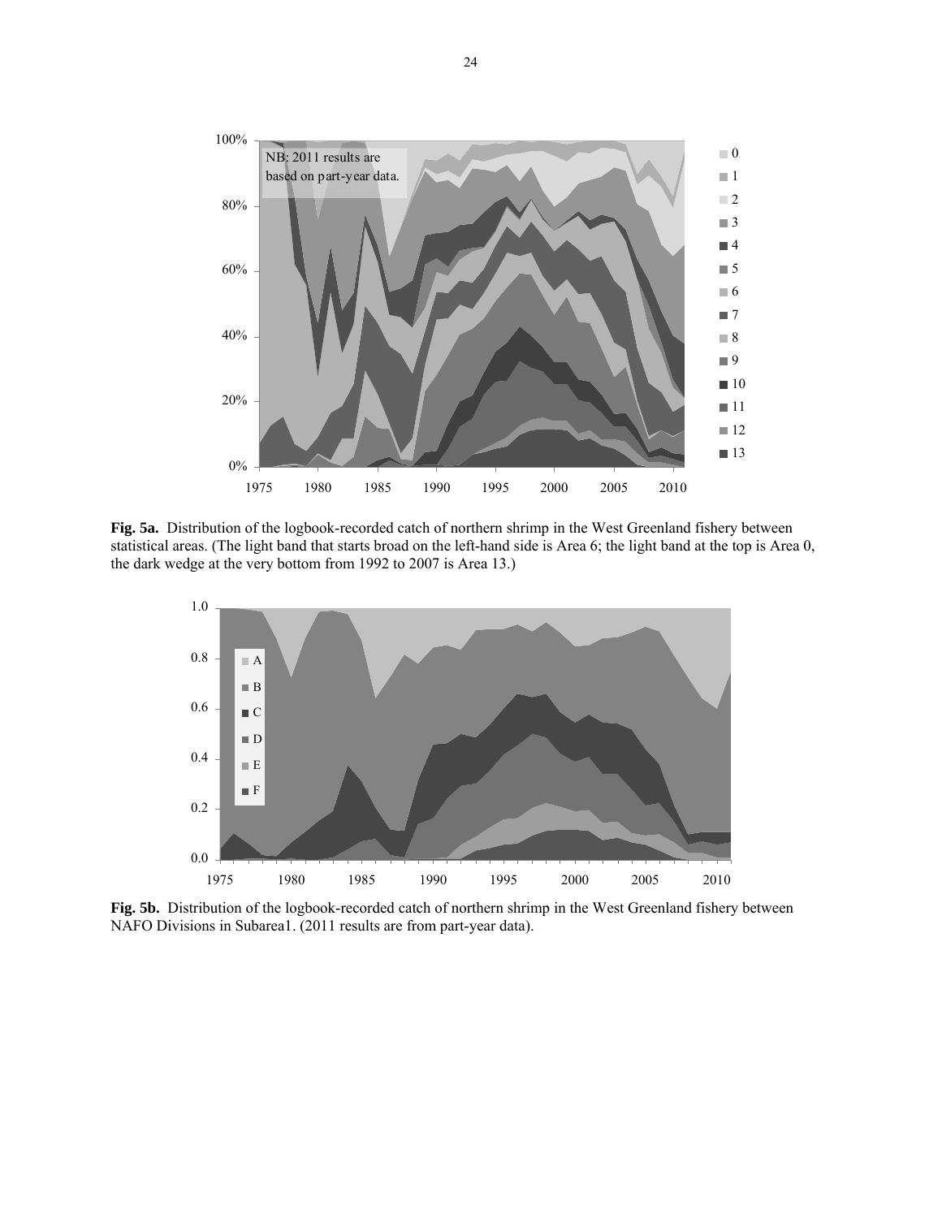**Fig. 5a.** Distribution of the logbook-recorded catch of northern shrimp in the West Greenland fishery between statistical areas. (The light band that starts broad on the left-hand side is Area 6; the light band at the top is Area 0, the dark wedge at the very bottom from 1992 to 2007 is Area 13.)

**Fig. 5b.** Distribution of the logbook-recorded catch of northern shrimp in the West Greenland fishery between NAFO Divisions in Subarea1. (2011 results are from part-year data).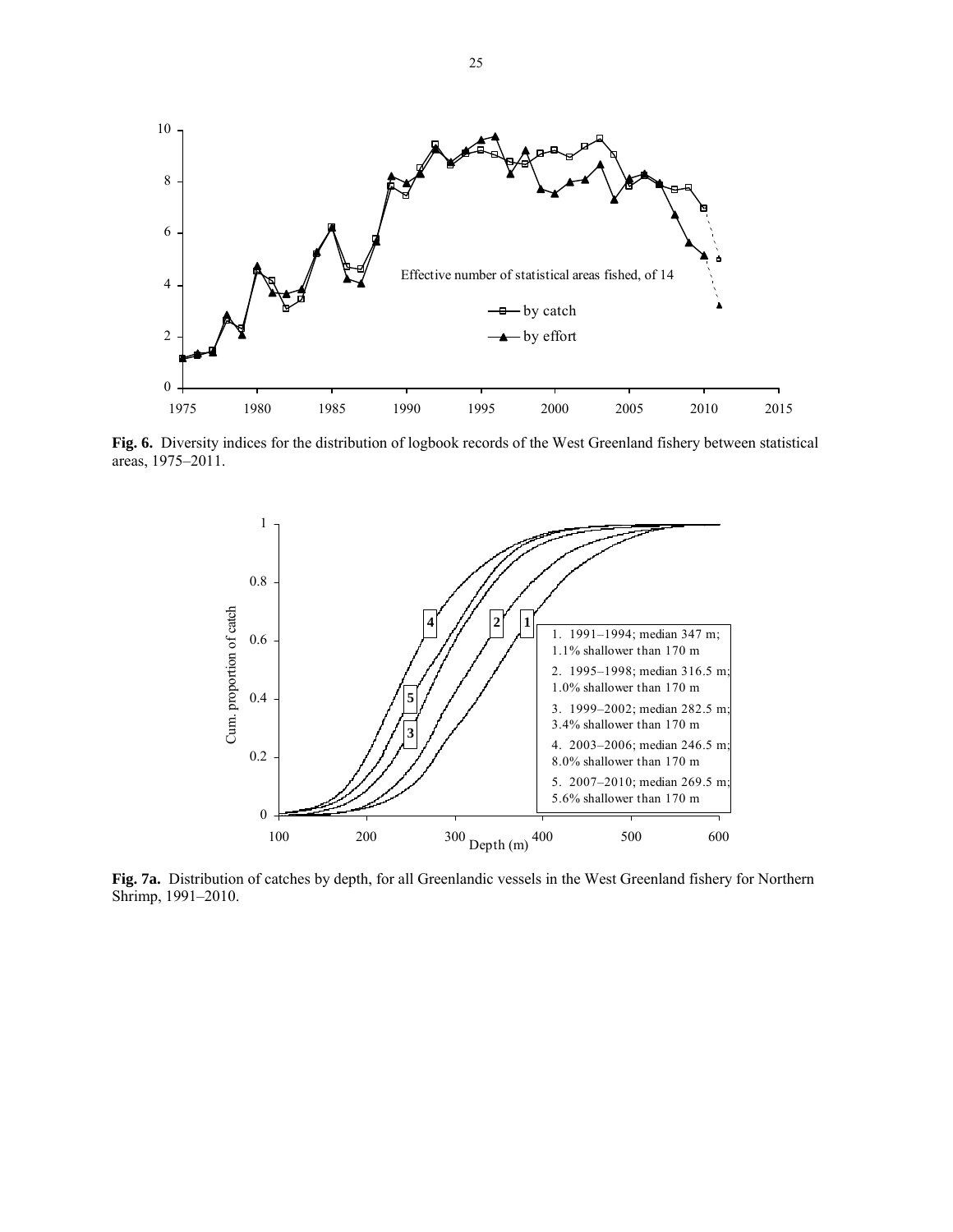**Fig. 6.** Diversity indices for the distribution of logbook records of the West Greenland fishery between statistical areas, 1975–2011.

**Fig. 7a.** Distribution of catches by depth, for all Greenlandic vessels in the West Greenland fishery for Northern Shrimp, 1991–2010.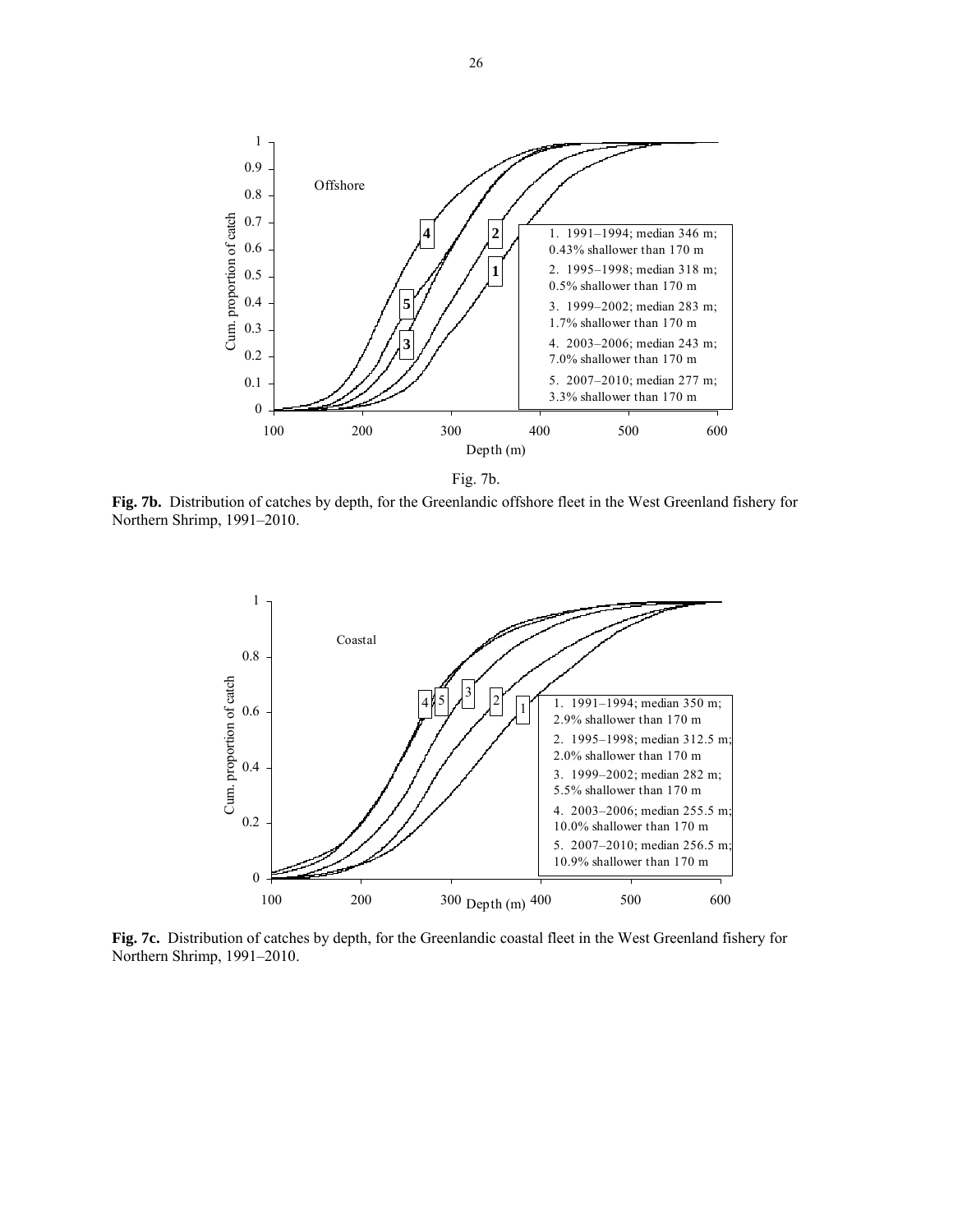Fig. 7b.

**Fig. 7b.** Distribution of catches by depth, for the Greenlandic offshore fleet in the West Greenland fishery for Northern Shrimp, 1991–2010.

**Fig. 7c.** Distribution of catches by depth, for the Greenlandic coastal fleet in the West Greenland fishery for Northern Shrimp, 1991–2010.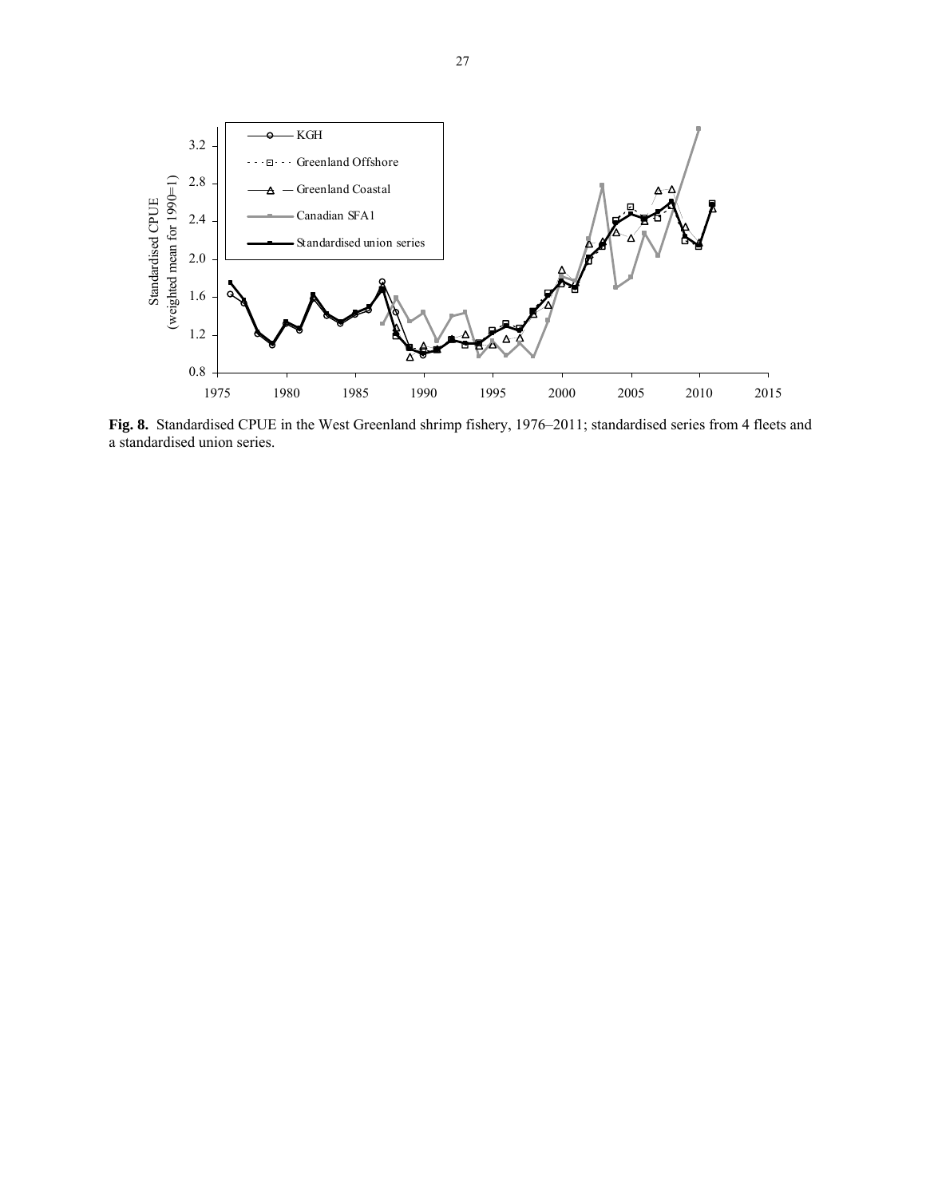**Fig. 8.** Standardised CPUE in the West Greenland shrimp fishery, 1976–2011; standardised series from 4 fleets and a standardised union series.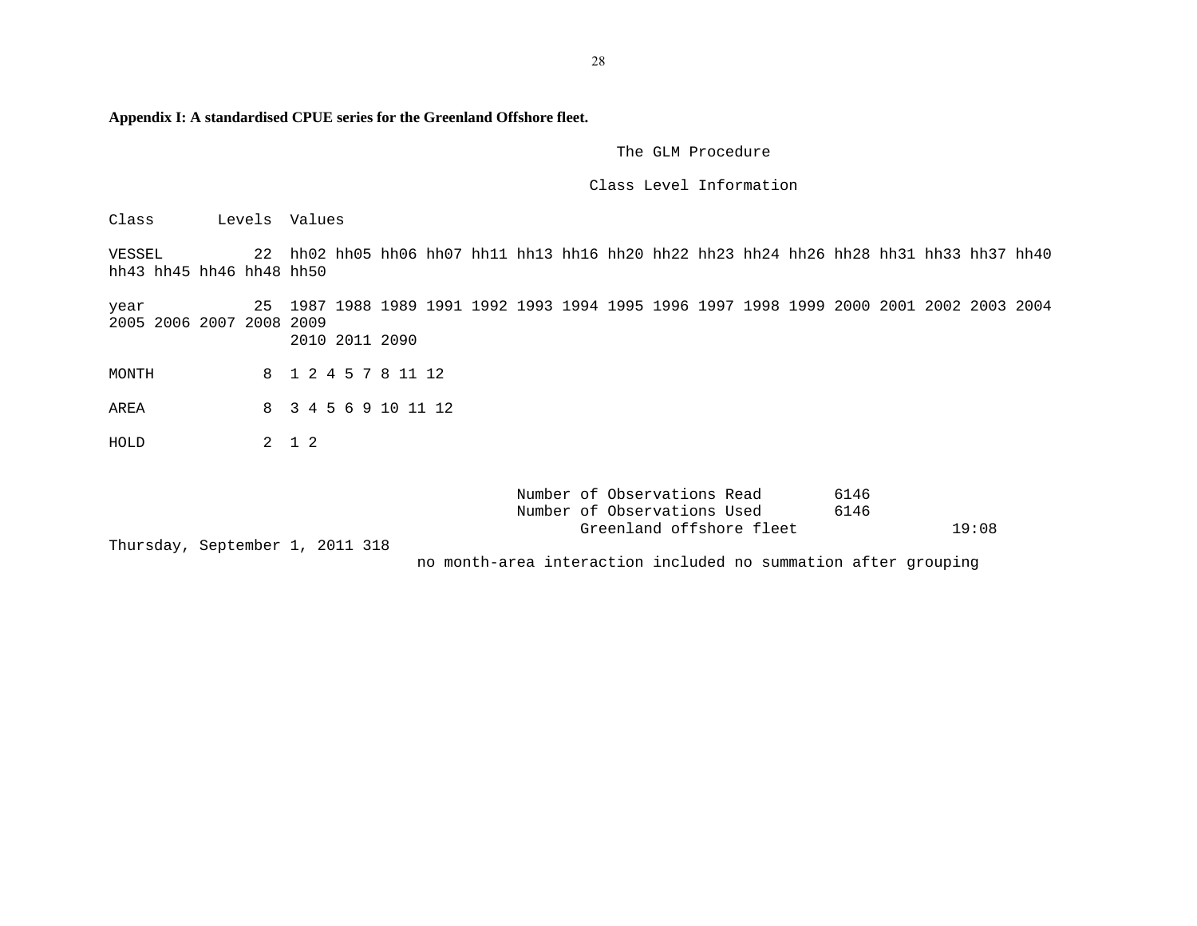**Appendix I: A standardised CPUE series for the Greenland Offshore fleet.**

```
                                                         The GLM Procedure

                                                      Class Level Information

Class       Levels  Values

VESSEL          22  hh02 hh05 hh06 hh07 hh11 hh13 hh16 hh20 hh22 hh23 hh24 hh26 hh28 hh31 hh33 hh37 hh40
hh43 hh45 hh46 hh48 hh50

year            25  1987 1988 1989 1991 1992 1993 1994 1995 1996 1997 1998 1999 2000 2001 2002 2003 2004
2005 2006 2007 2008 2009
                    2010 2011 2090

MONTH            8  1 2 4 5 7 8 11 12

AREA             8  3 4 5 6 9 10 11 12

HOLD             2  1 2


                                             Number of Observations Read        6146
                                             Number of Observations Used        6146
                                                    Greenland offshore fleet                 19:08
Thursday, September 1, 2011 318
                                  no month-area interaction included no summation after grouping
```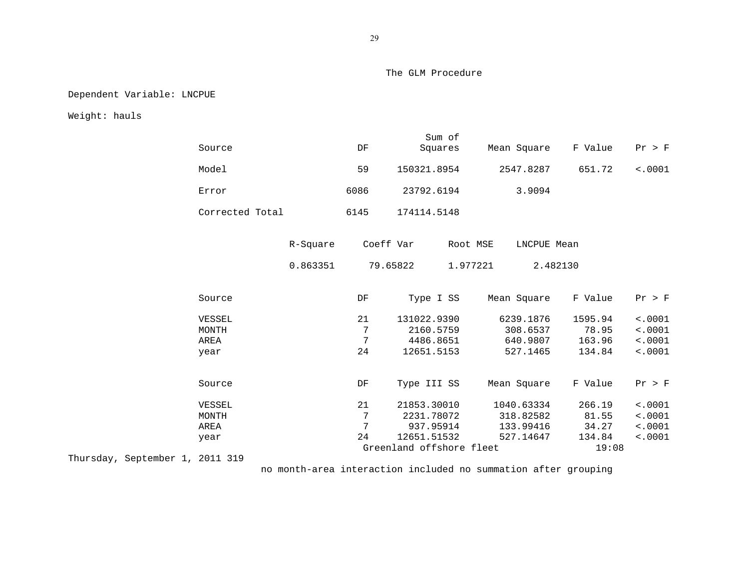The GLM Procedure

Dependent Variable: LNCPUE

Weight: hauls

| Source | DF | Sum of Squares | Mean Square | F Value | Pr > F |
|---|---|---|---|---|---|
| Model | 59 | 150321.8954 | 2547.8287 | 651.72 | <.0001 |
| Error | 6086 | 23792.6194 | 3.9094 | | |
| Corrected Total | 6145 | 174114.5148 | | | |

| R-Square | Coeff Var | Root MSE | LNCPUE Mean |
|---|---|---|---|
| 0.863351 | 79.65822 | 1.977221 | 2.482130 |

| Source | DF | Type I SS | Mean Square | F Value | Pr > F |
|---|---|---|---|---|---|
| VESSEL | 21 | 131022.9390 | 6239.1876 | 1595.94 | <.0001 |
| MONTH | 7 | 2160.5759 | 308.6537 | 78.95 | <.0001 |
| AREA | 7 | 4486.8651 | 640.9807 | 163.96 | <.0001 |
| year | 24 | 12651.5153 | 527.1465 | 134.84 | <.0001 |

| Source | DF | Type III SS | Mean Square | F Value | Pr > F |
|---|---|---|---|---|---|
| VESSEL | 21 | 21853.30010 | 1040.63334 | 266.19 | <.0001 |
| MONTH | 7 | 2231.78072 | 318.82582 | 81.55 | <.0001 |
| AREA | 7 | 937.95914 | 133.99416 | 34.27 | <.0001 |
| year | 24 | 12651.51532 | 527.14647 | 134.84 | <.0001 |

Greenland offshore fleet 19:08

Thursday, September 1, 2011 319

no month-area interaction included no summation after grouping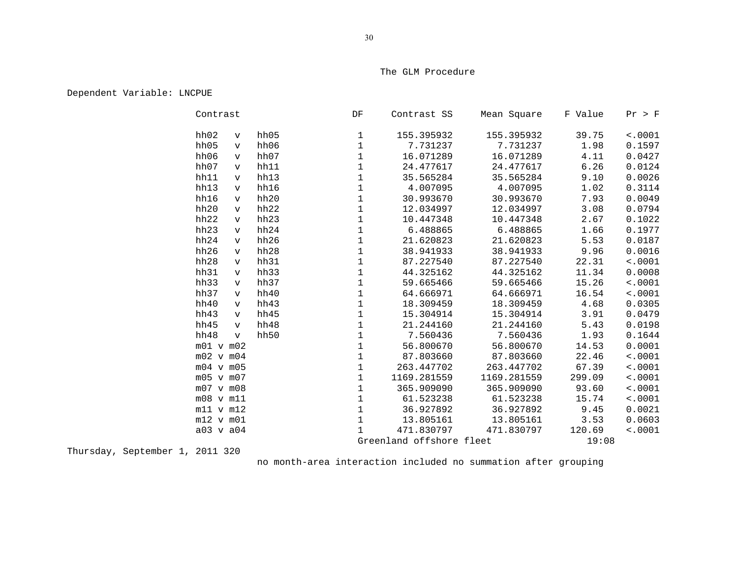The GLM Procedure

Dependent Variable: LNCPUE

| Contrast | DF | Contrast SS | Mean Square | F Value | Pr > F |
|---|---|---|---|---|---|
| hh02 v hh05 | 1 | 155.395932 | 155.395932 | 39.75 | <.0001 |
| hh05 v hh06 | 1 | 7.731237 | 7.731237 | 1.98 | 0.1597 |
| hh06 v hh07 | 1 | 16.071289 | 16.071289 | 4.11 | 0.0427 |
| hh07 v hh11 | 1 | 24.477617 | 24.477617 | 6.26 | 0.0124 |
| hh11 v hh13 | 1 | 35.565284 | 35.565284 | 9.10 | 0.0026 |
| hh13 v hh16 | 1 | 4.007095 | 4.007095 | 1.02 | 0.3114 |
| hh16 v hh20 | 1 | 30.993670 | 30.993670 | 7.93 | 0.0049 |
| hh20 v hh22 | 1 | 12.034997 | 12.034997 | 3.08 | 0.0794 |
| hh22 v hh23 | 1 | 10.447348 | 10.447348 | 2.67 | 0.1022 |
| hh23 v hh24 | 1 | 6.488865 | 6.488865 | 1.66 | 0.1977 |
| hh24 v hh26 | 1 | 21.620823 | 21.620823 | 5.53 | 0.0187 |
| hh26 v hh28 | 1 | 38.941933 | 38.941933 | 9.96 | 0.0016 |
| hh28 v hh31 | 1 | 87.227540 | 87.227540 | 22.31 | <.0001 |
| hh31 v hh33 | 1 | 44.325162 | 44.325162 | 11.34 | 0.0008 |
| hh33 v hh37 | 1 | 59.665466 | 59.665466 | 15.26 | <.0001 |
| hh37 v hh40 | 1 | 64.666971 | 64.666971 | 16.54 | <.0001 |
| hh40 v hh43 | 1 | 18.309459 | 18.309459 | 4.68 | 0.0305 |
| hh43 v hh45 | 1 | 15.304914 | 15.304914 | 3.91 | 0.0479 |
| hh45 v hh48 | 1 | 21.244160 | 21.244160 | 5.43 | 0.0198 |
| hh48 v hh50 | 1 | 7.560436 | 7.560436 | 1.93 | 0.1644 |
| m01 v m02 | 1 | 56.800670 | 56.800670 | 14.53 | 0.0001 |
| m02 v m04 | 1 | 87.803660 | 87.803660 | 22.46 | <.0001 |
| m04 v m05 | 1 | 263.447702 | 263.447702 | 67.39 | <.0001 |
| m05 v m07 | 1 | 1169.281559 | 1169.281559 | 299.09 | <.0001 |
| m07 v m08 | 1 | 365.909090 | 365.909090 | 93.60 | <.0001 |
| m08 v m11 | 1 | 61.523238 | 61.523238 | 15.74 | <.0001 |
| m11 v m12 | 1 | 36.927892 | 36.927892 | 9.45 | 0.0021 |
| m12 v m01 | 1 | 13.805161 | 13.805161 | 3.53 | 0.0603 |
| a03 v a04 | 1 | 471.830797 | 471.830797 | 120.69 | <.0001 |

Greenland offshore fleet 19:08

Thursday, September 1, 2011 320

no month-area interaction included no summation after grouping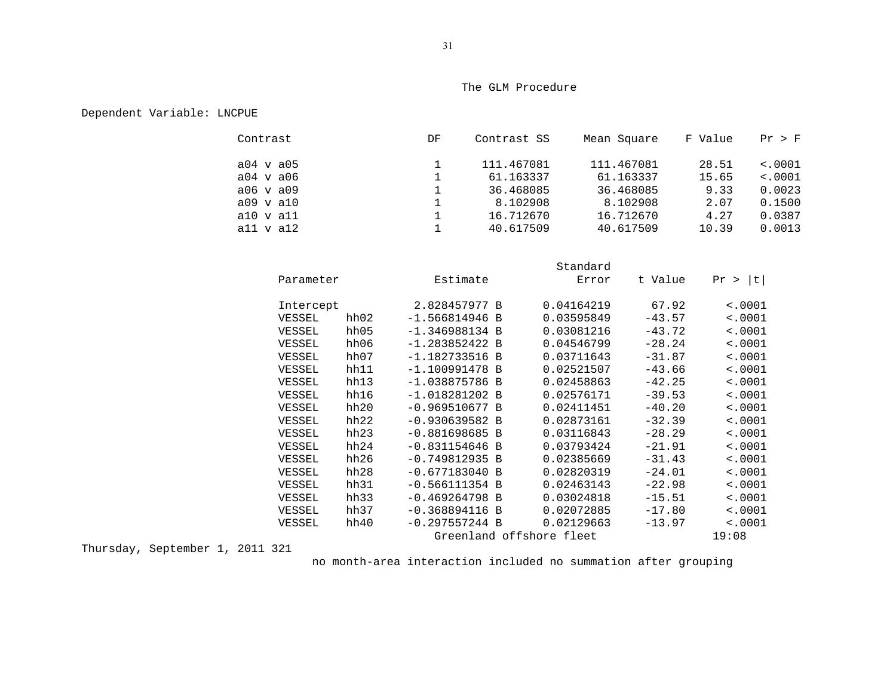The GLM Procedure

Dependent Variable: LNCPUE

| Contrast | DF | Contrast SS | Mean Square | F Value | Pr > F |
|---|---|---|---|---|---|
| a04 v a05 | 1 | 111.467081 | 111.467081 | 28.51 | <.0001 |
| a04 v a06 | 1 | 61.163337 | 61.163337 | 15.65 | <.0001 |
| a06 v a09 | 1 | 36.468085 | 36.468085 | 9.33 | 0.0023 |
| a09 v a10 | 1 | 8.102908 | 8.102908 | 2.07 | 0.1500 |
| a10 v a11 | 1 | 16.712670 | 16.712670 | 4.27 | 0.0387 |
| a11 v a12 | 1 | 40.617509 | 40.617509 | 10.39 | 0.0013 |

| Parameter | | Estimate | | Standard Error | t Value | Pr > \|t\| |
|---|---|---|---|---|---|---|
| Intercept | | 2.828457977 | B | 0.04164219 | 67.92 | <.0001 |
| VESSEL | hh02 | -1.566814946 | B | 0.03595849 | -43.57 | <.0001 |
| VESSEL | hh05 | -1.346988134 | B | 0.03081216 | -43.72 | <.0001 |
| VESSEL | hh06 | -1.283852422 | B | 0.04546799 | -28.24 | <.0001 |
| VESSEL | hh07 | -1.182733516 | B | 0.03711643 | -31.87 | <.0001 |
| VESSEL | hh11 | -1.100991478 | B | 0.02521507 | -43.66 | <.0001 |
| VESSEL | hh13 | -1.038875786 | B | 0.02458863 | -42.25 | <.0001 |
| VESSEL | hh16 | -1.018281202 | B | 0.02576171 | -39.53 | <.0001 |
| VESSEL | hh20 | -0.969510677 | B | 0.02411451 | -40.20 | <.0001 |
| VESSEL | hh22 | -0.930639582 | B | 0.02873161 | -32.39 | <.0001 |
| VESSEL | hh23 | -0.881698685 | B | 0.03116843 | -28.29 | <.0001 |
| VESSEL | hh24 | -0.831154646 | B | 0.03793424 | -21.91 | <.0001 |
| VESSEL | hh26 | -0.749812935 | B | 0.02385669 | -31.43 | <.0001 |
| VESSEL | hh28 | -0.677183040 | B | 0.02820319 | -24.01 | <.0001 |
| VESSEL | hh31 | -0.566111354 | B | 0.02463143 | -22.98 | <.0001 |
| VESSEL | hh33 | -0.469264798 | B | 0.03024818 | -15.51 | <.0001 |
| VESSEL | hh37 | -0.368894116 | B | 0.02072885 | -17.80 | <.0001 |
| VESSEL | hh40 | -0.297557244 | B | 0.02129663 | -13.97 | <.0001 |

Greenland offshore fleet 19:08

Thursday, September 1, 2011 321

no month-area interaction included no summation after grouping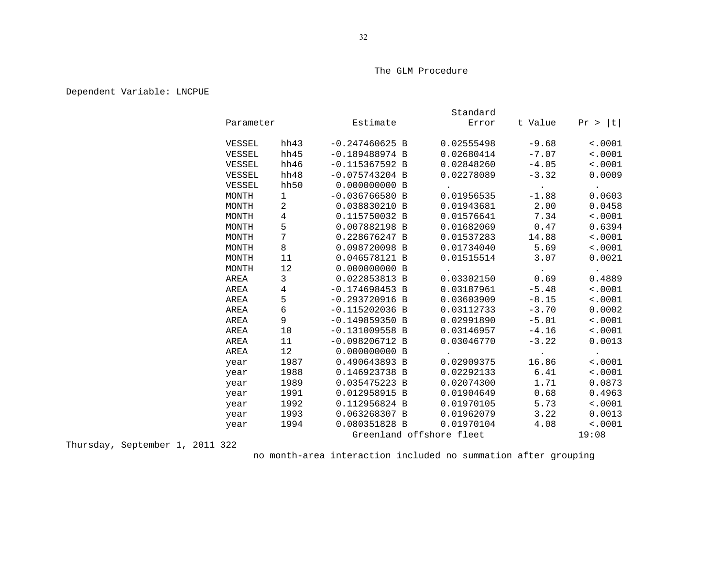The GLM Procedure

Dependent Variable: LNCPUE

| Parameter | | Estimate | | Standard Error | t Value | Pr > \|t\| |
|---|---|---|---|---|---|---|
| VESSEL | hh43 | -0.247460625 | B | 0.02555498 | -9.68 | <.0001 |
| VESSEL | hh45 | -0.189488974 | B | 0.02680414 | -7.07 | <.0001 |
| VESSEL | hh46 | -0.115367592 | B | 0.02848260 | -4.05 | <.0001 |
| VESSEL | hh48 | -0.075743204 | B | 0.02278089 | -3.32 | 0.0009 |
| VESSEL | hh50 | 0.000000000 | B | . | . | . |
| MONTH | 1 | -0.036766580 | B | 0.01956535 | -1.88 | 0.0603 |
| MONTH | 2 | 0.038830210 | B | 0.01943681 | 2.00 | 0.0458 |
| MONTH | 4 | 0.115750032 | B | 0.01576641 | 7.34 | <.0001 |
| MONTH | 5 | 0.007882198 | B | 0.01682069 | 0.47 | 0.6394 |
| MONTH | 7 | 0.228676247 | B | 0.01537283 | 14.88 | <.0001 |
| MONTH | 8 | 0.098720098 | B | 0.01734040 | 5.69 | <.0001 |
| MONTH | 11 | 0.046578121 | B | 0.01515514 | 3.07 | 0.0021 |
| MONTH | 12 | 0.000000000 | B | . | . | . |
| AREA | 3 | 0.022853813 | B | 0.03302150 | 0.69 | 0.4889 |
| AREA | 4 | -0.174698453 | B | 0.03187961 | -5.48 | <.0001 |
| AREA | 5 | -0.293720916 | B | 0.03603909 | -8.15 | <.0001 |
| AREA | 6 | -0.115202036 | B | 0.03112733 | -3.70 | 0.0002 |
| AREA | 9 | -0.149859350 | B | 0.02991890 | -5.01 | <.0001 |
| AREA | 10 | -0.131009558 | B | 0.03146957 | -4.16 | <.0001 |
| AREA | 11 | -0.098206712 | B | 0.03046770 | -3.22 | 0.0013 |
| AREA | 12 | 0.000000000 | B | . | . | . |
| year | 1987 | 0.490643893 | B | 0.02909375 | 16.86 | <.0001 |
| year | 1988 | 0.146923738 | B | 0.02292133 | 6.41 | <.0001 |
| year | 1989 | 0.035475223 | B | 0.02074300 | 1.71 | 0.0873 |
| year | 1991 | 0.012958915 | B | 0.01904649 | 0.68 | 0.4963 |
| year | 1992 | 0.112956824 | B | 0.01970105 | 5.73 | <.0001 |
| year | 1993 | 0.063268307 | B | 0.01962079 | 3.22 | 0.0013 |
| year | 1994 | 0.080351828 | B | 0.01970104 | 4.08 | <.0001 |

Greenland offshore fleet 19:08

Thursday, September 1, 2011 322

no month-area interaction included no summation after grouping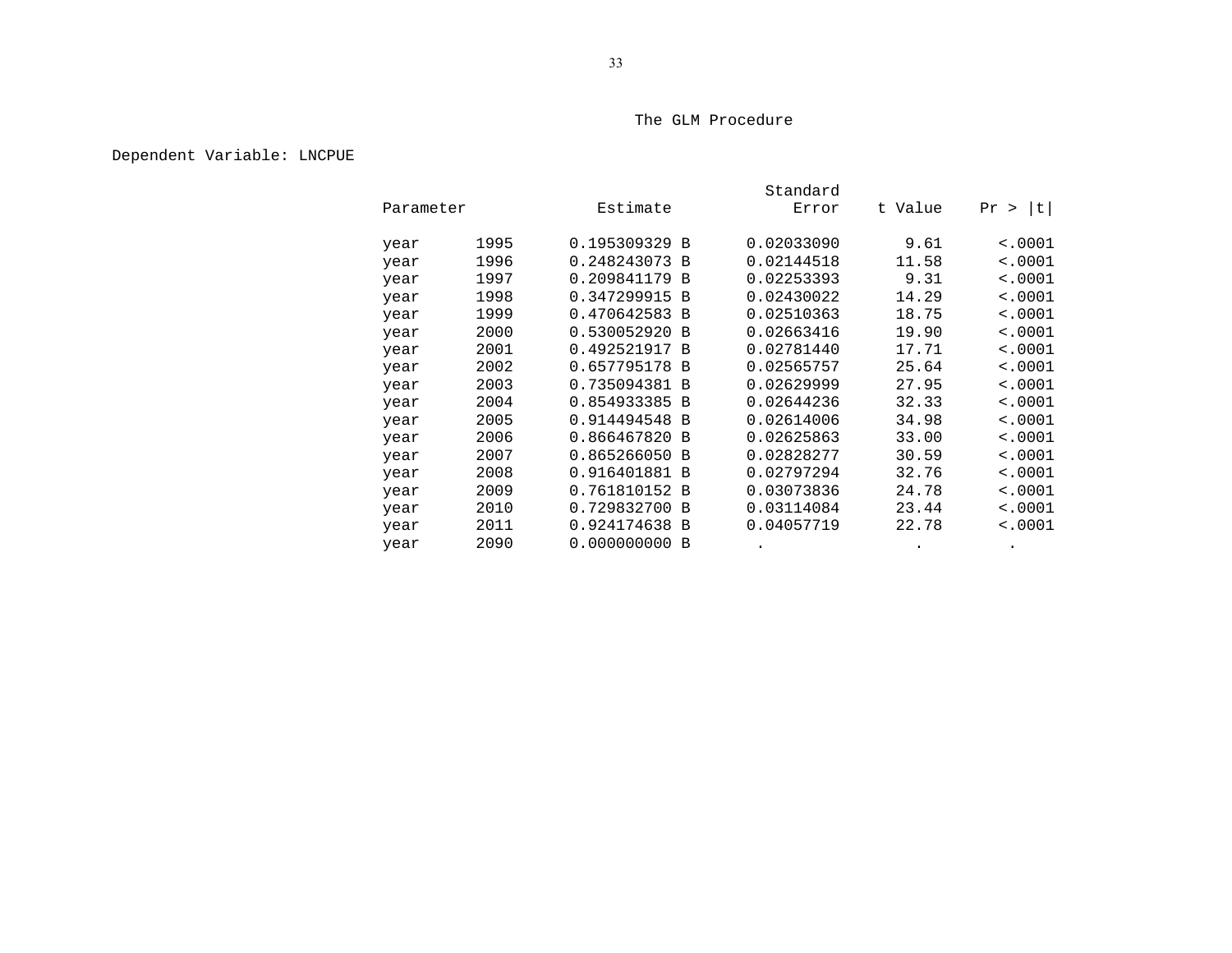The GLM Procedure

Dependent Variable: LNCPUE

| Parameter | | Estimate | Standard Error | t Value | Pr > \|t\| |
|---|---|---|---|---|---|
| year | 1995 | 0.195309329 B | 0.02033090 | 9.61 | <.0001 |
| year | 1996 | 0.248243073 B | 0.02144518 | 11.58 | <.0001 |
| year | 1997 | 0.209841179 B | 0.02253393 | 9.31 | <.0001 |
| year | 1998 | 0.347299915 B | 0.02430022 | 14.29 | <.0001 |
| year | 1999 | 0.470642583 B | 0.02510363 | 18.75 | <.0001 |
| year | 2000 | 0.530052920 B | 0.02663416 | 19.90 | <.0001 |
| year | 2001 | 0.492521917 B | 0.02781440 | 17.71 | <.0001 |
| year | 2002 | 0.657795178 B | 0.02565757 | 25.64 | <.0001 |
| year | 2003 | 0.735094381 B | 0.02629999 | 27.95 | <.0001 |
| year | 2004 | 0.854933385 B | 0.02644236 | 32.33 | <.0001 |
| year | 2005 | 0.914494548 B | 0.02614006 | 34.98 | <.0001 |
| year | 2006 | 0.866467820 B | 0.02625863 | 33.00 | <.0001 |
| year | 2007 | 0.865266050 B | 0.02828277 | 30.59 | <.0001 |
| year | 2008 | 0.916401881 B | 0.02797294 | 32.76 | <.0001 |
| year | 2009 | 0.761810152 B | 0.03073836 | 24.78 | <.0001 |
| year | 2010 | 0.729832700 B | 0.03114084 | 23.44 | <.0001 |
| year | 2011 | 0.924174638 B | 0.04057719 | 22.78 | <.0001 |
| year | 2090 | 0.000000000 B | . | . | . |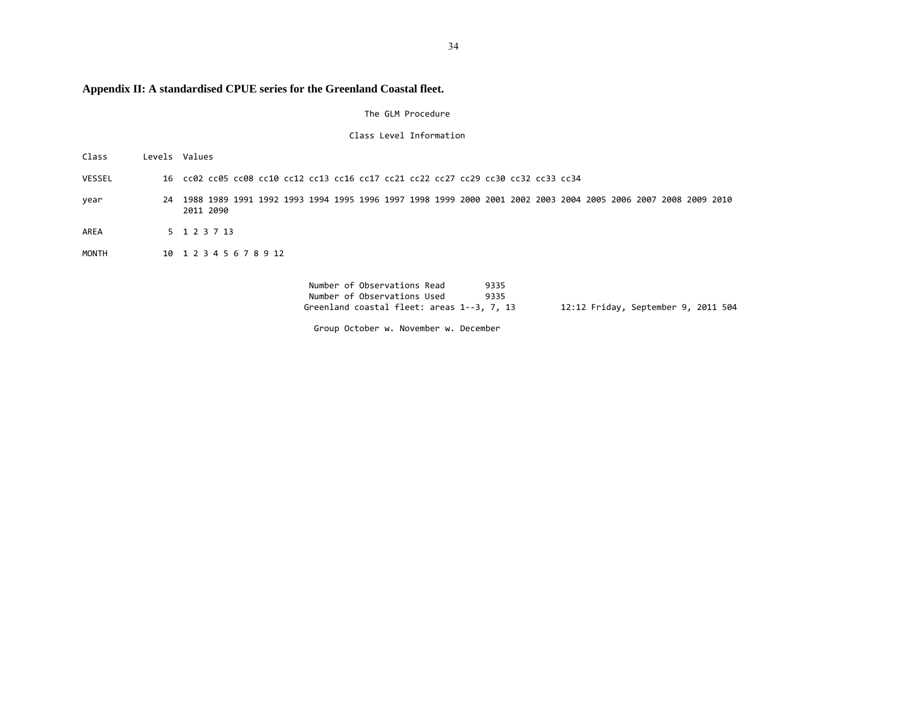## Appendix II: A standardised CPUE series for the Greenland Coastal fleet.

The GLM Procedure

Class Level Information

| Class | Levels | Values |
|---|---|---|
| VESSEL | 16 | cc02 cc05 cc08 cc10 cc12 cc13 cc16 cc17 cc21 cc22 cc27 cc29 cc30 cc32 cc33 cc34 |
| year | 24 | 1988 1989 1991 1992 1993 1994 1995 1996 1997 1998 1999 2000 2001 2002 2003 2004 2005 2006 2007 2008 2009 2010 2011 2090 |
| AREA | 5 | 1 2 3 7 13 |
| MONTH | 10 | 1 2 3 4 5 6 7 8 9 12 |

```
Number of Observations Read        9335
Number of Observations Used        9335
```

Greenland coastal fleet: areas 1--3, 7, 13         12:12 Friday, September 9, 2011 504

Group October w. November w. December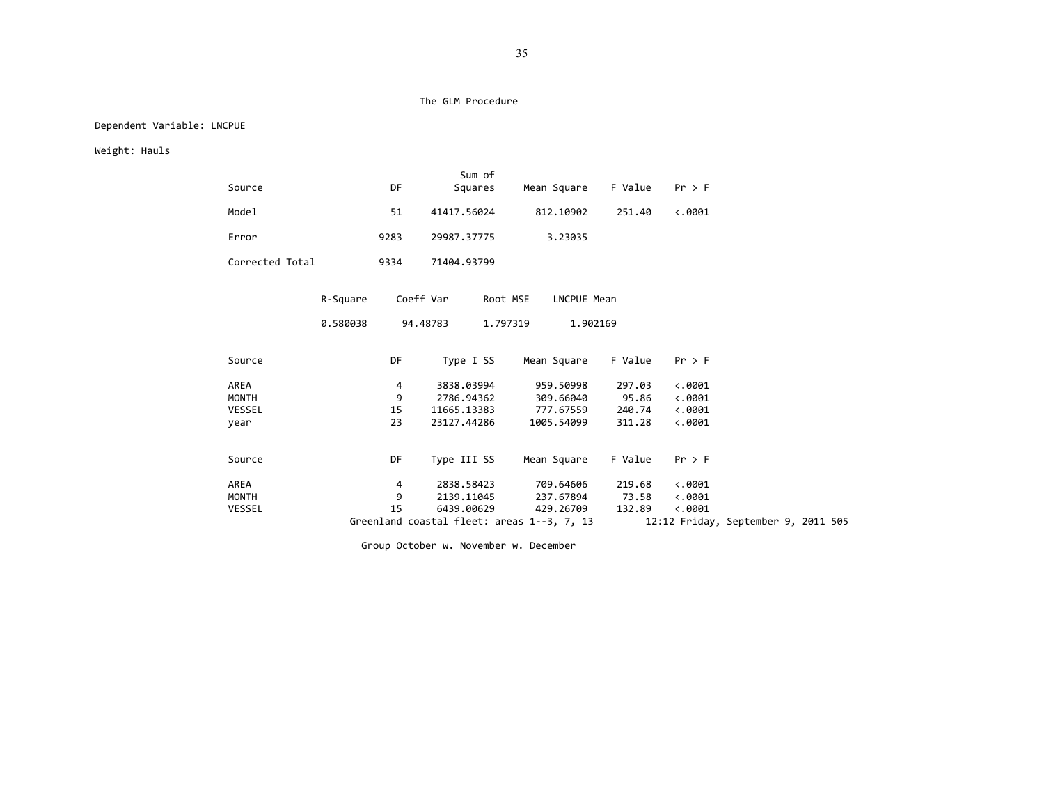The GLM Procedure

Dependent Variable: LNCPUE

Weight: Hauls

| Source | DF | Sum of Squares | Mean Square | F Value | Pr > F |
|---|---|---|---|---|---|
| Model | 51 | 41417.56024 | 812.10902 | 251.40 | <.0001 |
| Error | 9283 | 29987.37775 | 3.23035 | | |
| Corrected Total | 9334 | 71404.93799 | | | |

| R-Square | Coeff Var | Root MSE | LNCPUE Mean |
|---|---|---|---|
| 0.580038 | 94.48783 | 1.797319 | 1.902169 |

| Source | DF | Type I SS | Mean Square | F Value | Pr > F |
|---|---|---|---|---|---|
| AREA | 4 | 3838.03994 | 959.50998 | 297.03 | <.0001 |
| MONTH | 9 | 2786.94362 | 309.66040 | 95.86 | <.0001 |
| VESSEL | 15 | 11665.13383 | 777.67559 | 240.74 | <.0001 |
| year | 23 | 23127.44286 | 1005.54099 | 311.28 | <.0001 |

| Source | DF | Type III SS | Mean Square | F Value | Pr > F |
|---|---|---|---|---|---|
| AREA | 4 | 2838.58423 | 709.64606 | 219.68 | <.0001 |
| MONTH | 9 | 2139.11045 | 237.67894 | 73.58 | <.0001 |
| VESSEL | 15 | 6439.00629 | 429.26709 | 132.89 | <.0001 |

Greenland coastal fleet: areas 1--3, 7, 13 12:12 Friday, September 9, 2011 505

Group October w. November w. December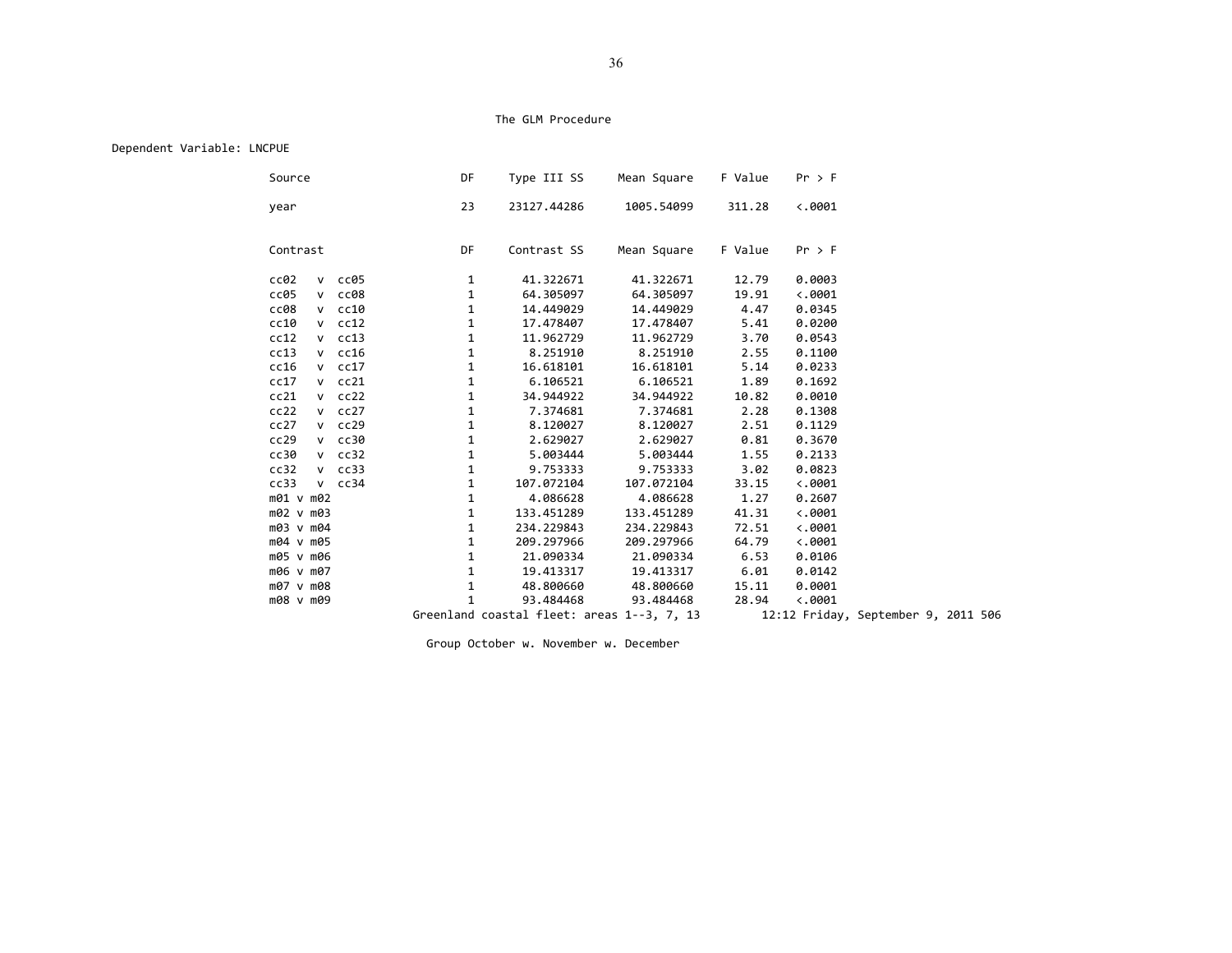The GLM Procedure

Dependent Variable: LNCPUE

| Source | DF | Type III SS | Mean Square | F Value | Pr > F |
|---|---|---|---|---|---|
| year | 23 | 23127.44286 | 1005.54099 | 311.28 | <.0001 |

| Contrast | DF | Contrast SS | Mean Square | F Value | Pr > F |
|---|---|---|---|---|---|
| cc02 v cc05 | 1 | 41.322671 | 41.322671 | 12.79 | 0.0003 |
| cc05 v cc08 | 1 | 64.305097 | 64.305097 | 19.91 | <.0001 |
| cc08 v cc10 | 1 | 14.449029 | 14.449029 | 4.47 | 0.0345 |
| cc10 v cc12 | 1 | 17.478407 | 17.478407 | 5.41 | 0.0200 |
| cc12 v cc13 | 1 | 11.962729 | 11.962729 | 3.70 | 0.0543 |
| cc13 v cc16 | 1 | 8.251910 | 8.251910 | 2.55 | 0.1100 |
| cc16 v cc17 | 1 | 16.618101 | 16.618101 | 5.14 | 0.0233 |
| cc17 v cc21 | 1 | 6.106521 | 6.106521 | 1.89 | 0.1692 |
| cc21 v cc22 | 1 | 34.944922 | 34.944922 | 10.82 | 0.0010 |
| cc22 v cc27 | 1 | 7.374681 | 7.374681 | 2.28 | 0.1308 |
| cc27 v cc29 | 1 | 8.120027 | 8.120027 | 2.51 | 0.1129 |
| cc29 v cc30 | 1 | 2.629027 | 2.629027 | 0.81 | 0.3670 |
| cc30 v cc32 | 1 | 5.003444 | 5.003444 | 1.55 | 0.2133 |
| cc32 v cc33 | 1 | 9.753333 | 9.753333 | 3.02 | 0.0823 |
| cc33 v cc34 | 1 | 107.072104 | 107.072104 | 33.15 | <.0001 |
| m01 v m02 | 1 | 4.086628 | 4.086628 | 1.27 | 0.2607 |
| m02 v m03 | 1 | 133.451289 | 133.451289 | 41.31 | <.0001 |
| m03 v m04 | 1 | 234.229843 | 234.229843 | 72.51 | <.0001 |
| m04 v m05 | 1 | 209.297966 | 209.297966 | 64.79 | <.0001 |
| m05 v m06 | 1 | 21.090334 | 21.090334 | 6.53 | 0.0106 |
| m06 v m07 | 1 | 19.413317 | 19.413317 | 6.01 | 0.0142 |
| m07 v m08 | 1 | 48.800660 | 48.800660 | 15.11 | 0.0001 |
| m08 v m09 | 1 | 93.484468 | 93.484468 | 28.94 | <.0001 |

Greenland coastal fleet: areas 1--3, 7, 13 12:12 Friday, September 9, 2011 506

Group October w. November w. December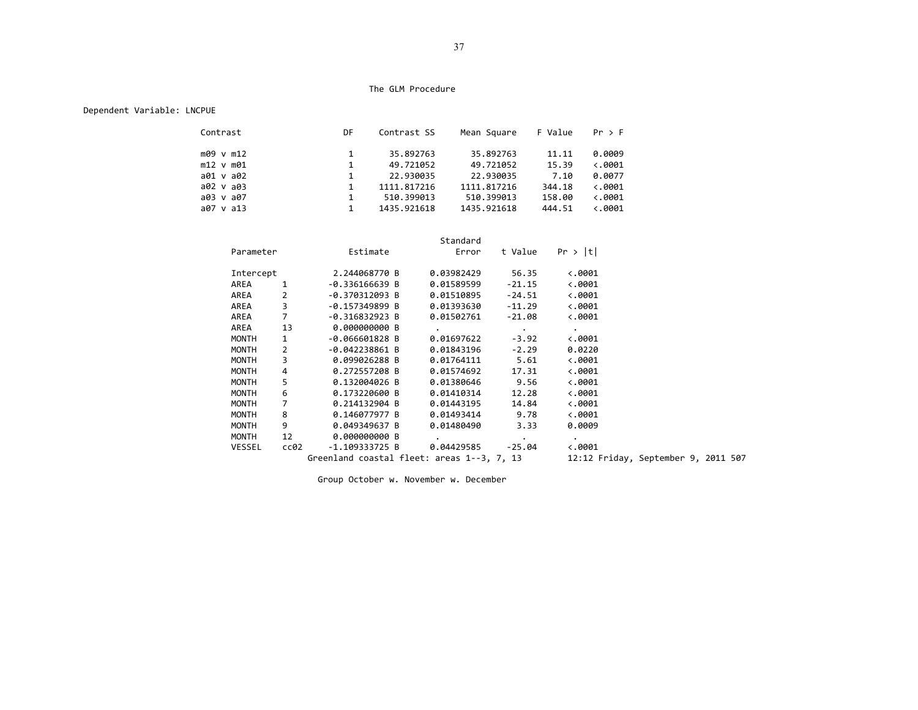The GLM Procedure

Dependent Variable: LNCPUE

| Contrast | DF | Contrast SS | Mean Square | F Value | Pr > F |
|---|---|---|---|---|---|
| m09 v m12 | 1 | 35.892763 | 35.892763 | 11.11 | 0.0009 |
| m12 v m01 | 1 | 49.721052 | 49.721052 | 15.39 | <.0001 |
| a01 v a02 | 1 | 22.930035 | 22.930035 | 7.10 | 0.0077 |
| a02 v a03 | 1 | 1111.817216 | 1111.817216 | 344.18 | <.0001 |
| a03 v a07 | 1 | 510.399013 | 510.399013 | 158.00 | <.0001 |
| a07 v a13 | 1 | 1435.921618 | 1435.921618 | 444.51 | <.0001 |

| Parameter | | Estimate | Standard Error | t Value | Pr > \|t\| |
|---|---|---|---|---|---|
| Intercept | | 2.244068770 B | 0.03982429 | 56.35 | <.0001 |
| AREA | 1 | -0.336166639 B | 0.01589599 | -21.15 | <.0001 |
| AREA | 2 | -0.370312093 B | 0.01510895 | -24.51 | <.0001 |
| AREA | 3 | -0.157349899 B | 0.01393630 | -11.29 | <.0001 |
| AREA | 7 | -0.316832923 B | 0.01502761 | -21.08 | <.0001 |
| AREA | 13 | 0.000000000 B | . | . | . |
| MONTH | 1 | -0.066601828 B | 0.01697622 | -3.92 | <.0001 |
| MONTH | 2 | -0.042238861 B | 0.01843196 | -2.29 | 0.0220 |
| MONTH | 3 | 0.099026288 B | 0.01764111 | 5.61 | <.0001 |
| MONTH | 4 | 0.272557208 B | 0.01574692 | 17.31 | <.0001 |
| MONTH | 5 | 0.132004026 B | 0.01380646 | 9.56 | <.0001 |
| MONTH | 6 | 0.173220600 B | 0.01410314 | 12.28 | <.0001 |
| MONTH | 7 | 0.214132904 B | 0.01443195 | 14.84 | <.0001 |
| MONTH | 8 | 0.146077977 B | 0.01493414 | 9.78 | <.0001 |
| MONTH | 9 | 0.049349637 B | 0.01480490 | 3.33 | 0.0009 |
| MONTH | 12 | 0.000000000 B | . | . | . |
| VESSEL | cc02 | -1.109333725 B | 0.04429585 | -25.04 | <.0001 |

Greenland coastal fleet: areas 1--3, 7, 13 12:12 Friday, September 9, 2011 507

Group October w. November w. December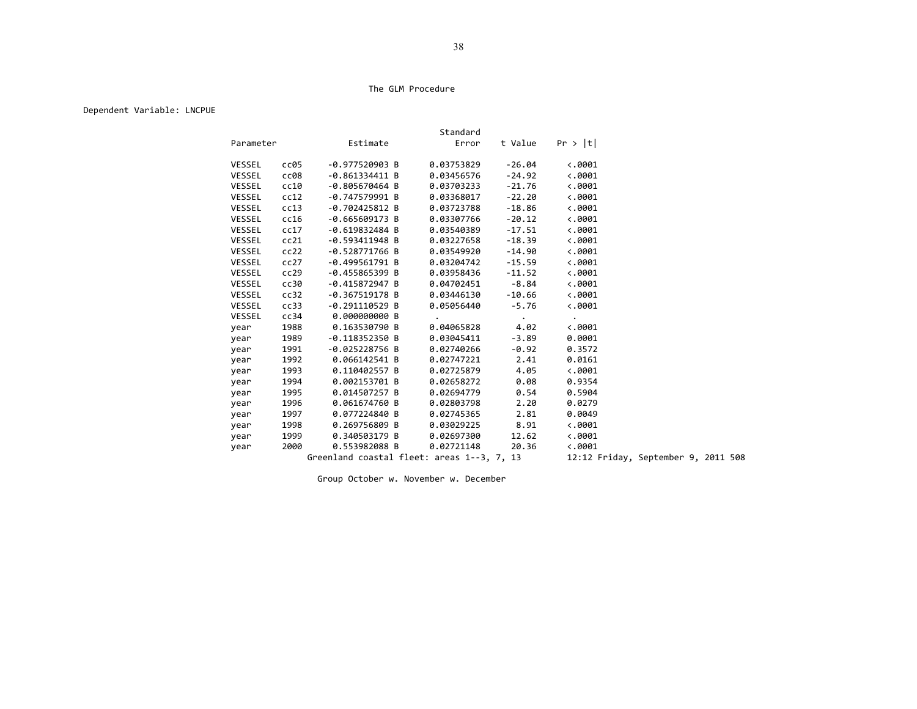The GLM Procedure

Dependent Variable: LNCPUE

| Parameter | | Estimate | Standard Error | t Value | Pr > \|t\| |
|---|---|---|---|---|---|
| VESSEL | cc05 | -0.977520903 B | 0.03753829 | -26.04 | <.0001 |
| VESSEL | cc08 | -0.861334411 B | 0.03456576 | -24.92 | <.0001 |
| VESSEL | cc10 | -0.805670464 B | 0.03703233 | -21.76 | <.0001 |
| VESSEL | cc12 | -0.747579991 B | 0.03368017 | -22.20 | <.0001 |
| VESSEL | cc13 | -0.702425812 B | 0.03723788 | -18.86 | <.0001 |
| VESSEL | cc16 | -0.665609173 B | 0.03307766 | -20.12 | <.0001 |
| VESSEL | cc17 | -0.619832484 B | 0.03540389 | -17.51 | <.0001 |
| VESSEL | cc21 | -0.593411948 B | 0.03227658 | -18.39 | <.0001 |
| VESSEL | cc22 | -0.528771766 B | 0.03549920 | -14.90 | <.0001 |
| VESSEL | cc27 | -0.499561791 B | 0.03204742 | -15.59 | <.0001 |
| VESSEL | cc29 | -0.455865399 B | 0.03958436 | -11.52 | <.0001 |
| VESSEL | cc30 | -0.415872947 B | 0.04702451 | -8.84 | <.0001 |
| VESSEL | cc32 | -0.367519178 B | 0.03446130 | -10.66 | <.0001 |
| VESSEL | cc33 | -0.291110529 B | 0.05056440 | -5.76 | <.0001 |
| VESSEL | cc34 | 0.000000000 B | . | . | . |
| year | 1988 | 0.163530790 B | 0.04065828 | 4.02 | <.0001 |
| year | 1989 | -0.118352350 B | 0.03045411 | -3.89 | 0.0001 |
| year | 1991 | -0.025228756 B | 0.02740266 | -0.92 | 0.3572 |
| year | 1992 | 0.066142541 B | 0.02747221 | 2.41 | 0.0161 |
| year | 1993 | 0.110402557 B | 0.02725879 | 4.05 | <.0001 |
| year | 1994 | 0.002153701 B | 0.02658272 | 0.08 | 0.9354 |
| year | 1995 | 0.014507257 B | 0.02694779 | 0.54 | 0.5904 |
| year | 1996 | 0.061674760 B | 0.02803798 | 2.20 | 0.0279 |
| year | 1997 | 0.077224840 B | 0.02745365 | 2.81 | 0.0049 |
| year | 1998 | 0.269756809 B | 0.03029225 | 8.91 | <.0001 |
| year | 1999 | 0.340503179 B | 0.02697300 | 12.62 | <.0001 |
| year | 2000 | 0.553982088 B | 0.02721148 | 20.36 | <.0001 |

Greenland coastal fleet: areas 1--3, 7, 13 12:12 Friday, September 9, 2011 508

Group October w. November w. December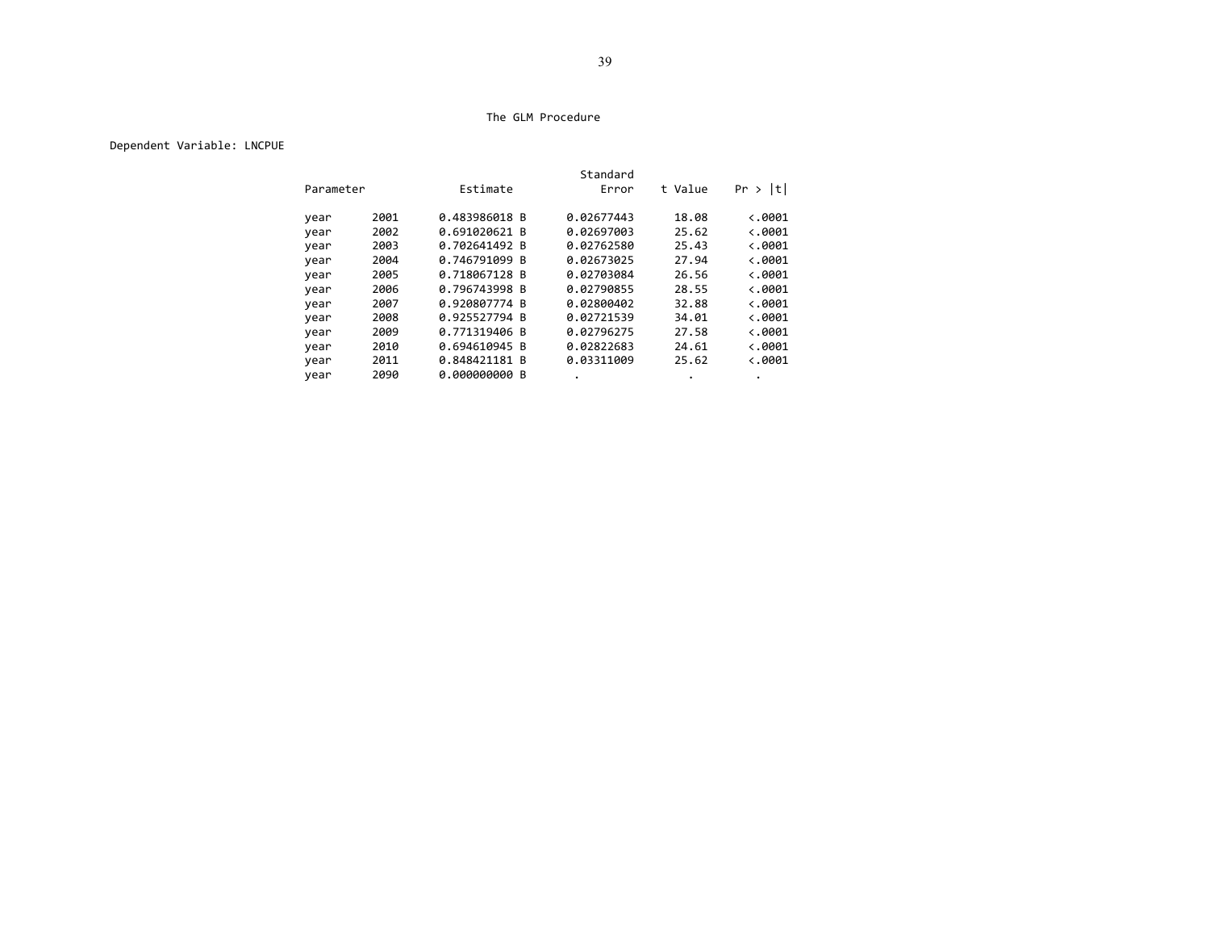The GLM Procedure

Dependent Variable: LNCPUE

| Parameter | | Estimate | Standard Error | t Value | Pr > \|t\| |
|---|---|---|---|---|---|
| year | 2001 | 0.483986018 B | 0.02677443 | 18.08 | <.0001 |
| year | 2002 | 0.691020621 B | 0.02697003 | 25.62 | <.0001 |
| year | 2003 | 0.702641492 B | 0.02762580 | 25.43 | <.0001 |
| year | 2004 | 0.746791099 B | 0.02673025 | 27.94 | <.0001 |
| year | 2005 | 0.718067128 B | 0.02703084 | 26.56 | <.0001 |
| year | 2006 | 0.796743998 B | 0.02790855 | 28.55 | <.0001 |
| year | 2007 | 0.920807774 B | 0.02800402 | 32.88 | <.0001 |
| year | 2008 | 0.925527794 B | 0.02721539 | 34.01 | <.0001 |
| year | 2009 | 0.771319406 B | 0.02796275 | 27.58 | <.0001 |
| year | 2010 | 0.694610945 B | 0.02822683 | 24.61 | <.0001 |
| year | 2011 | 0.848421181 B | 0.03311009 | 25.62 | <.0001 |
| year | 2090 | 0.000000000 B | . | . | . |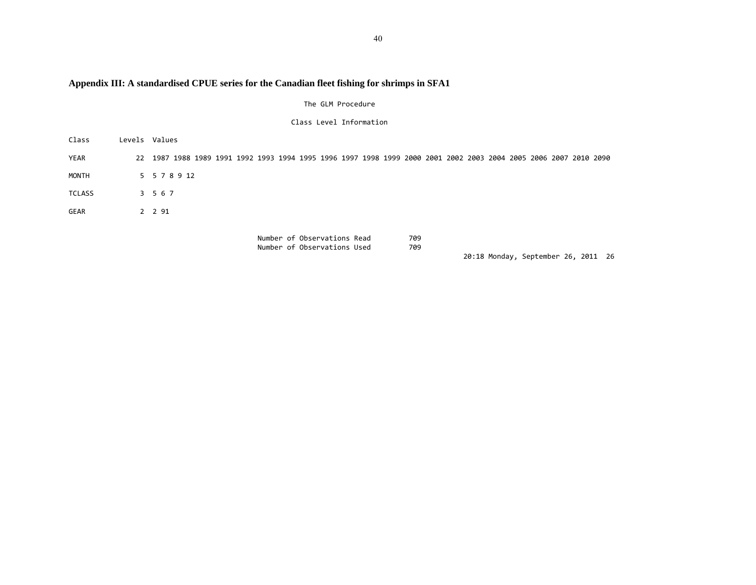## Appendix III: A standardised CPUE series for the Canadian fleet fishing for shrimps in SFA1

```
                                               The GLM Procedure

                                            Class Level Information

Class       Levels  Values

YEAR            22  1987 1988 1989 1991 1992 1993 1994 1995 1996 1997 1998 1999 2000 2001 2002 2003 2004 2005 2006 2007 2010 2090

MONTH            5  5 7 8 9 12

TCLASS           3  5 6 7

GEAR             2  2 91


                                   Number of Observations Read         709
                                   Number of Observations Used         709
                                                                                  20:18 Monday, September 26, 2011  26
```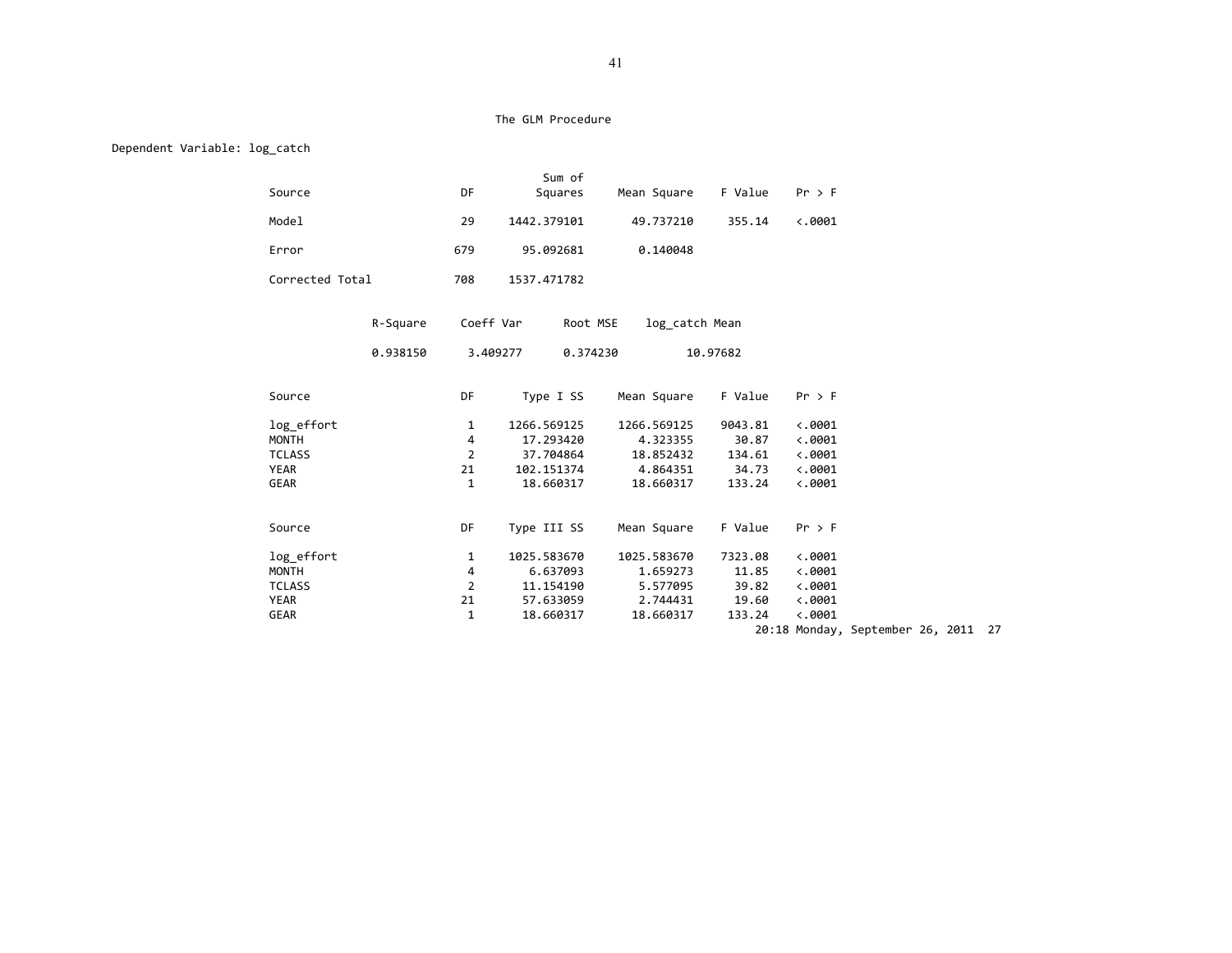The GLM Procedure

Dependent Variable: log_catch

| Source | DF | Sum of Squares | Mean Square | F Value | Pr > F |
|---|---|---|---|---|---|
| Model | 29 | 1442.379101 | 49.737210 | 355.14 | <.0001 |
| Error | 679 | 95.092681 | 0.140048 | | |
| Corrected Total | 708 | 1537.471782 | | | |

| R-Square | Coeff Var | Root MSE | log_catch Mean |
|---|---|---|---|
| 0.938150 | 3.409277 | 0.374230 | 10.97682 |

| Source | DF | Type I SS | Mean Square | F Value | Pr > F |
|---|---|---|---|---|---|
| log_effort | 1 | 1266.569125 | 1266.569125 | 9043.81 | <.0001 |
| MONTH | 4 | 17.293420 | 4.323355 | 30.87 | <.0001 |
| TCLASS | 2 | 37.704864 | 18.852432 | 134.61 | <.0001 |
| YEAR | 21 | 102.151374 | 4.864351 | 34.73 | <.0001 |
| GEAR | 1 | 18.660317 | 18.660317 | 133.24 | <.0001 |

| Source | DF | Type III SS | Mean Square | F Value | Pr > F |
|---|---|---|---|---|---|
| log_effort | 1 | 1025.583670 | 1025.583670 | 7323.08 | <.0001 |
| MONTH | 4 | 6.637093 | 1.659273 | 11.85 | <.0001 |
| TCLASS | 2 | 11.154190 | 5.577095 | 39.82 | <.0001 |
| YEAR | 21 | 57.633059 | 2.744431 | 19.60 | <.0001 |
| GEAR | 1 | 18.660317 | 18.660317 | 133.24 | <.0001 |

20:18 Monday, September 26, 2011 27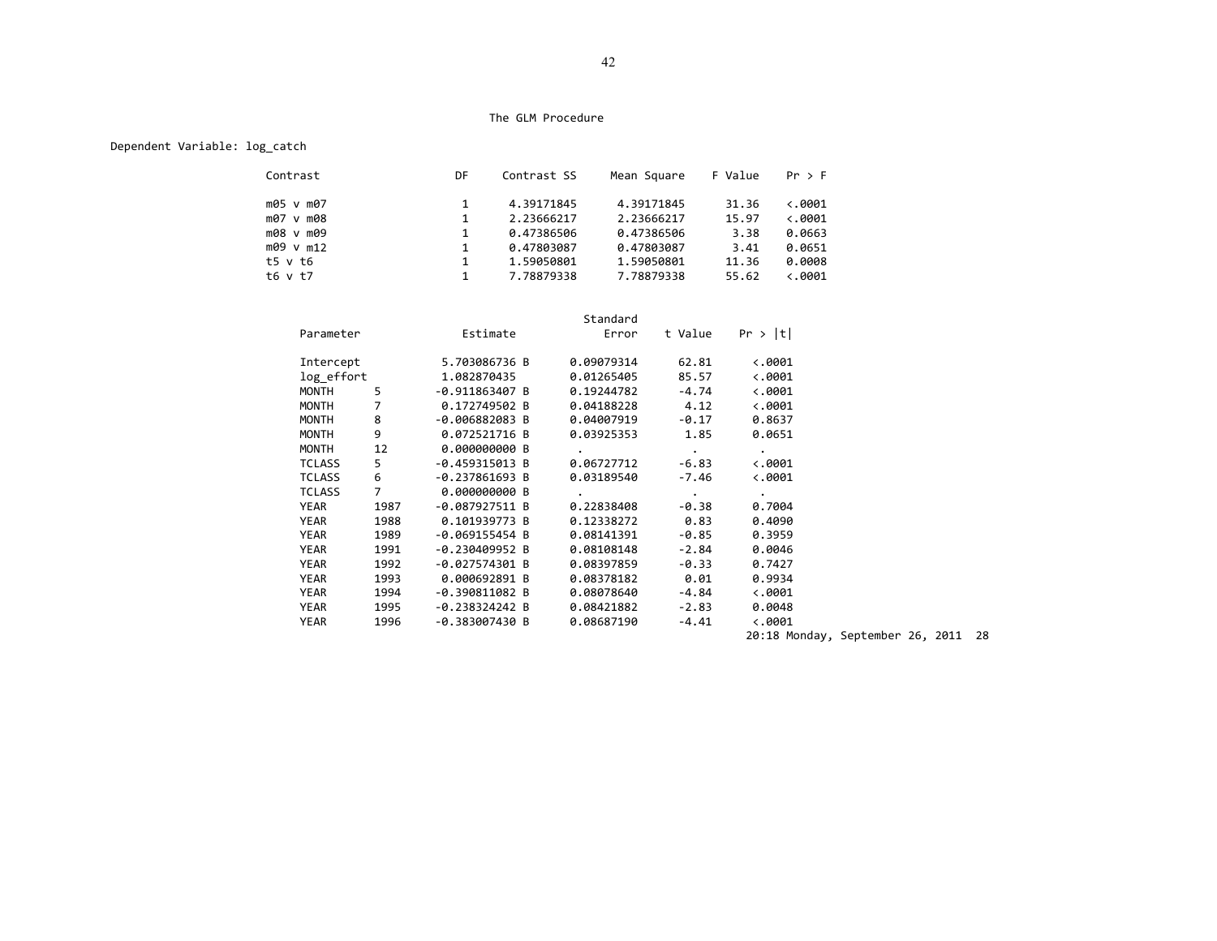The GLM Procedure

Dependent Variable: log_catch

| Contrast | DF | Contrast SS | Mean Square | F Value | Pr > F |
|---|---|---|---|---|---|
| m05 v m07 | 1 | 4.39171845 | 4.39171845 | 31.36 | <.0001 |
| m07 v m08 | 1 | 2.23666217 | 2.23666217 | 15.97 | <.0001 |
| m08 v m09 | 1 | 0.47386506 | 0.47386506 | 3.38 | 0.0663 |
| m09 v m12 | 1 | 0.47803087 | 0.47803087 | 3.41 | 0.0651 |
| t5 v t6 | 1 | 1.59050801 | 1.59050801 | 11.36 | 0.0008 |
| t6 v t7 | 1 | 7.78879338 | 7.78879338 | 55.62 | <.0001 |

| Parameter | | Estimate | | Standard Error | t Value | Pr > \|t\| |
|---|---|---|---|---|---|---|
| Intercept | | 5.703086736 | B | 0.09079314 | 62.81 | <.0001 |
| log_effort | | 1.082870435 | | 0.01265405 | 85.57 | <.0001 |
| MONTH | 5 | -0.911863407 | B | 0.19244782 | -4.74 | <.0001 |
| MONTH | 7 | 0.172749502 | B | 0.04188228 | 4.12 | <.0001 |
| MONTH | 8 | -0.006882083 | B | 0.04007919 | -0.17 | 0.8637 |
| MONTH | 9 | 0.072521716 | B | 0.03925353 | 1.85 | 0.0651 |
| MONTH | 12 | 0.000000000 | B | . | . | . |
| TCLASS | 5 | -0.459315013 | B | 0.06727712 | -6.83 | <.0001 |
| TCLASS | 6 | -0.237861693 | B | 0.03189540 | -7.46 | <.0001 |
| TCLASS | 7 | 0.000000000 | B | . | . | . |
| YEAR | 1987 | -0.087927511 | B | 0.22838408 | -0.38 | 0.7004 |
| YEAR | 1988 | 0.101939773 | B | 0.12338272 | 0.83 | 0.4090 |
| YEAR | 1989 | -0.069155454 | B | 0.08141391 | -0.85 | 0.3959 |
| YEAR | 1991 | -0.230409952 | B | 0.08108148 | -2.84 | 0.0046 |
| YEAR | 1992 | -0.027574301 | B | 0.08397859 | -0.33 | 0.7427 |
| YEAR | 1993 | 0.000692891 | B | 0.08378182 | 0.01 | 0.9934 |
| YEAR | 1994 | -0.390811082 | B | 0.08078640 | -4.84 | <.0001 |
| YEAR | 1995 | -0.238324242 | B | 0.08421882 | -2.83 | 0.0048 |
| YEAR | 1996 | -0.383007430 | B | 0.08687190 | -4.41 | <.0001 |

20:18 Monday, September 26, 2011 28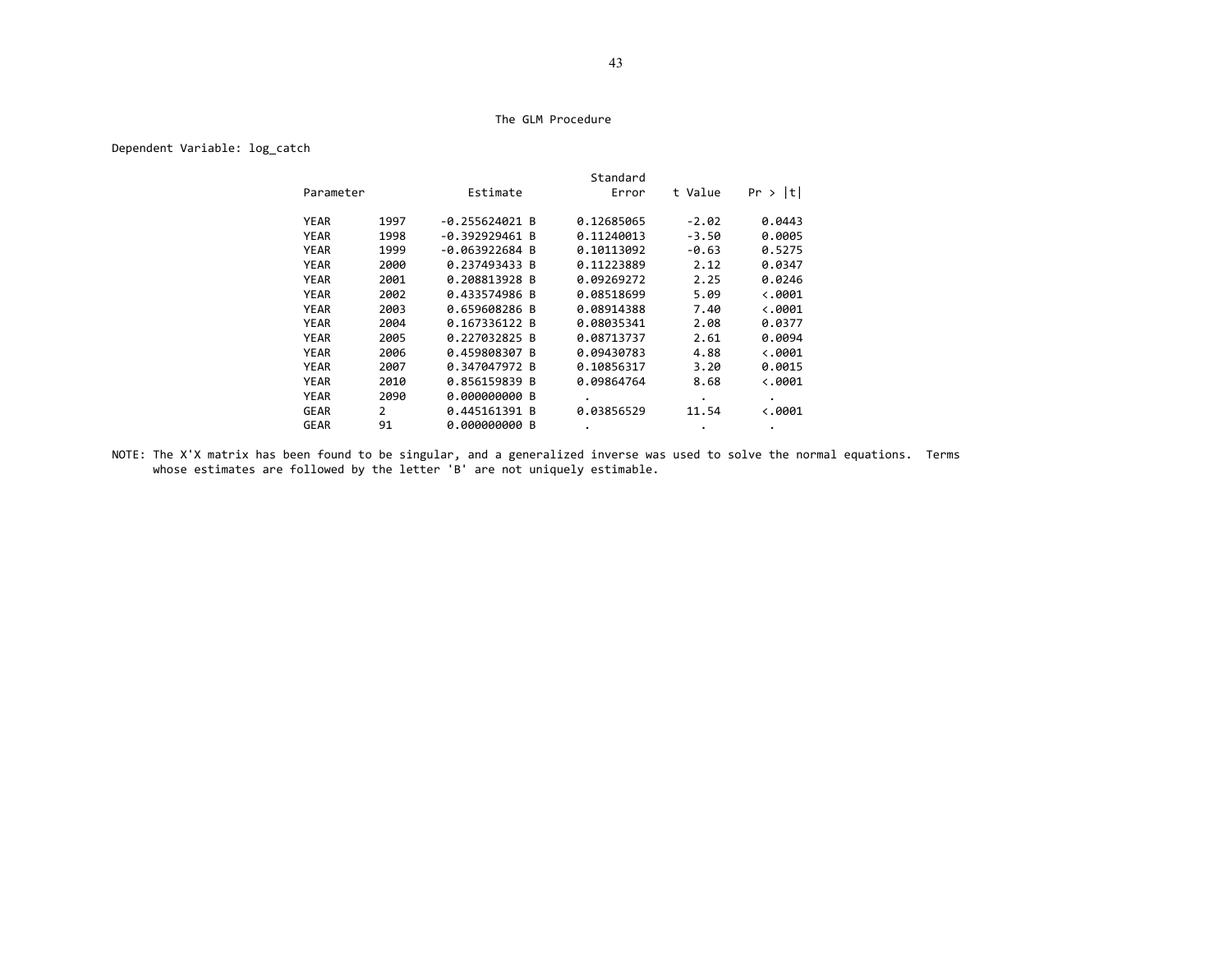The GLM Procedure

Dependent Variable: log_catch

| Parameter | | Estimate | Standard Error | t Value | Pr > \|t\| |
|---|---|---|---|---|---|
| YEAR | 1997 | -0.255624021 B | 0.12685065 | -2.02 | 0.0443 |
| YEAR | 1998 | -0.392929461 B | 0.11240013 | -3.50 | 0.0005 |
| YEAR | 1999 | -0.063922684 B | 0.10113092 | -0.63 | 0.5275 |
| YEAR | 2000 | 0.237493433 B | 0.11223889 | 2.12 | 0.0347 |
| YEAR | 2001 | 0.208813928 B | 0.09269272 | 2.25 | 0.0246 |
| YEAR | 2002 | 0.433574986 B | 0.08518699 | 5.09 | <.0001 |
| YEAR | 2003 | 0.659608286 B | 0.08914388 | 7.40 | <.0001 |
| YEAR | 2004 | 0.167336122 B | 0.08035341 | 2.08 | 0.0377 |
| YEAR | 2005 | 0.227032825 B | 0.08713737 | 2.61 | 0.0094 |
| YEAR | 2006 | 0.459808307 B | 0.09430783 | 4.88 | <.0001 |
| YEAR | 2007 | 0.347047972 B | 0.10856317 | 3.20 | 0.0015 |
| YEAR | 2010 | 0.856159839 B | 0.09864764 | 8.68 | <.0001 |
| YEAR | 2090 | 0.000000000 B | . | . | . |
| GEAR | 2 | 0.445161391 B | 0.03856529 | 11.54 | <.0001 |
| GEAR | 91 | 0.000000000 B | . | . | . |

NOTE: The X'X matrix has been found to be singular, and a generalized inverse was used to solve the normal equations. Terms whose estimates are followed by the letter 'B' are not uniquely estimable.